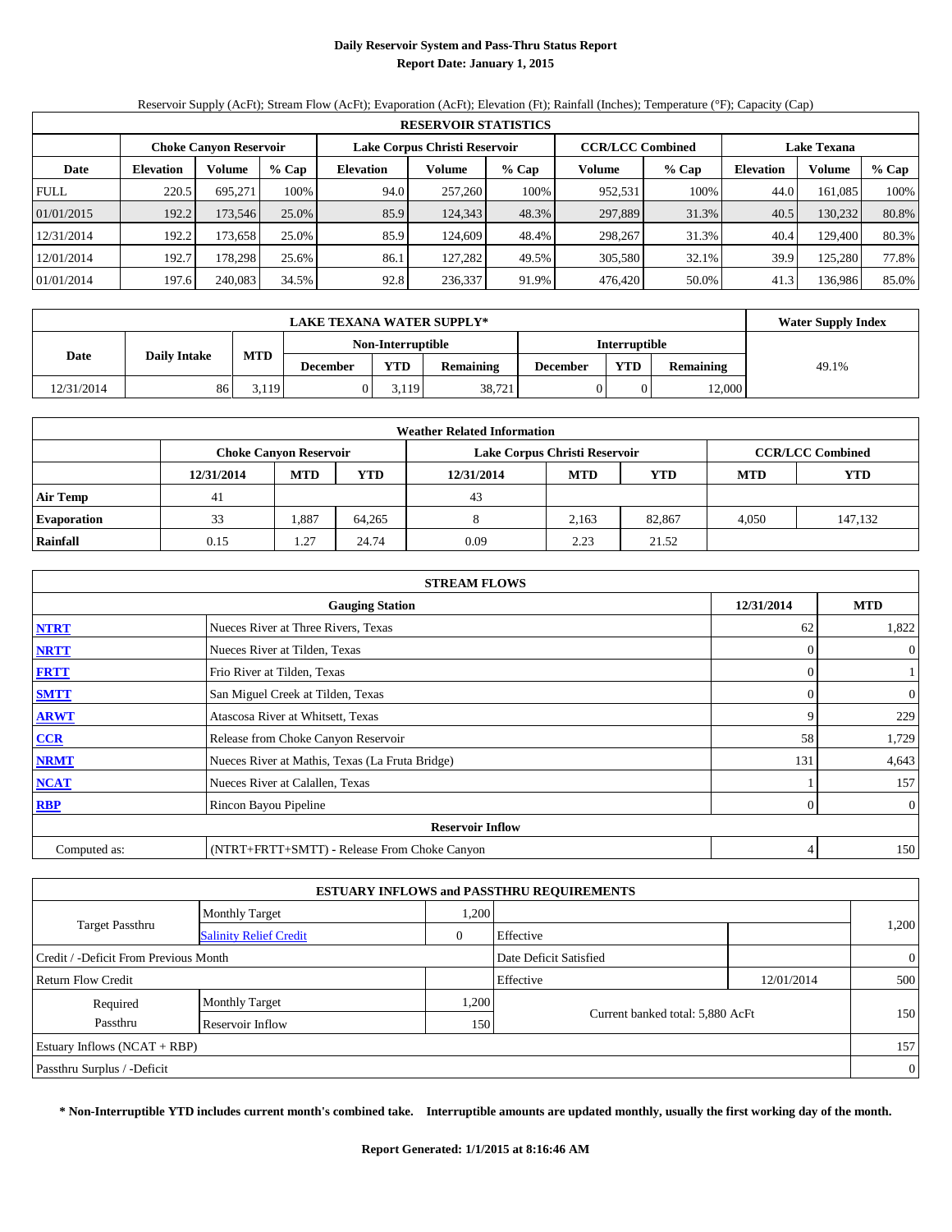# Daily Reservoir System and Pass-Thru Status Report

**Report Date: January 1, 2015**

Reservoir Supply (AcFt); Stream Flow (AcFt); Evaporation (AcFt); Elevation (Ft); Rainfall (Inches); Temperature (°F); Capacity (Cap)

| RESERVOIR STATISTICS | | | | | | | | | | | |
|---|---|---|---|---|---|---|---|---|---|---|---|
| | Choke Canyon Reservoir | | | Lake Corpus Christi Reservoir | | | CCR/LCC Combined | | Lake Texana | | |
| Date | Elevation | Volume | % Cap | Elevation | Volume | % Cap | Volume | % Cap | Elevation | Volume | % Cap |
| FULL | 220.5 | 695,271 | 100% | 94.0 | 257,260 | 100% | 952,531 | 100% | 44.0 | 161,085 | 100% |
| 01/01/2015 | 192.2 | 173,546 | 25.0% | 85.9 | 124,343 | 48.3% | 297,889 | 31.3% | 40.5 | 130,232 | 80.8% |
| 12/31/2014 | 192.2 | 173,658 | 25.0% | 85.9 | 124,609 | 48.4% | 298,267 | 31.3% | 40.4 | 129,400 | 80.3% |
| 12/01/2014 | 192.7 | 178,298 | 25.6% | 86.1 | 127,282 | 49.5% | 305,580 | 32.1% | 39.9 | 125,280 | 77.8% |
| 01/01/2014 | 197.6 | 240,083 | 34.5% | 92.8 | 236,337 | 91.9% | 476,420 | 50.0% | 41.3 | 136,986 | 85.0% |

| LAKE TEXANA WATER SUPPLY* | | | | | | | | | Water Supply Index |
|---|---|---|---|---|---|---|---|---|---|
| Date | Daily Intake | MTD | Non-Interruptible | | | Interruptible | | | |
| | | | December | YTD | Remaining | December | YTD | Remaining | |
| 12/31/2014 | 86 | 3,119 | 0 | 3,119 | 38,721 | 0 | 0 | 12,000 | 49.1% |

| Weather Related Information | | | | | | | | |
|---|---|---|---|---|---|---|---|---|
| | Choke Canyon Reservoir | | | Lake Corpus Christi Reservoir | | | CCR/LCC Combined | |
| | 12/31/2014 | MTD | YTD | 12/31/2014 | MTD | YTD | MTD | YTD |
| Air Temp | 41 | | | 43 | | | | |
| Evaporation | 33 | 1,887 | 64,265 | 8 | 2,163 | 82,867 | 4,050 | 147,132 |
| Rainfall | 0.15 | 1.27 | 24.74 | 0.09 | 2.23 | 21.52 | | |

| STREAM FLOWS | | | |
|---|---|---|---|
| | Gauging Station | 12/31/2014 | MTD |
| NTRT | Nueces River at Three Rivers, Texas | 62 | 1,822 |
| NRTT | Nueces River at Tilden, Texas | 0 | 0 |
| FRTT | Frio River at Tilden, Texas | 0 | 1 |
| SMTT | San Miguel Creek at Tilden, Texas | 0 | 0 |
| ARWT | Atascosa River at Whitsett, Texas | 9 | 229 |
| CCR | Release from Choke Canyon Reservoir | 58 | 1,729 |
| NRMT | Nueces River at Mathis, Texas (La Fruta Bridge) | 131 | 4,643 |
| NCAT | Nueces River at Calallen, Texas | 1 | 157 |
| RBP | Rincon Bayou Pipeline | 0 | 0 |
| | Reservoir Inflow | | |
| Computed as: | (NTRT+FRTT+SMTT) - Release From Choke Canyon | 4 | 150 |

| ESTUARY INFLOWS and PASSTHRU REQUIREMENTS | | | | | |
|---|---|---|---|---|---|
| Target Passthru | Monthly Target | 1,200 | | | 1,200 |
| | Salinity Relief Credit | 0 | Effective | | |
| Credit / -Deficit From Previous Month | | | Date Deficit Satisfied | | 0 |
| Return Flow Credit | | | Effective | 12/01/2014 | 500 |
| Required Passthru | Monthly Target | 1,200 | Current banked total: 5,880 AcFt | | 150 |
| | Reservoir Inflow | 150 | | | |
| Estuary Inflows (NCAT + RBP) | | | | | 157 |
| Passthru Surplus / -Deficit | | | | | 0 |

**\* Non-Interruptible YTD includes current month's combined take. Interruptible amounts are updated monthly, usually the first working day of the month.**

**Report Generated: 1/1/2015 at 8:16:46 AM**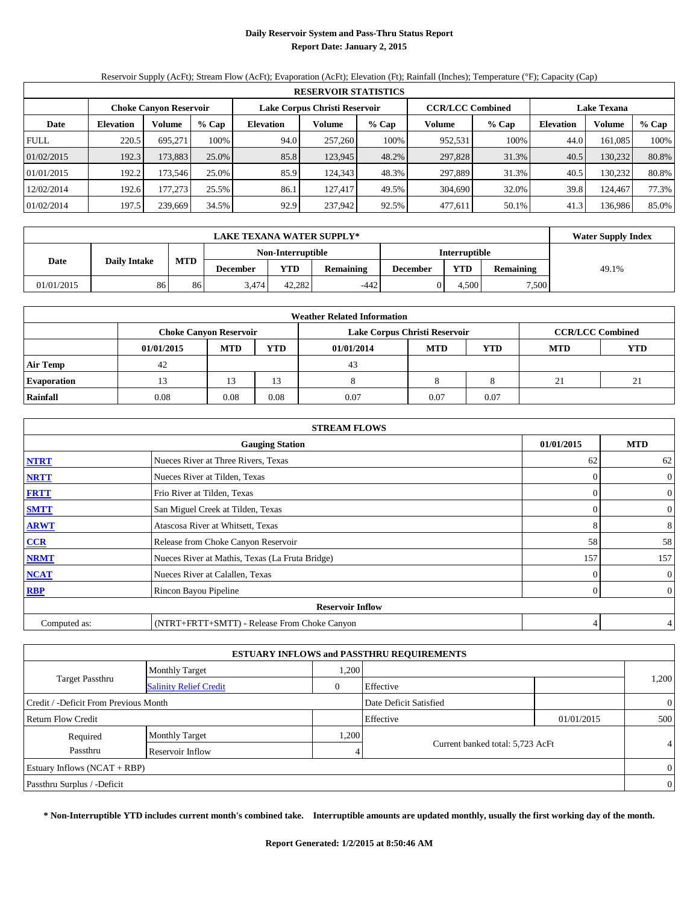# Daily Reservoir System and Pass-Thru Status Report
## Report Date: January 2, 2015

Reservoir Supply (AcFt); Stream Flow (AcFt); Evaporation (AcFt); Elevation (Ft); Rainfall (Inches); Temperature (°F); Capacity (Cap)

| RESERVOIR STATISTICS | | | | | | | | | | | |
|---|---|---|---|---|---|---|---|---|---|---|---|
| | Choke Canyon Reservoir | | | Lake Corpus Christi Reservoir | | | CCR/LCC Combined | | Lake Texana | | |
| Date | Elevation | Volume | % Cap | Elevation | Volume | % Cap | Volume | % Cap | Elevation | Volume | % Cap |
| FULL | 220.5 | 695,271 | 100% | 94.0 | 257,260 | 100% | 952,531 | 100% | 44.0 | 161,085 | 100% |
| 01/02/2015 | 192.3 | 173,883 | 25.0% | 85.8 | 123,945 | 48.2% | 297,828 | 31.3% | 40.5 | 130,232 | 80.8% |
| 01/01/2015 | 192.2 | 173,546 | 25.0% | 85.9 | 124,343 | 48.3% | 297,889 | 31.3% | 40.5 | 130,232 | 80.8% |
| 12/02/2014 | 192.6 | 177,273 | 25.5% | 86.1 | 127,417 | 49.5% | 304,690 | 32.0% | 39.8 | 124,467 | 77.3% |
| 01/02/2014 | 197.5 | 239,669 | 34.5% | 92.9 | 237,942 | 92.5% | 477,611 | 50.1% | 41.3 | 136,986 | 85.0% |

| LAKE TEXANA WATER SUPPLY* | | | | | | | | | Water Supply Index |
|---|---|---|---|---|---|---|---|---|---|
| Date | Daily Intake | MTD | Non-Interruptible | | | Interruptible | | | |
| | | | December | YTD | Remaining | December | YTD | Remaining | |
| 01/01/2015 | 86 | 86 | 3,474 | 42,282 | -442 | 0 | 4,500 | 7,500 | 49.1% |

| Weather Related Information | | | | | | | | |
|---|---|---|---|---|---|---|---|---|
| | Choke Canyon Reservoir | | | Lake Corpus Christi Reservoir | | | CCR/LCC Combined | |
| | 01/01/2015 | MTD | YTD | 01/01/2014 | MTD | YTD | MTD | YTD |
| Air Temp | 42 | | | 43 | | | | |
| Evaporation | 13 | 13 | 13 | 8 | 8 | 8 | 21 | 21 |
| Rainfall | 0.08 | 0.08 | 0.08 | 0.07 | 0.07 | 0.07 | | |

| STREAM FLOWS | | | |
|---|---|---|---|
| | Gauging Station | 01/01/2015 | MTD |
| NTRT | Nueces River at Three Rivers, Texas | 62 | 62 |
| NRTT | Nueces River at Tilden, Texas | 0 | 0 |
| FRTT | Frio River at Tilden, Texas | 0 | 0 |
| SMTT | San Miguel Creek at Tilden, Texas | 0 | 0 |
| ARWT | Atascosa River at Whitsett, Texas | 8 | 8 |
| CCR | Release from Choke Canyon Reservoir | 58 | 58 |
| NRMT | Nueces River at Mathis, Texas (La Fruta Bridge) | 157 | 157 |
| NCAT | Nueces River at Calallen, Texas | 0 | 0 |
| RBP | Rincon Bayou Pipeline | 0 | 0 |
| | Reservoir Inflow | | |
| Computed as: | (NTRT+FRTT+SMTT) - Release From Choke Canyon | 4 | 4 |

| ESTUARY INFLOWS and PASSTHRU REQUIREMENTS | | | | | |
|---|---|---|---|---|---|
| Target Passthru | Monthly Target | 1,200 | | | 1,200 |
| | Salinity Relief Credit | 0 | Effective | | |
| Credit / -Deficit From Previous Month | | | Date Deficit Satisfied | | 0 |
| Return Flow Credit | | | Effective | 01/01/2015 | 500 |
| Required Passthru | Monthly Target | 1,200 | Current banked total: 5,723 AcFt | | 4 |
| | Reservoir Inflow | 4 | | | |
| Estuary Inflows (NCAT + RBP) | | | | | 0 |
| Passthru Surplus / -Deficit | | | | | 0 |

**\* Non-Interruptible YTD includes current month's combined take. Interruptible amounts are updated monthly, usually the first working day of the month.**

**Report Generated: 1/2/2015 at 8:50:46 AM**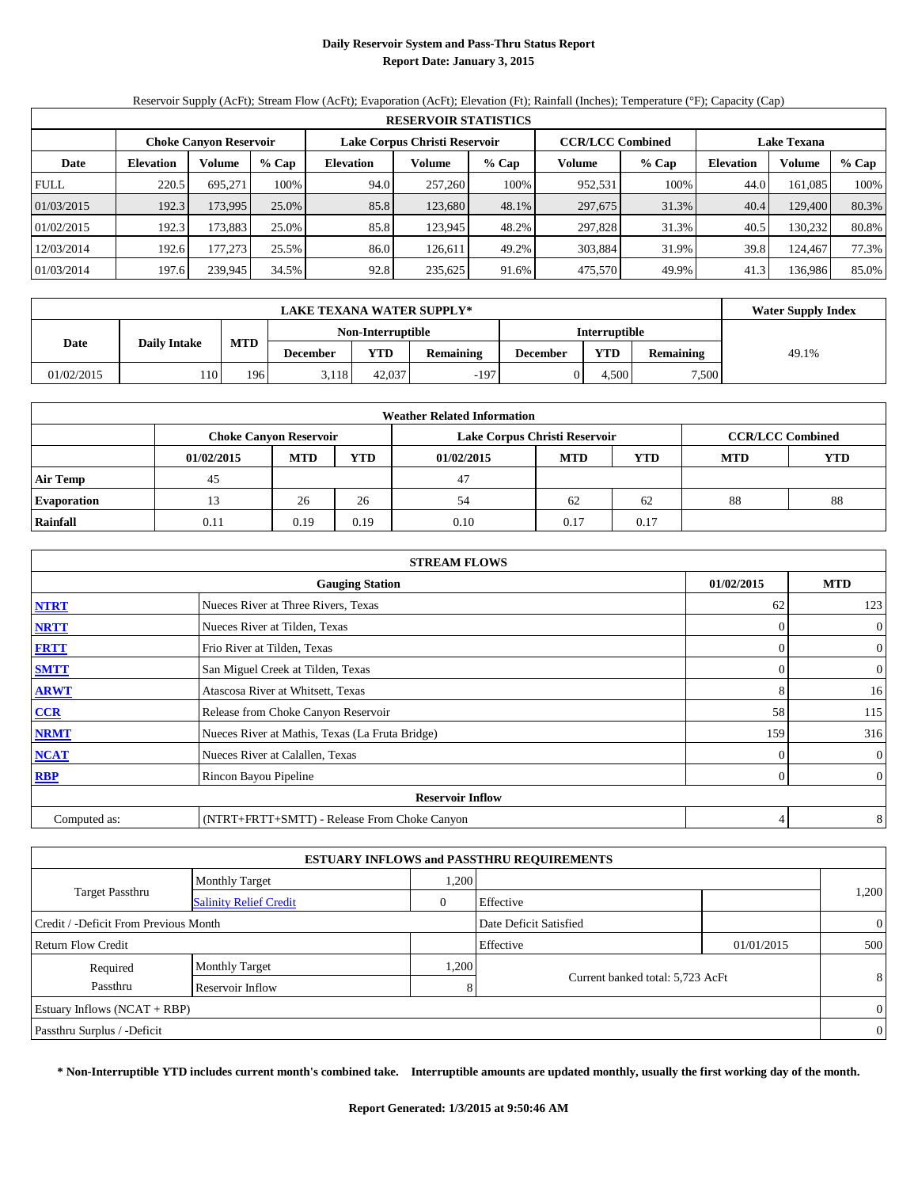# Daily Reservoir System and Pass-Thru Status Report

**Report Date: January 3, 2015**

Reservoir Supply (AcFt); Stream Flow (AcFt); Evaporation (AcFt); Elevation (Ft); Rainfall (Inches); Temperature (°F); Capacity (Cap)

| RESERVOIR STATISTICS | | | | | | | | | | | |
|---|---|---|---|---|---|---|---|---|---|---|---|
| | Choke Canyon Reservoir | | | Lake Corpus Christi Reservoir | | | CCR/LCC Combined | | Lake Texana | | |
| Date | Elevation | Volume | % Cap | Elevation | Volume | % Cap | Volume | % Cap | Elevation | Volume | % Cap |
| FULL | 220.5 | 695,271 | 100% | 94.0 | 257,260 | 100% | 952,531 | 100% | 44.0 | 161,085 | 100% |
| 01/03/2015 | 192.3 | 173,995 | 25.0% | 85.8 | 123,680 | 48.1% | 297,675 | 31.3% | 40.4 | 129,400 | 80.3% |
| 01/02/2015 | 192.3 | 173,883 | 25.0% | 85.8 | 123,945 | 48.2% | 297,828 | 31.3% | 40.5 | 130,232 | 80.8% |
| 12/03/2014 | 192.6 | 177,273 | 25.5% | 86.0 | 126,611 | 49.2% | 303,884 | 31.9% | 39.8 | 124,467 | 77.3% |
| 01/03/2014 | 197.6 | 239,945 | 34.5% | 92.8 | 235,625 | 91.6% | 475,570 | 49.9% | 41.3 | 136,986 | 85.0% |

| LAKE TEXANA WATER SUPPLY* | | | | | | | | | Water Supply Index |
|---|---|---|---|---|---|---|---|---|---|
| Date | Daily Intake | MTD | Non-Interruptible | | | Interruptible | | | |
| | | | December | YTD | Remaining | December | YTD | Remaining | |
| 01/02/2015 | 110 | 196 | 3,118 | 42,037 | -197 | 0 | 4,500 | 7,500 | 49.1% |

| Weather Related Information | | | | | | | | |
|---|---|---|---|---|---|---|---|---|
| | Choke Canyon Reservoir | | | Lake Corpus Christi Reservoir | | | CCR/LCC Combined | |
| | 01/02/2015 | MTD | YTD | 01/02/2015 | MTD | YTD | MTD | YTD |
| Air Temp | 45 | | | 47 | | | | |
| Evaporation | 13 | 26 | 26 | 54 | 62 | 62 | 88 | 88 |
| Rainfall | 0.11 | 0.19 | 0.19 | 0.10 | 0.17 | 0.17 | | |

| STREAM FLOWS | | | |
|---|---|---|---|
| | Gauging Station | 01/02/2015 | MTD |
| NTRT | Nueces River at Three Rivers, Texas | 62 | 123 |
| NRTT | Nueces River at Tilden, Texas | 0 | 0 |
| FRTT | Frio River at Tilden, Texas | 0 | 0 |
| SMTT | San Miguel Creek at Tilden, Texas | 0 | 0 |
| ARWT | Atascosa River at Whitsett, Texas | 8 | 16 |
| CCR | Release from Choke Canyon Reservoir | 58 | 115 |
| NRMT | Nueces River at Mathis, Texas (La Fruta Bridge) | 159 | 316 |
| NCAT | Nueces River at Calallen, Texas | 0 | 0 |
| RBP | Rincon Bayou Pipeline | 0 | 0 |
| | Reservoir Inflow | | |
| Computed as: | (NTRT+FRTT+SMTT) - Release From Choke Canyon | 4 | 8 |

| ESTUARY INFLOWS and PASSTHRU REQUIREMENTS | | | | | |
|---|---|---|---|---|---|
| Target Passthru | Monthly Target | 1,200 | | | 1,200 |
| | Salinity Relief Credit | 0 | Effective | | |
| Credit / -Deficit From Previous Month | | | Date Deficit Satisfied | | 0 |
| Return Flow Credit | | | Effective | 01/01/2015 | 500 |
| Required Passthru | Monthly Target | 1,200 | Current banked total: 5,723 AcFt | | 8 |
| | Reservoir Inflow | 8 | | | |
| Estuary Inflows (NCAT + RBP) | | | | | 0 |
| Passthru Surplus / -Deficit | | | | | 0 |

**\* Non-Interruptible YTD includes current month's combined take. Interruptible amounts are updated monthly, usually the first working day of the month.**

**Report Generated: 1/3/2015 at 9:50:46 AM**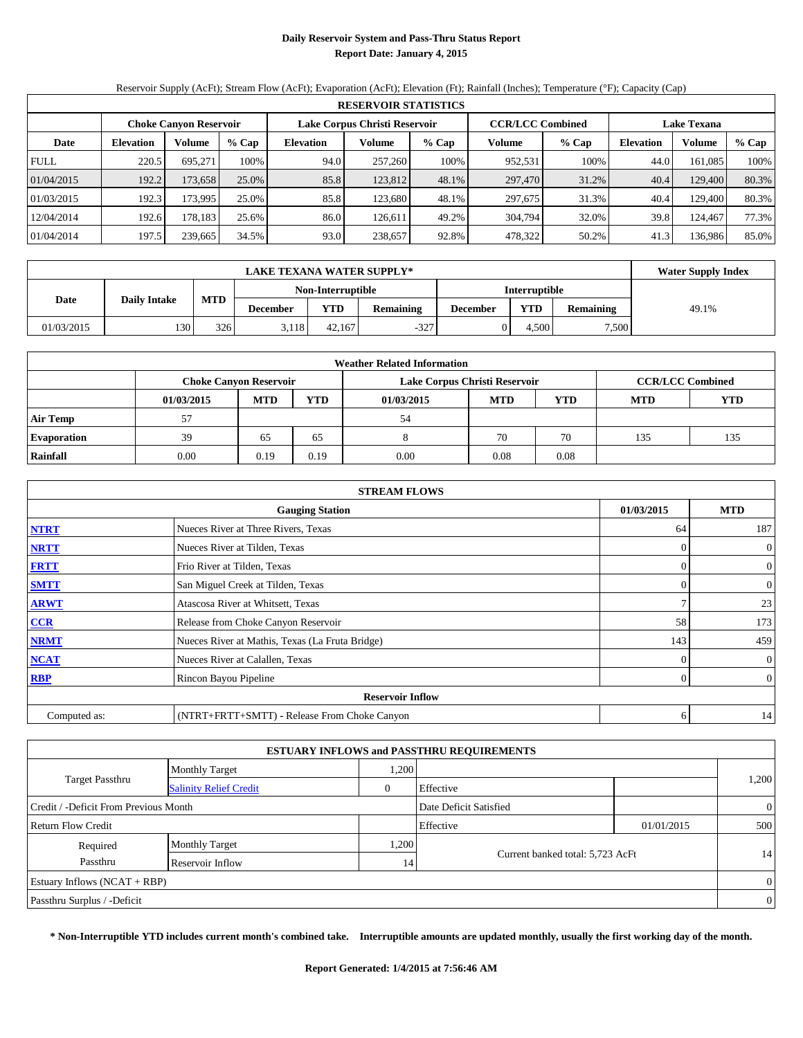# Daily Reservoir System and Pass-Thru Status Report

## Report Date: January 4, 2015

Reservoir Supply (AcFt); Stream Flow (AcFt); Evaporation (AcFt); Elevation (Ft); Rainfall (Inches); Temperature (°F); Capacity (Cap)

| RESERVOIR STATISTICS | | | | | | | | | | | |
|---|---|---|---|---|---|---|---|---|---|---|---|
| | Choke Canyon Reservoir | | | Lake Corpus Christi Reservoir | | | CCR/LCC Combined | | Lake Texana | | |
| Date | Elevation | Volume | % Cap | Elevation | Volume | % Cap | Volume | % Cap | Elevation | Volume | % Cap |
| FULL | 220.5 | 695,271 | 100% | 94.0 | 257,260 | 100% | 952,531 | 100% | 44.0 | 161,085 | 100% |
| 01/04/2015 | 192.2 | 173,658 | 25.0% | 85.8 | 123,812 | 48.1% | 297,470 | 31.2% | 40.4 | 129,400 | 80.3% |
| 01/03/2015 | 192.3 | 173,995 | 25.0% | 85.8 | 123,680 | 48.1% | 297,675 | 31.3% | 40.4 | 129,400 | 80.3% |
| 12/04/2014 | 192.6 | 178,183 | 25.6% | 86.0 | 126,611 | 49.2% | 304,794 | 32.0% | 39.8 | 124,467 | 77.3% |
| 01/04/2014 | 197.5 | 239,665 | 34.5% | 93.0 | 238,657 | 92.8% | 478,322 | 50.2% | 41.3 | 136,986 | 85.0% |

| LAKE TEXANA WATER SUPPLY* | | | | | | | | | Water Supply Index |
|---|---|---|---|---|---|---|---|---|---|
| Date | Daily Intake | MTD | Non-Interruptible | | | Interruptible | | | |
| | | | December | YTD | Remaining | December | YTD | Remaining | |
| 01/03/2015 | 130 | 326 | 3,118 | 42,167 | -327 | 0 | 4,500 | 7,500 | 49.1% |

| Weather Related Information | | | | | | | | |
|---|---|---|---|---|---|---|---|---|
| | Choke Canyon Reservoir | | | Lake Corpus Christi Reservoir | | | CCR/LCC Combined | |
| | 01/03/2015 | MTD | YTD | 01/03/2015 | MTD | YTD | MTD | YTD |
| Air Temp | 57 | | | 54 | | | | |
| Evaporation | 39 | 65 | 65 | 8 | 70 | 70 | 135 | 135 |
| Rainfall | 0.00 | 0.19 | 0.19 | 0.00 | 0.08 | 0.08 | | |

| STREAM FLOWS | | | |
|---|---|---|---|
| | Gauging Station | 01/03/2015 | MTD |
| NTRT | Nueces River at Three Rivers, Texas | 64 | 187 |
| NRTT | Nueces River at Tilden, Texas | 0 | 0 |
| FRTT | Frio River at Tilden, Texas | 0 | 0 |
| SMTT | San Miguel Creek at Tilden, Texas | 0 | 0 |
| ARWT | Atascosa River at Whitsett, Texas | 7 | 23 |
| CCR | Release from Choke Canyon Reservoir | 58 | 173 |
| NRMT | Nueces River at Mathis, Texas (La Fruta Bridge) | 143 | 459 |
| NCAT | Nueces River at Calallen, Texas | 0 | 0 |
| RBP | Rincon Bayou Pipeline | 0 | 0 |
| | Reservoir Inflow | | |
| Computed as: | (NTRT+FRTT+SMTT) - Release From Choke Canyon | 6 | 14 |

| ESTUARY INFLOWS and PASSTHRU REQUIREMENTS | | | | | |
|---|---|---|---|---|---|
| Target Passthru | Monthly Target | 1,200 | | | 1,200 |
| | Salinity Relief Credit | 0 | Effective | | |
| Credit / -Deficit From Previous Month | | | Date Deficit Satisfied | | 0 |
| Return Flow Credit | | | Effective | 01/01/2015 | 500 |
| Required Passthru | Monthly Target | 1,200 | Current banked total: 5,723 AcFt | | 14 |
| | Reservoir Inflow | 14 | | | |
| Estuary Inflows (NCAT + RBP) | | | | | 0 |
| Passthru Surplus / -Deficit | | | | | 0 |

**\* Non-Interruptible YTD includes current month's combined take. Interruptible amounts are updated monthly, usually the first working day of the month.**

**Report Generated: 1/4/2015 at 7:56:46 AM**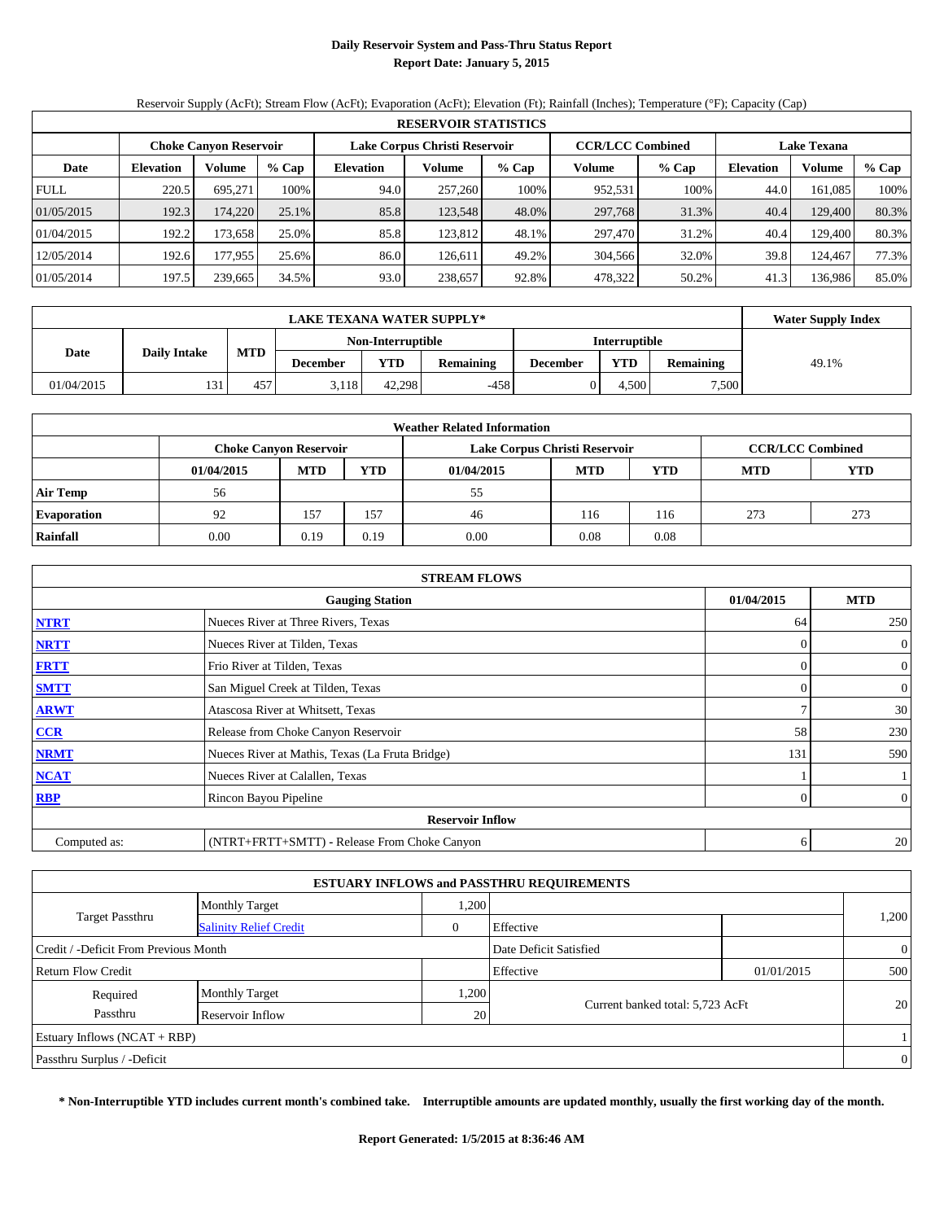# Daily Reservoir System and Pass-Thru Status Report

## Report Date: January 5, 2015

Reservoir Supply (AcFt); Stream Flow (AcFt); Evaporation (AcFt); Elevation (Ft); Rainfall (Inches); Temperature (°F); Capacity (Cap)

| RESERVOIR STATISTICS | | | | | | | | | | | |
|---|---|---|---|---|---|---|---|---|---|---|---|
| | Choke Canyon Reservoir | | | Lake Corpus Christi Reservoir | | | CCR/LCC Combined | | Lake Texana | | |
| Date | Elevation | Volume | % Cap | Elevation | Volume | % Cap | Volume | % Cap | Elevation | Volume | % Cap |
| FULL | 220.5 | 695,271 | 100% | 94.0 | 257,260 | 100% | 952,531 | 100% | 44.0 | 161,085 | 100% |
| 01/05/2015 | 192.3 | 174,220 | 25.1% | 85.8 | 123,548 | 48.0% | 297,768 | 31.3% | 40.4 | 129,400 | 80.3% |
| 01/04/2015 | 192.2 | 173,658 | 25.0% | 85.8 | 123,812 | 48.1% | 297,470 | 31.2% | 40.4 | 129,400 | 80.3% |
| 12/05/2014 | 192.6 | 177,955 | 25.6% | 86.0 | 126,611 | 49.2% | 304,566 | 32.0% | 39.8 | 124,467 | 77.3% |
| 01/05/2014 | 197.5 | 239,665 | 34.5% | 93.0 | 238,657 | 92.8% | 478,322 | 50.2% | 41.3 | 136,986 | 85.0% |

| LAKE TEXANA WATER SUPPLY* | | | | | | | | | Water Supply Index |
|---|---|---|---|---|---|---|---|---|---|
| Date | Daily Intake | MTD | Non-Interruptible | | | Interruptible | | | |
| | | | December | YTD | Remaining | December | YTD | Remaining | |
| 01/04/2015 | 131 | 457 | 3,118 | 42,298 | -458 | 0 | 4,500 | 7,500 | 49.1% |

| Weather Related Information | | | | | | | | |
|---|---|---|---|---|---|---|---|---|
| | Choke Canyon Reservoir | | | Lake Corpus Christi Reservoir | | | CCR/LCC Combined | |
| | 01/04/2015 | MTD | YTD | 01/04/2015 | MTD | YTD | MTD | YTD |
| Air Temp | 56 | | | 55 | | | | |
| Evaporation | 92 | 157 | 157 | 46 | 116 | 116 | 273 | 273 |
| Rainfall | 0.00 | 0.19 | 0.19 | 0.00 | 0.08 | 0.08 | | |

| STREAM FLOWS | | | |
|---|---|---|---|
| | Gauging Station | 01/04/2015 | MTD |
| NTRT | Nueces River at Three Rivers, Texas | 64 | 250 |
| NRTT | Nueces River at Tilden, Texas | 0 | 0 |
| FRTT | Frio River at Tilden, Texas | 0 | 0 |
| SMTT | San Miguel Creek at Tilden, Texas | 0 | 0 |
| ARWT | Atascosa River at Whitsett, Texas | 7 | 30 |
| CCR | Release from Choke Canyon Reservoir | 58 | 230 |
| NRMT | Nueces River at Mathis, Texas (La Fruta Bridge) | 131 | 590 |
| NCAT | Nueces River at Calallen, Texas | 1 | 1 |
| RBP | Rincon Bayou Pipeline | 0 | 0 |
| | Reservoir Inflow | | |
| Computed as: | (NTRT+FRTT+SMTT) - Release From Choke Canyon | 6 | 20 |

| ESTUARY INFLOWS and PASSTHRU REQUIREMENTS | | | | | |
|---|---|---|---|---|---|
| Target Passthru | Monthly Target | 1,200 | | | 1,200 |
| | Salinity Relief Credit | 0 | Effective | | |
| Credit / -Deficit From Previous Month | | | Date Deficit Satisfied | | 0 |
| Return Flow Credit | | | Effective | 01/01/2015 | 500 |
| Required Passthru | Monthly Target | 1,200 | Current banked total: 5,723 AcFt | | 20 |
| | Reservoir Inflow | 20 | | | |
| Estuary Inflows (NCAT + RBP) | | | | | 1 |
| Passthru Surplus / -Deficit | | | | | 0 |

**\* Non-Interruptible YTD includes current month's combined take. Interruptible amounts are updated monthly, usually the first working day of the month.**

**Report Generated: 1/5/2015 at 8:36:46 AM**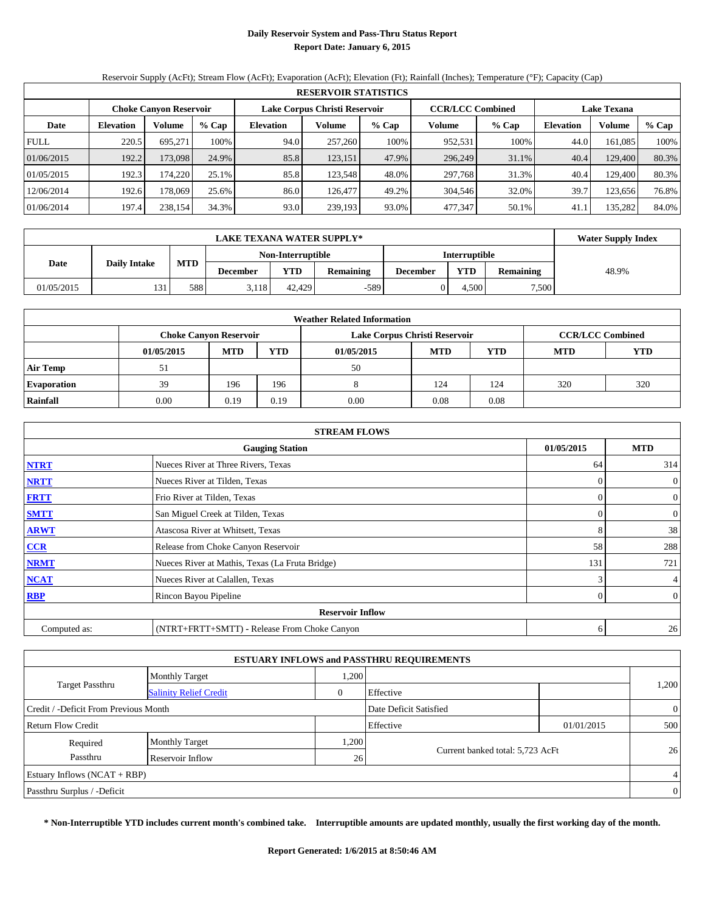# Daily Reservoir System and Pass-Thru Status Report

## Report Date: January 6, 2015

Reservoir Supply (AcFt); Stream Flow (AcFt); Evaporation (AcFt); Elevation (Ft); Rainfall (Inches); Temperature (°F); Capacity (Cap)

| RESERVOIR STATISTICS | | | | | | | | | | | |
|---|---|---|---|---|---|---|---|---|---|---|---|
| | Choke Canyon Reservoir | | | Lake Corpus Christi Reservoir | | | CCR/LCC Combined | | Lake Texana | | |
| Date | Elevation | Volume | % Cap | Elevation | Volume | % Cap | Volume | % Cap | Elevation | Volume | % Cap |
| FULL | 220.5 | 695,271 | 100% | 94.0 | 257,260 | 100% | 952,531 | 100% | 44.0 | 161,085 | 100% |
| 01/06/2015 | 192.2 | 173,098 | 24.9% | 85.8 | 123,151 | 47.9% | 296,249 | 31.1% | 40.4 | 129,400 | 80.3% |
| 01/05/2015 | 192.3 | 174,220 | 25.1% | 85.8 | 123,548 | 48.0% | 297,768 | 31.3% | 40.4 | 129,400 | 80.3% |
| 12/06/2014 | 192.6 | 178,069 | 25.6% | 86.0 | 126,477 | 49.2% | 304,546 | 32.0% | 39.7 | 123,656 | 76.8% |
| 01/06/2014 | 197.4 | 238,154 | 34.3% | 93.0 | 239,193 | 93.0% | 477,347 | 50.1% | 41.1 | 135,282 | 84.0% |

| LAKE TEXANA WATER SUPPLY* | | | | | | | | | Water Supply Index |
|---|---|---|---|---|---|---|---|---|---|
| Date | Daily Intake | MTD | Non-Interruptible | | | Interruptible | | | |
| | | | December | YTD | Remaining | December | YTD | Remaining | |
| 01/05/2015 | 131 | 588 | 3,118 | 42,429 | -589 | 0 | 4,500 | 7,500 | 48.9% |

| Weather Related Information | | | | | | | | |
|---|---|---|---|---|---|---|---|---|
| | Choke Canyon Reservoir | | | Lake Corpus Christi Reservoir | | | CCR/LCC Combined | |
| | 01/05/2015 | MTD | YTD | 01/05/2015 | MTD | YTD | MTD | YTD |
| Air Temp | 51 | | | 50 | | | | |
| Evaporation | 39 | 196 | 196 | 8 | 124 | 124 | 320 | 320 |
| Rainfall | 0.00 | 0.19 | 0.19 | 0.00 | 0.08 | 0.08 | | |

| STREAM FLOWS | | | |
|---|---|---|---|
| | Gauging Station | 01/05/2015 | MTD |
| NTRT | Nueces River at Three Rivers, Texas | 64 | 314 |
| NRTT | Nueces River at Tilden, Texas | 0 | 0 |
| FRTT | Frio River at Tilden, Texas | 0 | 0 |
| SMTT | San Miguel Creek at Tilden, Texas | 0 | 0 |
| ARWT | Atascosa River at Whitsett, Texas | 8 | 38 |
| CCR | Release from Choke Canyon Reservoir | 58 | 288 |
| NRMT | Nueces River at Mathis, Texas (La Fruta Bridge) | 131 | 721 |
| NCAT | Nueces River at Calallen, Texas | 3 | 4 |
| RBP | Rincon Bayou Pipeline | 0 | 0 |
| | Reservoir Inflow | | |
| Computed as: | (NTRT+FRTT+SMTT) - Release From Choke Canyon | 6 | 26 |

| ESTUARY INFLOWS and PASSTHRU REQUIREMENTS | | | | | |
|---|---|---|---|---|---|
| Target Passthru | Monthly Target | 1,200 | | | 1,200 |
| | Salinity Relief Credit | 0 | Effective | | |
| Credit / -Deficit From Previous Month | | | Date Deficit Satisfied | | 0 |
| Return Flow Credit | | | Effective | 01/01/2015 | 500 |
| Required Passthru | Monthly Target | 1,200 | Current banked total: 5,723 AcFt | | 26 |
| | Reservoir Inflow | 26 | | | |
| Estuary Inflows (NCAT + RBP) | | | | | 4 |
| Passthru Surplus / -Deficit | | | | | 0 |

**\* Non-Interruptible YTD includes current month's combined take. Interruptible amounts are updated monthly, usually the first working day of the month.**

**Report Generated: 1/6/2015 at 8:50:46 AM**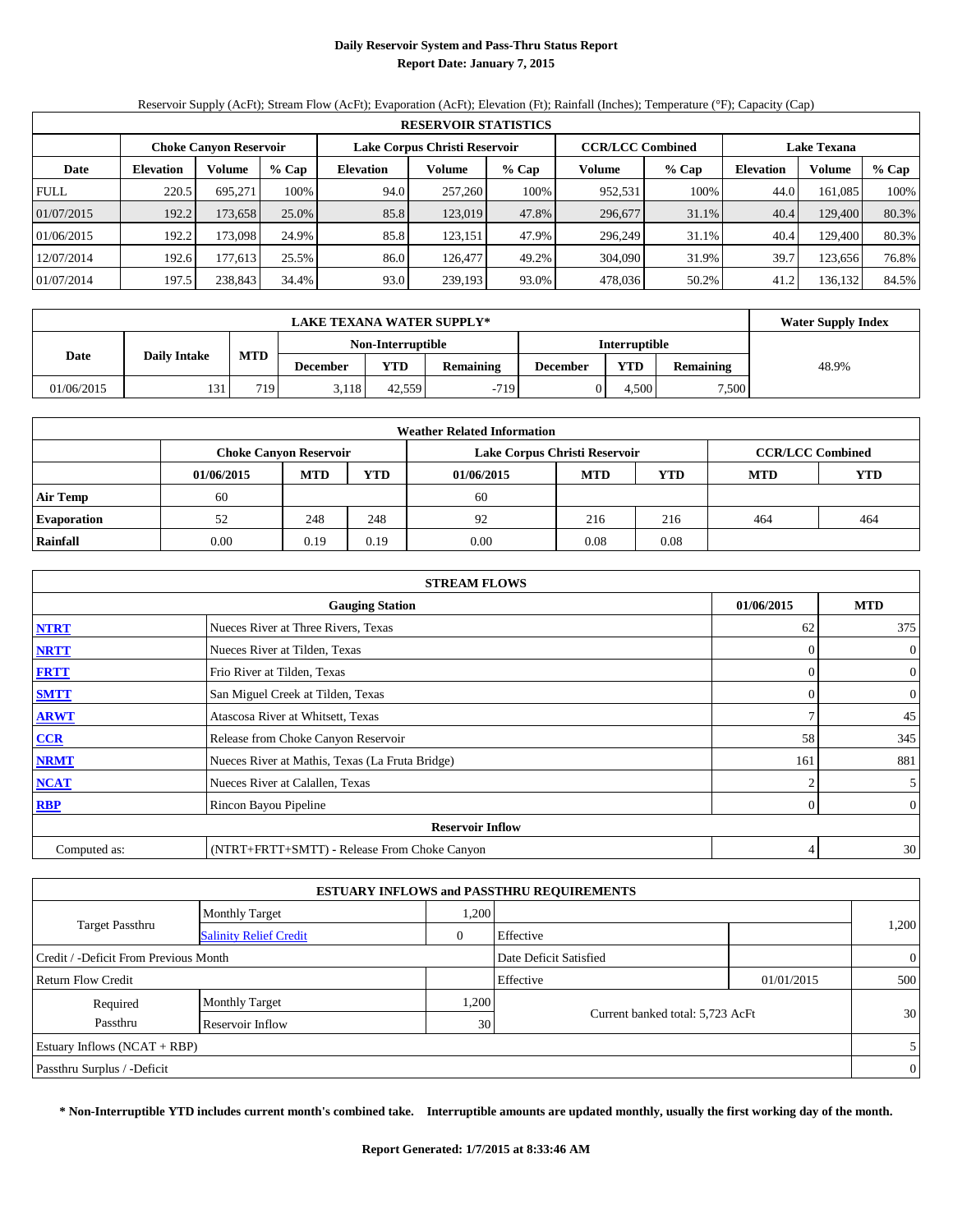# Daily Reservoir System and Pass-Thru Status Report

**Report Date: January 7, 2015**

Reservoir Supply (AcFt); Stream Flow (AcFt); Evaporation (AcFt); Elevation (Ft); Rainfall (Inches); Temperature (°F); Capacity (Cap)

| RESERVOIR STATISTICS | | | | | | | | | | | |
|---|---|---|---|---|---|---|---|---|---|---|---|
| | Choke Canyon Reservoir | | | Lake Corpus Christi Reservoir | | | CCR/LCC Combined | | Lake Texana | | |
| Date | Elevation | Volume | % Cap | Elevation | Volume | % Cap | Volume | % Cap | Elevation | Volume | % Cap |
| FULL | 220.5 | 695,271 | 100% | 94.0 | 257,260 | 100% | 952,531 | 100% | 44.0 | 161,085 | 100% |
| 01/07/2015 | 192.2 | 173,658 | 25.0% | 85.8 | 123,019 | 47.8% | 296,677 | 31.1% | 40.4 | 129,400 | 80.3% |
| 01/06/2015 | 192.2 | 173,098 | 24.9% | 85.8 | 123,151 | 47.9% | 296,249 | 31.1% | 40.4 | 129,400 | 80.3% |
| 12/07/2014 | 192.6 | 177,613 | 25.5% | 86.0 | 126,477 | 49.2% | 304,090 | 31.9% | 39.7 | 123,656 | 76.8% |
| 01/07/2014 | 197.5 | 238,843 | 34.4% | 93.0 | 239,193 | 93.0% | 478,036 | 50.2% | 41.2 | 136,132 | 84.5% |

| LAKE TEXANA WATER SUPPLY* | | | | | | | | | Water Supply Index |
|---|---|---|---|---|---|---|---|---|---|
| Date | Daily Intake | MTD | Non-Interruptible | | | Interruptible | | | |
| | | | December | YTD | Remaining | December | YTD | Remaining | |
| 01/06/2015 | 131 | 719 | 3,118 | 42,559 | -719 | 0 | 4,500 | 7,500 | 48.9% |

| Weather Related Information | | | | | | | | |
|---|---|---|---|---|---|---|---|---|
| | Choke Canyon Reservoir | | | Lake Corpus Christi Reservoir | | | CCR/LCC Combined | |
| | 01/06/2015 | MTD | YTD | 01/06/2015 | MTD | YTD | MTD | YTD |
| Air Temp | 60 | | | 60 | | | | |
| Evaporation | 52 | 248 | 248 | 92 | 216 | 216 | 464 | 464 |
| Rainfall | 0.00 | 0.19 | 0.19 | 0.00 | 0.08 | 0.08 | | |

| STREAM FLOWS | | | |
|---|---|---|---|
| | Gauging Station | 01/06/2015 | MTD |
| NTRT | Nueces River at Three Rivers, Texas | 62 | 375 |
| NRTT | Nueces River at Tilden, Texas | 0 | 0 |
| FRTT | Frio River at Tilden, Texas | 0 | 0 |
| SMTT | San Miguel Creek at Tilden, Texas | 0 | 0 |
| ARWT | Atascosa River at Whitsett, Texas | 7 | 45 |
| CCR | Release from Choke Canyon Reservoir | 58 | 345 |
| NRMT | Nueces River at Mathis, Texas (La Fruta Bridge) | 161 | 881 |
| NCAT | Nueces River at Calallen, Texas | 2 | 5 |
| RBP | Rincon Bayou Pipeline | 0 | 0 |
| | **Reservoir Inflow** | | |
| Computed as: | (NTRT+FRTT+SMTT) - Release From Choke Canyon | 4 | 30 |

| ESTUARY INFLOWS and PASSTHRU REQUIREMENTS | | | | | |
|---|---|---|---|---|---|
| Target Passthru | Monthly Target | 1,200 | | | 1,200 |
| | Salinity Relief Credit | 0 | Effective | | |
| Credit / -Deficit From Previous Month | | | Date Deficit Satisfied | | 0 |
| Return Flow Credit | | | Effective | 01/01/2015 | 500 |
| Required Passthru | Monthly Target | 1,200 | Current banked total: 5,723 AcFt | | 30 |
| | Reservoir Inflow | 30 | | | |
| Estuary Inflows (NCAT + RBP) | | | | | 5 |
| Passthru Surplus / -Deficit | | | | | 0 |

**\* Non-Interruptible YTD includes current month's combined take. Interruptible amounts are updated monthly, usually the first working day of the month.**

**Report Generated: 1/7/2015 at 8:33:46 AM**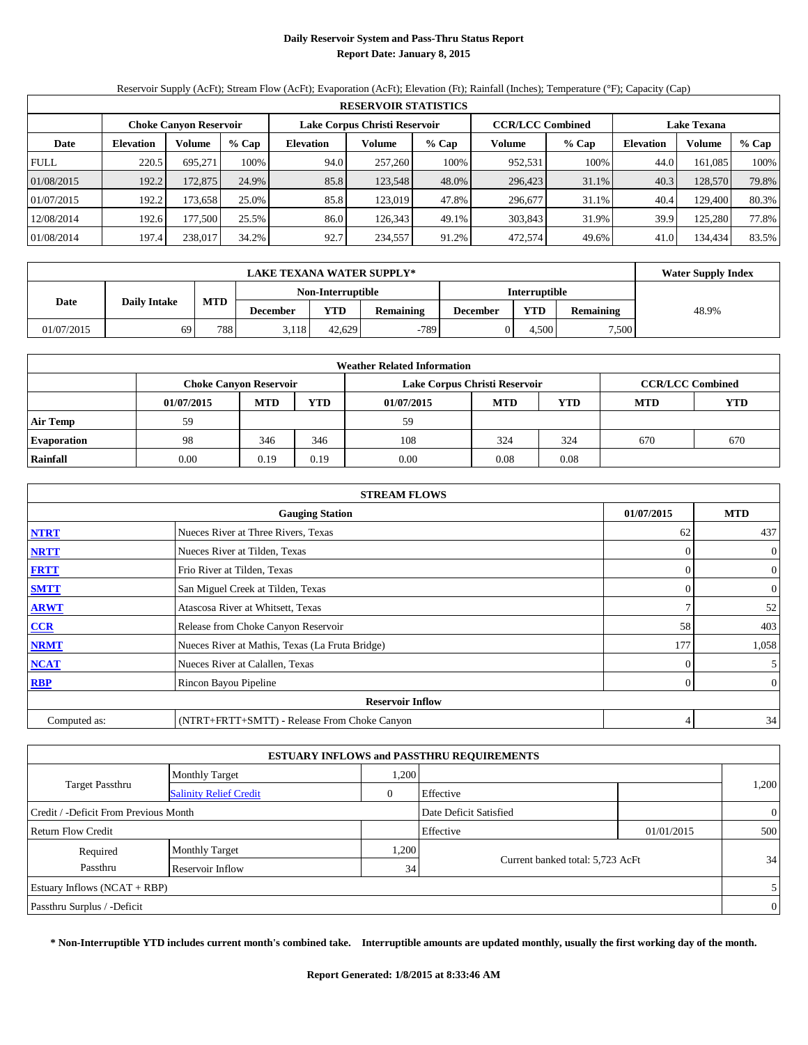# Daily Reservoir System and Pass-Thru Status Report

**Report Date: January 8, 2015**

Reservoir Supply (AcFt); Stream Flow (AcFt); Evaporation (AcFt); Elevation (Ft); Rainfall (Inches); Temperature (°F); Capacity (Cap)

| RESERVOIR STATISTICS | | | | | | | | | | | |
|---|---|---|---|---|---|---|---|---|---|---|---|
| | Choke Canyon Reservoir | | | Lake Corpus Christi Reservoir | | | CCR/LCC Combined | | Lake Texana | | |
| Date | Elevation | Volume | % Cap | Elevation | Volume | % Cap | Volume | % Cap | Elevation | Volume | % Cap |
| FULL | 220.5 | 695,271 | 100% | 94.0 | 257,260 | 100% | 952,531 | 100% | 44.0 | 161,085 | 100% |
| 01/08/2015 | 192.2 | 172,875 | 24.9% | 85.8 | 123,548 | 48.0% | 296,423 | 31.1% | 40.3 | 128,570 | 79.8% |
| 01/07/2015 | 192.2 | 173,658 | 25.0% | 85.8 | 123,019 | 47.8% | 296,677 | 31.1% | 40.4 | 129,400 | 80.3% |
| 12/08/2014 | 192.6 | 177,500 | 25.5% | 86.0 | 126,343 | 49.1% | 303,843 | 31.9% | 39.9 | 125,280 | 77.8% |
| 01/08/2014 | 197.4 | 238,017 | 34.2% | 92.7 | 234,557 | 91.2% | 472,574 | 49.6% | 41.0 | 134,434 | 83.5% |

| LAKE TEXANA WATER SUPPLY* | | | | | | | | | Water Supply Index |
|---|---|---|---|---|---|---|---|---|---|
| Date | Daily Intake | MTD | Non-Interruptible | | | Interruptible | | | 48.9% |
| | | | December | YTD | Remaining | December | YTD | Remaining | |
| 01/07/2015 | 69 | 788 | 3,118 | 42,629 | -789 | 0 | 4,500 | 7,500 | |

| Weather Related Information | | | | | | | | |
|---|---|---|---|---|---|---|---|---|
| | Choke Canyon Reservoir | | | Lake Corpus Christi Reservoir | | | CCR/LCC Combined | |
| | 01/07/2015 | MTD | YTD | 01/07/2015 | MTD | YTD | MTD | YTD |
| Air Temp | 59 | | | 59 | | | | |
| Evaporation | 98 | 346 | 346 | 108 | 324 | 324 | 670 | 670 |
| Rainfall | 0.00 | 0.19 | 0.19 | 0.00 | 0.08 | 0.08 | | |

| STREAM FLOWS | | | |
|---|---|---|---|
| | Gauging Station | 01/07/2015 | MTD |
| NTRT | Nueces River at Three Rivers, Texas | 62 | 437 |
| NRTT | Nueces River at Tilden, Texas | 0 | 0 |
| FRTT | Frio River at Tilden, Texas | 0 | 0 |
| SMTT | San Miguel Creek at Tilden, Texas | 0 | 0 |
| ARWT | Atascosa River at Whitsett, Texas | 7 | 52 |
| CCR | Release from Choke Canyon Reservoir | 58 | 403 |
| NRMT | Nueces River at Mathis, Texas (La Fruta Bridge) | 177 | 1,058 |
| NCAT | Nueces River at Calallen, Texas | 0 | 5 |
| RBP | Rincon Bayou Pipeline | 0 | 0 |
| | **Reservoir Inflow** | | |
| Computed as: | (NTRT+FRTT+SMTT) - Release From Choke Canyon | 4 | 34 |

| ESTUARY INFLOWS and PASSTHRU REQUIREMENTS | | | | | |
|---|---|---|---|---|---|
| Target Passthru | Monthly Target | 1,200 | | | 1,200 |
| | Salinity Relief Credit | 0 | Effective | | |
| Credit / -Deficit From Previous Month | | | Date Deficit Satisfied | | 0 |
| Return Flow Credit | | | Effective | 01/01/2015 | 500 |
| Required Passthru | Monthly Target | 1,200 | Current banked total: 5,723 AcFt | | 34 |
| | Reservoir Inflow | 34 | | | |
| Estuary Inflows (NCAT + RBP) | | | | | 5 |
| Passthru Surplus / -Deficit | | | | | 0 |

**\* Non-Interruptible YTD includes current month's combined take. Interruptible amounts are updated monthly, usually the first working day of the month.**

**Report Generated: 1/8/2015 at 8:33:46 AM**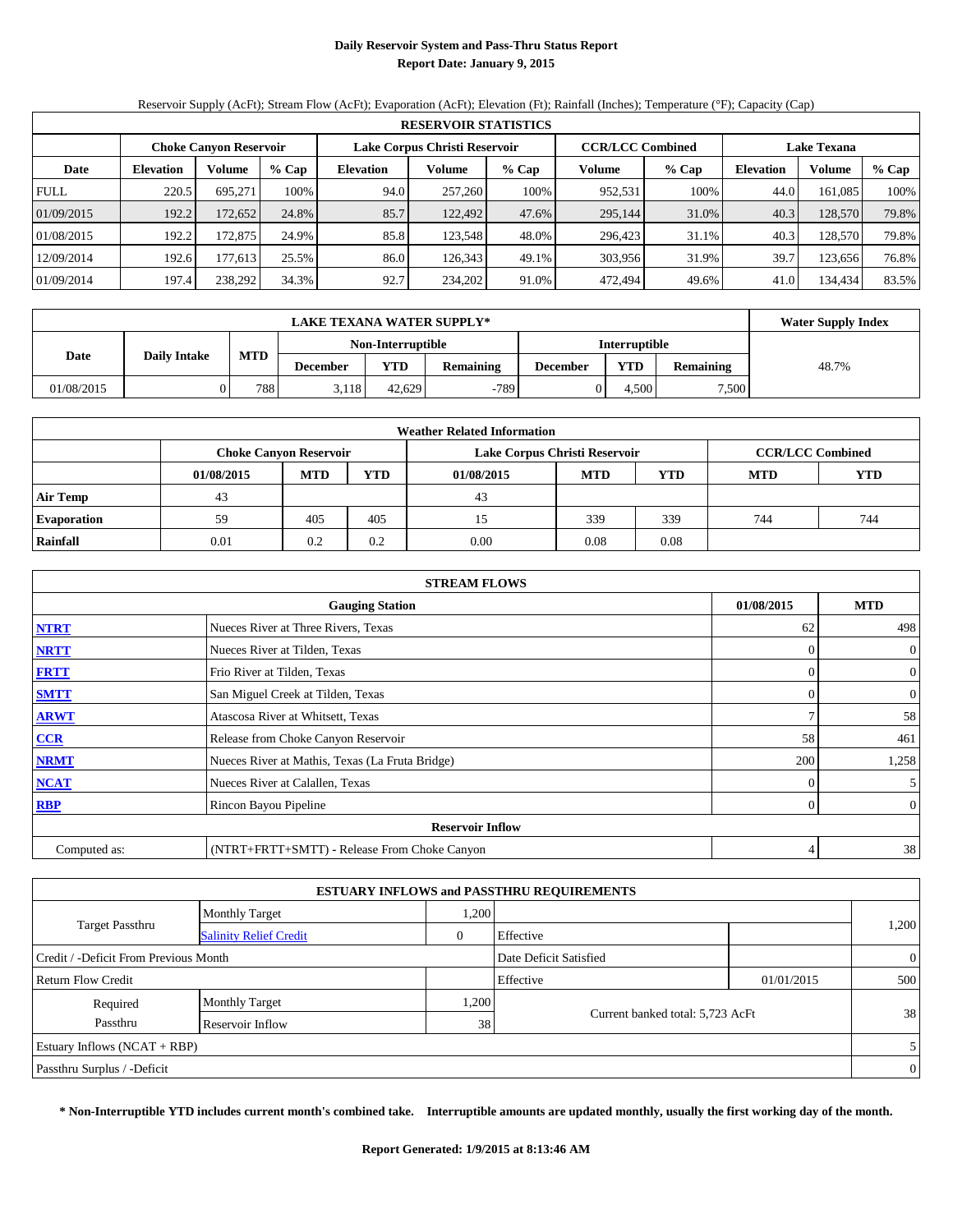# Daily Reservoir System and Pass-Thru Status Report

## Report Date: January 9, 2015

Reservoir Supply (AcFt); Stream Flow (AcFt); Evaporation (AcFt); Elevation (Ft); Rainfall (Inches); Temperature (°F); Capacity (Cap)

| RESERVOIR STATISTICS | | | | | | | | | | | |
|---|---|---|---|---|---|---|---|---|---|---|---|
| | Choke Canyon Reservoir | | | Lake Corpus Christi Reservoir | | | CCR/LCC Combined | | Lake Texana | | |
| Date | Elevation | Volume | % Cap | Elevation | Volume | % Cap | Volume | % Cap | Elevation | Volume | % Cap |
| FULL | 220.5 | 695,271 | 100% | 94.0 | 257,260 | 100% | 952,531 | 100% | 44.0 | 161,085 | 100% |
| 01/09/2015 | 192.2 | 172,652 | 24.8% | 85.7 | 122,492 | 47.6% | 295,144 | 31.0% | 40.3 | 128,570 | 79.8% |
| 01/08/2015 | 192.2 | 172,875 | 24.9% | 85.8 | 123,548 | 48.0% | 296,423 | 31.1% | 40.3 | 128,570 | 79.8% |
| 12/09/2014 | 192.6 | 177,613 | 25.5% | 86.0 | 126,343 | 49.1% | 303,956 | 31.9% | 39.7 | 123,656 | 76.8% |
| 01/09/2014 | 197.4 | 238,292 | 34.3% | 92.7 | 234,202 | 91.0% | 472,494 | 49.6% | 41.0 | 134,434 | 83.5% |

| LAKE TEXANA WATER SUPPLY* | | | | | | | | | Water Supply Index |
|---|---|---|---|---|---|---|---|---|---|
| Date | Daily Intake | MTD | Non-Interruptible | | | Interruptible | | | 48.7% |
| | | | December | YTD | Remaining | December | YTD | Remaining | |
| 01/08/2015 | 0 | 788 | 3,118 | 42,629 | -789 | 0 | 4,500 | 7,500 | |

| Weather Related Information | | | | | | | | |
|---|---|---|---|---|---|---|---|---|
| | Choke Canyon Reservoir | | | Lake Corpus Christi Reservoir | | | CCR/LCC Combined | |
| | 01/08/2015 | MTD | YTD | 01/08/2015 | MTD | YTD | MTD | YTD |
| Air Temp | 43 | | | 43 | | | | |
| Evaporation | 59 | 405 | 405 | 15 | 339 | 339 | 744 | 744 |
| Rainfall | 0.01 | 0.2 | 0.2 | 0.00 | 0.08 | 0.08 | | |

| STREAM FLOWS | | | |
|---|---|---|---|
| | Gauging Station | 01/08/2015 | MTD |
| NTRT | Nueces River at Three Rivers, Texas | 62 | 498 |
| NRTT | Nueces River at Tilden, Texas | 0 | 0 |
| FRTT | Frio River at Tilden, Texas | 0 | 0 |
| SMTT | San Miguel Creek at Tilden, Texas | 0 | 0 |
| ARWT | Atascosa River at Whitsett, Texas | 7 | 58 |
| CCR | Release from Choke Canyon Reservoir | 58 | 461 |
| NRMT | Nueces River at Mathis, Texas (La Fruta Bridge) | 200 | 1,258 |
| NCAT | Nueces River at Calallen, Texas | 0 | 5 |
| RBP | Rincon Bayou Pipeline | 0 | 0 |
| | Reservoir Inflow | | |
| Computed as: | (NTRT+FRTT+SMTT) - Release From Choke Canyon | 4 | 38 |

| ESTUARY INFLOWS and PASSTHRU REQUIREMENTS | | | | | |
|---|---|---|---|---|---|
| Target Passthru | Monthly Target | 1,200 | | | 1,200 |
| | Salinity Relief Credit | 0 | Effective | | |
| Credit / -Deficit From Previous Month | | | Date Deficit Satisfied | | 0 |
| Return Flow Credit | | | Effective | 01/01/2015 | 500 |
| Required Passthru | Monthly Target | 1,200 | Current banked total: 5,723 AcFt | | 38 |
| | Reservoir Inflow | 38 | | | |
| Estuary Inflows (NCAT + RBP) | | | | | 5 |
| Passthru Surplus / -Deficit | | | | | 0 |

**\* Non-Interruptible YTD includes current month's combined take. Interruptible amounts are updated monthly, usually the first working day of the month.**

**Report Generated: 1/9/2015 at 8:13:46 AM**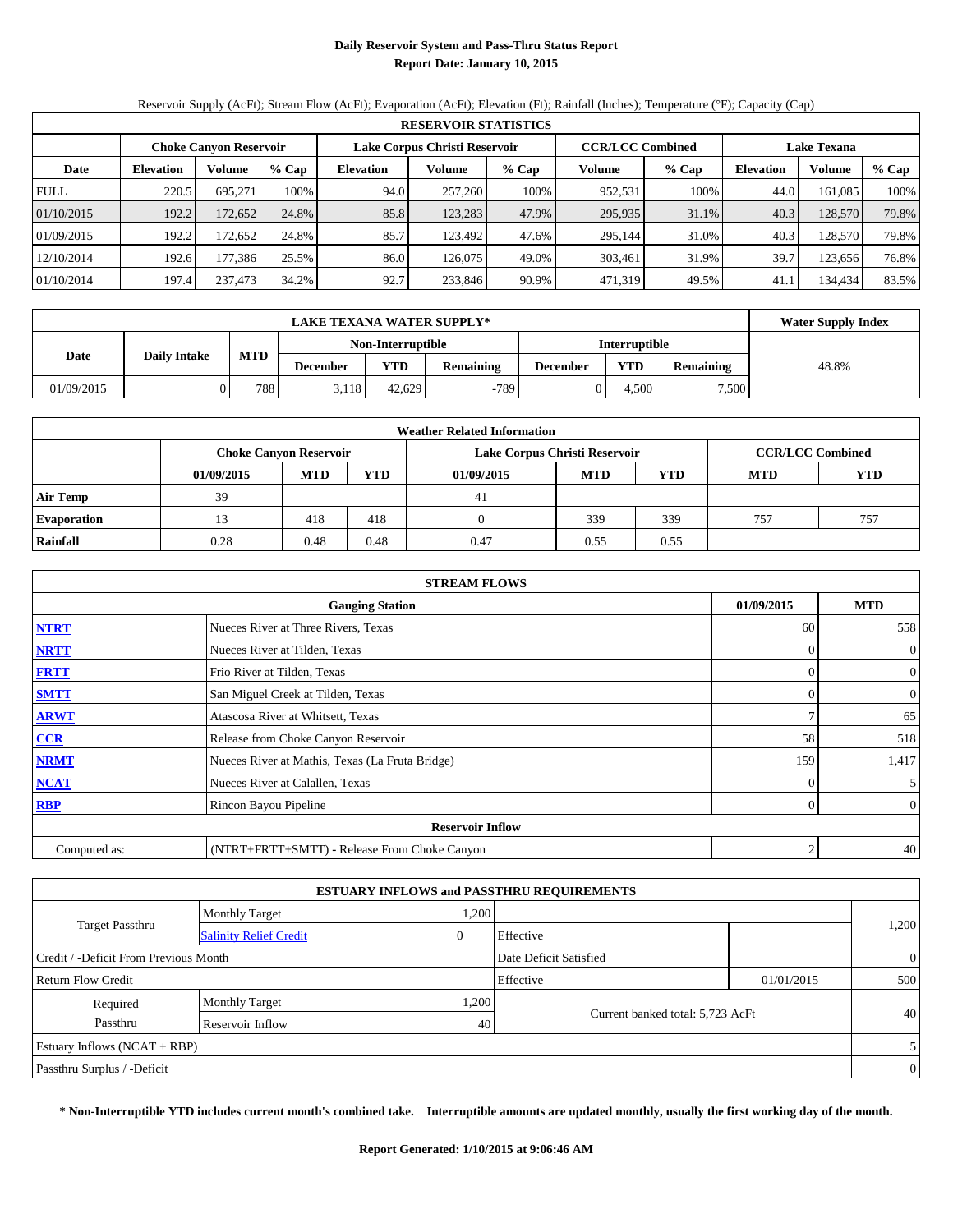# Daily Reservoir System and Pass-Thru Status Report
## Report Date: January 10, 2015

Reservoir Supply (AcFt); Stream Flow (AcFt); Evaporation (AcFt); Elevation (Ft); Rainfall (Inches); Temperature (°F); Capacity (Cap)

| RESERVOIR STATISTICS | | | | | | | | | | | |
|---|---|---|---|---|---|---|---|---|---|---|---|
| | Choke Canyon Reservoir | | | Lake Corpus Christi Reservoir | | | CCR/LCC Combined | | Lake Texana | | |
| Date | Elevation | Volume | % Cap | Elevation | Volume | % Cap | Volume | % Cap | Elevation | Volume | % Cap |
| FULL | 220.5 | 695,271 | 100% | 94.0 | 257,260 | 100% | 952,531 | 100% | 44.0 | 161,085 | 100% |
| 01/10/2015 | 192.2 | 172,652 | 24.8% | 85.8 | 123,283 | 47.9% | 295,935 | 31.1% | 40.3 | 128,570 | 79.8% |
| 01/09/2015 | 192.2 | 172,652 | 24.8% | 85.7 | 123,492 | 47.6% | 295,144 | 31.0% | 40.3 | 128,570 | 79.8% |
| 12/10/2014 | 192.6 | 177,386 | 25.5% | 86.0 | 126,075 | 49.0% | 303,461 | 31.9% | 39.7 | 123,656 | 76.8% |
| 01/10/2014 | 197.4 | 237,473 | 34.2% | 92.7 | 233,846 | 90.9% | 471,319 | 49.5% | 41.1 | 134,434 | 83.5% |

| LAKE TEXANA WATER SUPPLY* | | | | | | | | | Water Supply Index |
|---|---|---|---|---|---|---|---|---|---|
| Date | Daily Intake | MTD | Non-Interruptible | | | Interruptible | | | 48.8% |
| | | | December | YTD | Remaining | December | YTD | Remaining | |
| 01/09/2015 | 0 | 788 | 3,118 | 42,629 | -789 | 0 | 4,500 | 7,500 | |

| Weather Related Information | | | | | | | | |
|---|---|---|---|---|---|---|---|---|
| | Choke Canyon Reservoir | | | Lake Corpus Christi Reservoir | | | CCR/LCC Combined | |
| | 01/09/2015 | MTD | YTD | 01/09/2015 | MTD | YTD | MTD | YTD |
| Air Temp | 39 | | | 41 | | | | |
| Evaporation | 13 | 418 | 418 | 0 | 339 | 339 | 757 | 757 |
| Rainfall | 0.28 | 0.48 | 0.48 | 0.47 | 0.55 | 0.55 | | |

| STREAM FLOWS | | | |
|---|---|---|---|
| | Gauging Station | 01/09/2015 | MTD |
| NTRT | Nueces River at Three Rivers, Texas | 60 | 558 |
| NRTT | Nueces River at Tilden, Texas | 0 | 0 |
| FRTT | Frio River at Tilden, Texas | 0 | 0 |
| SMTT | San Miguel Creek at Tilden, Texas | 0 | 0 |
| ARWT | Atascosa River at Whitsett, Texas | 7 | 65 |
| CCR | Release from Choke Canyon Reservoir | 58 | 518 |
| NRMT | Nueces River at Mathis, Texas (La Fruta Bridge) | 159 | 1,417 |
| NCAT | Nueces River at Calallen, Texas | 0 | 5 |
| RBP | Rincon Bayou Pipeline | 0 | 0 |
| | Reservoir Inflow | | |
| Computed as: | (NTRT+FRTT+SMTT) - Release From Choke Canyon | 2 | 40 |

| ESTUARY INFLOWS and PASSTHRU REQUIREMENTS | | | | | |
|---|---|---|---|---|---|
| Target Passthru | Monthly Target | 1,200 | | | 1,200 |
| | Salinity Relief Credit | 0 | Effective | | |
| Credit / -Deficit From Previous Month | | | Date Deficit Satisfied | | 0 |
| Return Flow Credit | | | Effective | 01/01/2015 | 500 |
| Required Passthru | Monthly Target | 1,200 | Current banked total: 5,723 AcFt | | 40 |
| | Reservoir Inflow | 40 | | | |
| Estuary Inflows (NCAT + RBP) | | | | | 5 |
| Passthru Surplus / -Deficit | | | | | 0 |

**\* Non-Interruptible YTD includes current month's combined take. Interruptible amounts are updated monthly, usually the first working day of the month.**

**Report Generated: 1/10/2015 at 9:06:46 AM**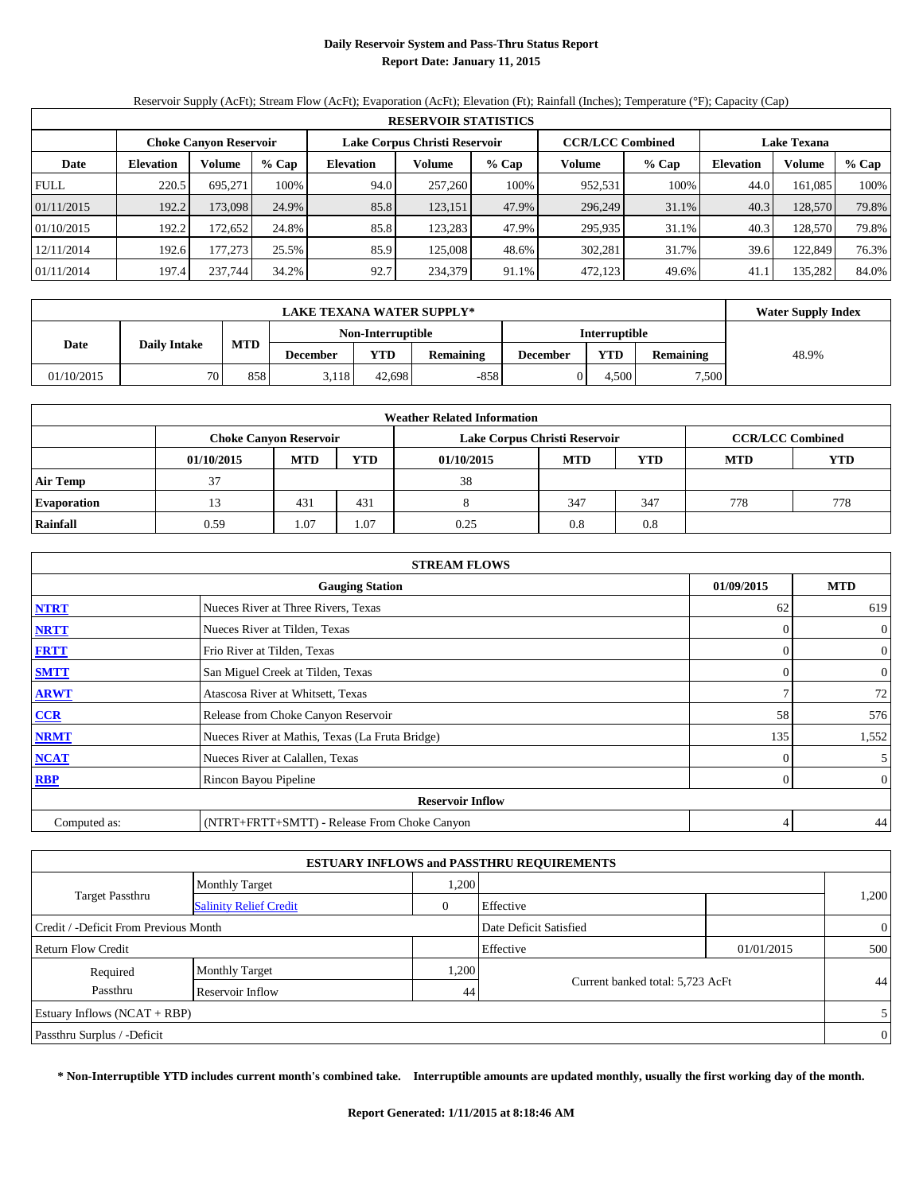# Daily Reservoir System and Pass-Thru Status Report
## Report Date: January 11, 2015

Reservoir Supply (AcFt); Stream Flow (AcFt); Evaporation (AcFt); Elevation (Ft); Rainfall (Inches); Temperature (°F); Capacity (Cap)

| RESERVOIR STATISTICS | | | | | | | | | | | |
|---|---|---|---|---|---|---|---|---|---|---|---|
| | Choke Canyon Reservoir | | | Lake Corpus Christi Reservoir | | | CCR/LCC Combined | | Lake Texana | | |
| Date | Elevation | Volume | % Cap | Elevation | Volume | % Cap | Volume | % Cap | Elevation | Volume | % Cap |
| FULL | 220.5 | 695,271 | 100% | 94.0 | 257,260 | 100% | 952,531 | 100% | 44.0 | 161,085 | 100% |
| 01/11/2015 | 192.2 | 173,098 | 24.9% | 85.8 | 123,151 | 47.9% | 296,249 | 31.1% | 40.3 | 128,570 | 79.8% |
| 01/10/2015 | 192.2 | 172,652 | 24.8% | 85.8 | 123,283 | 47.9% | 295,935 | 31.1% | 40.3 | 128,570 | 79.8% |
| 12/11/2014 | 192.6 | 177,273 | 25.5% | 85.9 | 125,008 | 48.6% | 302,281 | 31.7% | 39.6 | 122,849 | 76.3% |
| 01/11/2014 | 197.4 | 237,744 | 34.2% | 92.7 | 234,379 | 91.1% | 472,123 | 49.6% | 41.1 | 135,282 | 84.0% |

| LAKE TEXANA WATER SUPPLY* | | | | | | | | | Water Supply Index |
|---|---|---|---|---|---|---|---|---|---|
| Date | Daily Intake | MTD | Non-Interruptible | | | Interruptible | | | 48.9% |
| | | | December | YTD | Remaining | December | YTD | Remaining | |
| 01/10/2015 | 70 | 858 | 3,118 | 42,698 | -858 | 0 | 4,500 | 7,500 | |

| Weather Related Information | | | | | | | | |
|---|---|---|---|---|---|---|---|---|
| | Choke Canyon Reservoir | | | Lake Corpus Christi Reservoir | | | CCR/LCC Combined | |
| | 01/10/2015 | MTD | YTD | 01/10/2015 | MTD | YTD | MTD | YTD |
| Air Temp | 37 | | | 38 | | | | |
| Evaporation | 13 | 431 | 431 | 8 | 347 | 347 | 778 | 778 |
| Rainfall | 0.59 | 1.07 | 1.07 | 0.25 | 0.8 | 0.8 | | |

| STREAM FLOWS | | | |
|---|---|---|---|
| | Gauging Station | 01/09/2015 | MTD |
| NTRT | Nueces River at Three Rivers, Texas | 62 | 619 |
| NRTT | Nueces River at Tilden, Texas | 0 | 0 |
| FRTT | Frio River at Tilden, Texas | 0 | 0 |
| SMTT | San Miguel Creek at Tilden, Texas | 0 | 0 |
| ARWT | Atascosa River at Whitsett, Texas | 7 | 72 |
| CCR | Release from Choke Canyon Reservoir | 58 | 576 |
| NRMT | Nueces River at Mathis, Texas (La Fruta Bridge) | 135 | 1,552 |
| NCAT | Nueces River at Calallen, Texas | 0 | 5 |
| RBP | Rincon Bayou Pipeline | 0 | 0 |
| | Reservoir Inflow | | |
| Computed as: | (NTRT+FRTT+SMTT) - Release From Choke Canyon | 4 | 44 |

| ESTUARY INFLOWS and PASSTHRU REQUIREMENTS | | | | | |
|---|---|---|---|---|---|
| Target Passthru | Monthly Target | 1,200 | | | 1,200 |
| | Salinity Relief Credit | 0 | Effective | | |
| Credit / -Deficit From Previous Month | | | Date Deficit Satisfied | | 0 |
| Return Flow Credit | | | Effective | 01/01/2015 | 500 |
| Required Passthru | Monthly Target | 1,200 | Current banked total: 5,723 AcFt | | 44 |
| | Reservoir Inflow | 44 | | | |
| Estuary Inflows (NCAT + RBP) | | | | | 5 |
| Passthru Surplus / -Deficit | | | | | 0 |

**\* Non-Interruptible YTD includes current month's combined take. Interruptible amounts are updated monthly, usually the first working day of the month.**

**Report Generated: 1/11/2015 at 8:18:46 AM**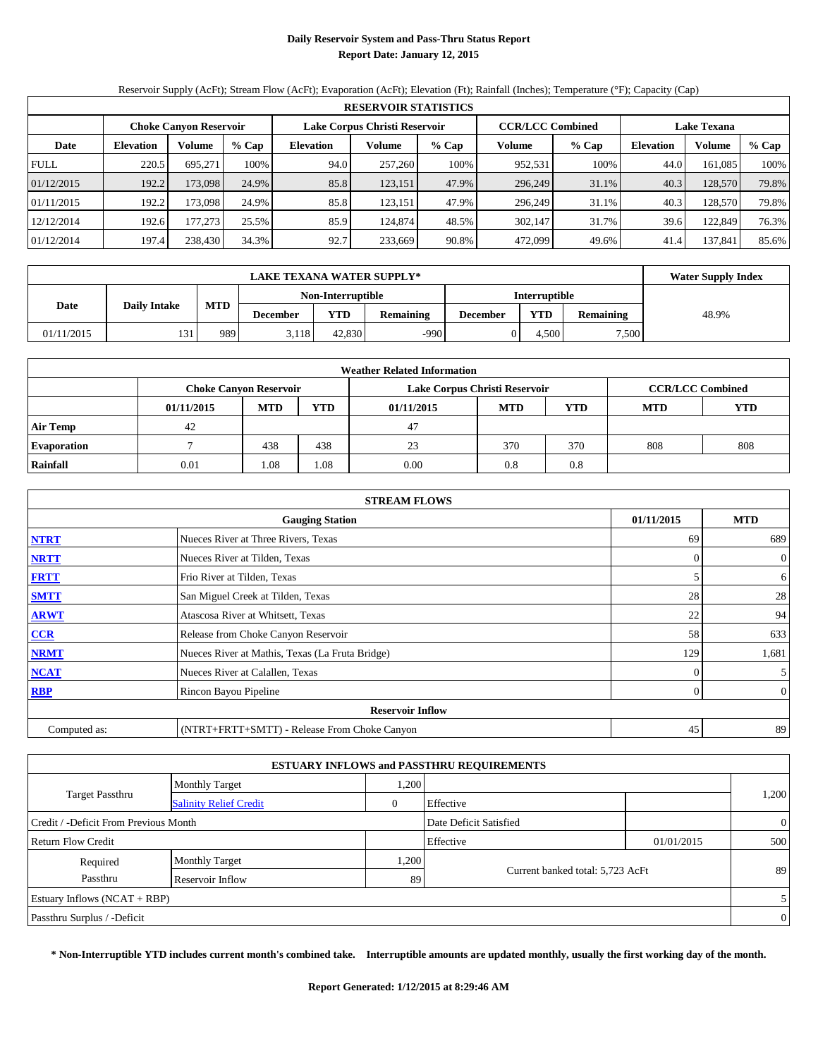# Daily Reservoir System and Pass-Thru Status Report
## Report Date: January 12, 2015

Reservoir Supply (AcFt); Stream Flow (AcFt); Evaporation (AcFt); Elevation (Ft); Rainfall (Inches); Temperature (°F); Capacity (Cap)

| RESERVOIR STATISTICS | | | | | | | | | | | |
|---|---|---|---|---|---|---|---|---|---|---|---|
| | Choke Canyon Reservoir | | | Lake Corpus Christi Reservoir | | | CCR/LCC Combined | | Lake Texana | | |
| Date | Elevation | Volume | % Cap | Elevation | Volume | % Cap | Volume | % Cap | Elevation | Volume | % Cap |
| FULL | 220.5 | 695,271 | 100% | 94.0 | 257,260 | 100% | 952,531 | 100% | 44.0 | 161,085 | 100% |
| 01/12/2015 | 192.2 | 173,098 | 24.9% | 85.8 | 123,151 | 47.9% | 296,249 | 31.1% | 40.3 | 128,570 | 79.8% |
| 01/11/2015 | 192.2 | 173,098 | 24.9% | 85.8 | 123,151 | 47.9% | 296,249 | 31.1% | 40.3 | 128,570 | 79.8% |
| 12/12/2014 | 192.6 | 177,273 | 25.5% | 85.9 | 124,874 | 48.5% | 302,147 | 31.7% | 39.6 | 122,849 | 76.3% |
| 01/12/2014 | 197.4 | 238,430 | 34.3% | 92.7 | 233,669 | 90.8% | 472,099 | 49.6% | 41.4 | 137,841 | 85.6% |

| LAKE TEXANA WATER SUPPLY* | | | | | | | | | Water Supply Index |
|---|---|---|---|---|---|---|---|---|---|
| Date | Daily Intake | MTD | Non-Interruptible | | | Interruptible | | | |
| | | | December | YTD | Remaining | December | YTD | Remaining | |
| 01/11/2015 | 131 | 989 | 3,118 | 42,830 | -990 | 0 | 4,500 | 7,500 | 48.9% |

| Weather Related Information | | | | | | | | |
|---|---|---|---|---|---|---|---|---|
| | Choke Canyon Reservoir | | | Lake Corpus Christi Reservoir | | | CCR/LCC Combined | |
| | 01/11/2015 | MTD | YTD | 01/11/2015 | MTD | YTD | MTD | YTD |
| Air Temp | 42 | | | 47 | | | | |
| Evaporation | 7 | 438 | 438 | 23 | 370 | 370 | 808 | 808 |
| Rainfall | 0.01 | 1.08 | 1.08 | 0.00 | 0.8 | 0.8 | | |

| STREAM FLOWS | | | |
|---|---|---|---|
| | Gauging Station | 01/11/2015 | MTD |
| NTRT | Nueces River at Three Rivers, Texas | 69 | 689 |
| NRTT | Nueces River at Tilden, Texas | 0 | 0 |
| FRTT | Frio River at Tilden, Texas | 5 | 6 |
| SMTT | San Miguel Creek at Tilden, Texas | 28 | 28 |
| ARWT | Atascosa River at Whitsett, Texas | 22 | 94 |
| CCR | Release from Choke Canyon Reservoir | 58 | 633 |
| NRMT | Nueces River at Mathis, Texas (La Fruta Bridge) | 129 | 1,681 |
| NCAT | Nueces River at Calallen, Texas | 0 | 5 |
| RBP | Rincon Bayou Pipeline | 0 | 0 |
| | Reservoir Inflow | | |
| Computed as: | (NTRT+FRTT+SMTT) - Release From Choke Canyon | 45 | 89 |

| ESTUARY INFLOWS and PASSTHRU REQUIREMENTS | | | | | |
|---|---|---|---|---|---|
| Target Passthru | Monthly Target | 1,200 | | | 1,200 |
| | Salinity Relief Credit | 0 | Effective | | |
| Credit / -Deficit From Previous Month | | | Date Deficit Satisfied | | 0 |
| Return Flow Credit | | | Effective | 01/01/2015 | 500 |
| Required Passthru | Monthly Target | 1,200 | Current banked total: 5,723 AcFt | | 89 |
| | Reservoir Inflow | 89 | | | |
| Estuary Inflows (NCAT + RBP) | | | | | 5 |
| Passthru Surplus / -Deficit | | | | | 0 |

**\* Non-Interruptible YTD includes current month's combined take. Interruptible amounts are updated monthly, usually the first working day of the month.**

**Report Generated: 1/12/2015 at 8:29:46 AM**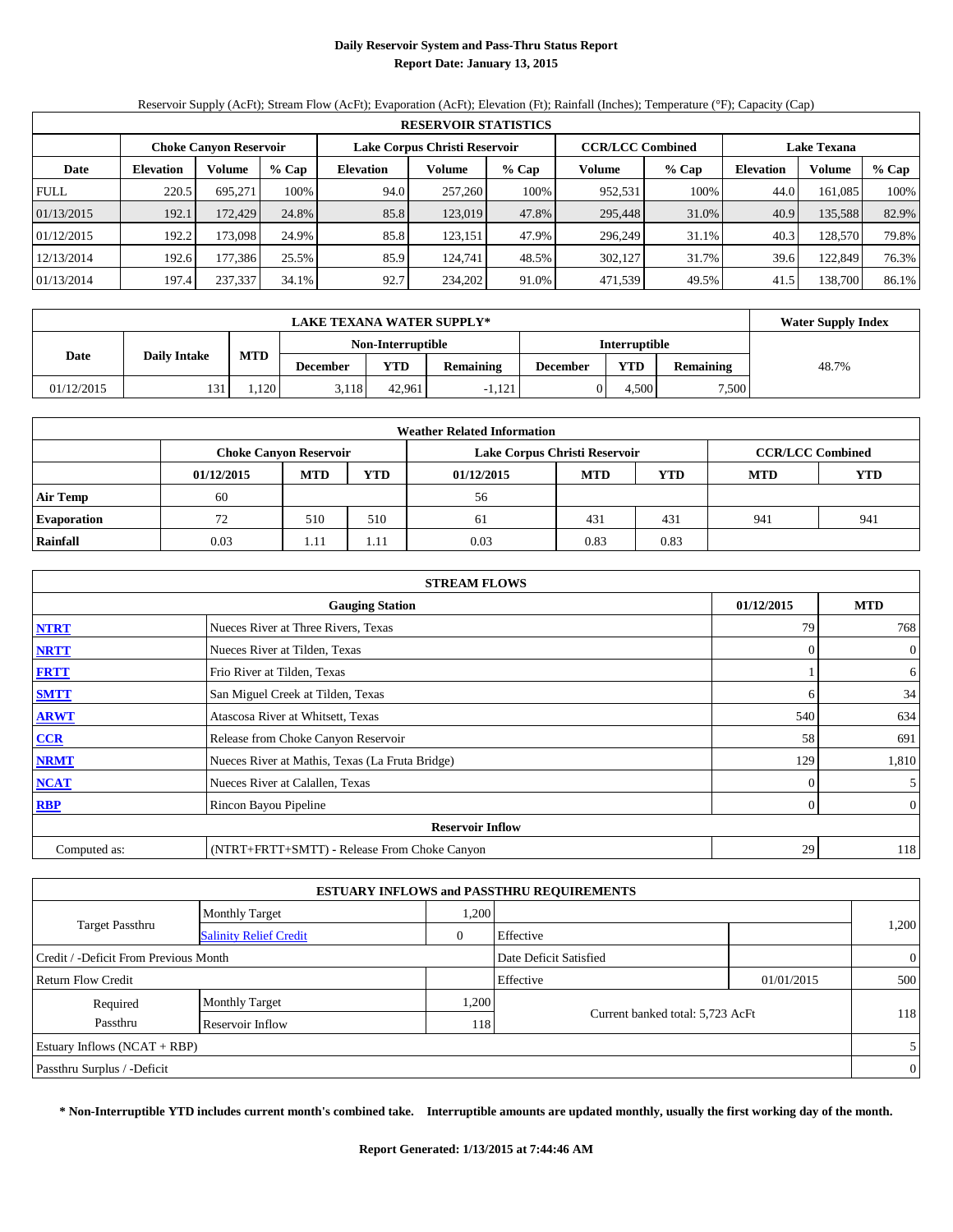# Daily Reservoir System and Pass-Thru Status Report
## Report Date: January 13, 2015

Reservoir Supply (AcFt); Stream Flow (AcFt); Evaporation (AcFt); Elevation (Ft); Rainfall (Inches); Temperature (°F); Capacity (Cap)

| RESERVOIR STATISTICS | | | | | | | | | | | |
|---|---|---|---|---|---|---|---|---|---|---|---|
| | Choke Canyon Reservoir | | | Lake Corpus Christi Reservoir | | | CCR/LCC Combined | | Lake Texana | | |
| Date | Elevation | Volume | % Cap | Elevation | Volume | % Cap | Volume | % Cap | Elevation | Volume | % Cap |
| FULL | 220.5 | 695,271 | 100% | 94.0 | 257,260 | 100% | 952,531 | 100% | 44.0 | 161,085 | 100% |
| 01/13/2015 | 192.1 | 172,429 | 24.8% | 85.8 | 123,019 | 47.8% | 295,448 | 31.0% | 40.9 | 135,588 | 82.9% |
| 01/12/2015 | 192.2 | 173,098 | 24.9% | 85.8 | 123,151 | 47.9% | 296,249 | 31.1% | 40.3 | 128,570 | 79.8% |
| 12/13/2014 | 192.6 | 177,386 | 25.5% | 85.9 | 124,741 | 48.5% | 302,127 | 31.7% | 39.6 | 122,849 | 76.3% |
| 01/13/2014 | 197.4 | 237,337 | 34.1% | 92.7 | 234,202 | 91.0% | 471,539 | 49.5% | 41.5 | 138,700 | 86.1% |

| LAKE TEXANA WATER SUPPLY* | | | | | | | | | Water Supply Index |
|---|---|---|---|---|---|---|---|---|---|
| Date | Daily Intake | MTD | Non-Interruptible | | | Interruptible | | | |
| | | | December | YTD | Remaining | December | YTD | Remaining | |
| 01/12/2015 | 131 | 1,120 | 3,118 | 42,961 | -1,121 | 0 | 4,500 | 7,500 | 48.7% |

| Weather Related Information | | | | | | | | |
|---|---|---|---|---|---|---|---|---|
| | Choke Canyon Reservoir | | | Lake Corpus Christi Reservoir | | | CCR/LCC Combined | |
| | 01/12/2015 | MTD | YTD | 01/12/2015 | MTD | YTD | MTD | YTD |
| Air Temp | 60 | | | 56 | | | | |
| Evaporation | 72 | 510 | 510 | 61 | 431 | 431 | 941 | 941 |
| Rainfall | 0.03 | 1.11 | 1.11 | 0.03 | 0.83 | 0.83 | | |

| STREAM FLOWS | | | |
|---|---|---|---|
| | Gauging Station | 01/12/2015 | MTD |
| NTRT | Nueces River at Three Rivers, Texas | 79 | 768 |
| NRTT | Nueces River at Tilden, Texas | 0 | 0 |
| FRTT | Frio River at Tilden, Texas | 1 | 6 |
| SMTT | San Miguel Creek at Tilden, Texas | 6 | 34 |
| ARWT | Atascosa River at Whitsett, Texas | 540 | 634 |
| CCR | Release from Choke Canyon Reservoir | 58 | 691 |
| NRMT | Nueces River at Mathis, Texas (La Fruta Bridge) | 129 | 1,810 |
| NCAT | Nueces River at Calallen, Texas | 0 | 5 |
| RBP | Rincon Bayou Pipeline | 0 | 0 |
| | Reservoir Inflow | | |
| Computed as: | (NTRT+FRTT+SMTT) - Release From Choke Canyon | 29 | 118 |

| ESTUARY INFLOWS and PASSTHRU REQUIREMENTS | | | | | |
|---|---|---|---|---|---|
| Target Passthru | Monthly Target | 1,200 | | | 1,200 |
| | Salinity Relief Credit | 0 | Effective | | |
| Credit / -Deficit From Previous Month | | | Date Deficit Satisfied | | 0 |
| Return Flow Credit | | | Effective | 01/01/2015 | 500 |
| Required Passthru | Monthly Target | 1,200 | Current banked total: 5,723 AcFt | | 118 |
| | Reservoir Inflow | 118 | | | |
| Estuary Inflows (NCAT + RBP) | | | | | 5 |
| Passthru Surplus / -Deficit | | | | | 0 |

**\* Non-Interruptible YTD includes current month's combined take. Interruptible amounts are updated monthly, usually the first working day of the month.**

**Report Generated: 1/13/2015 at 7:44:46 AM**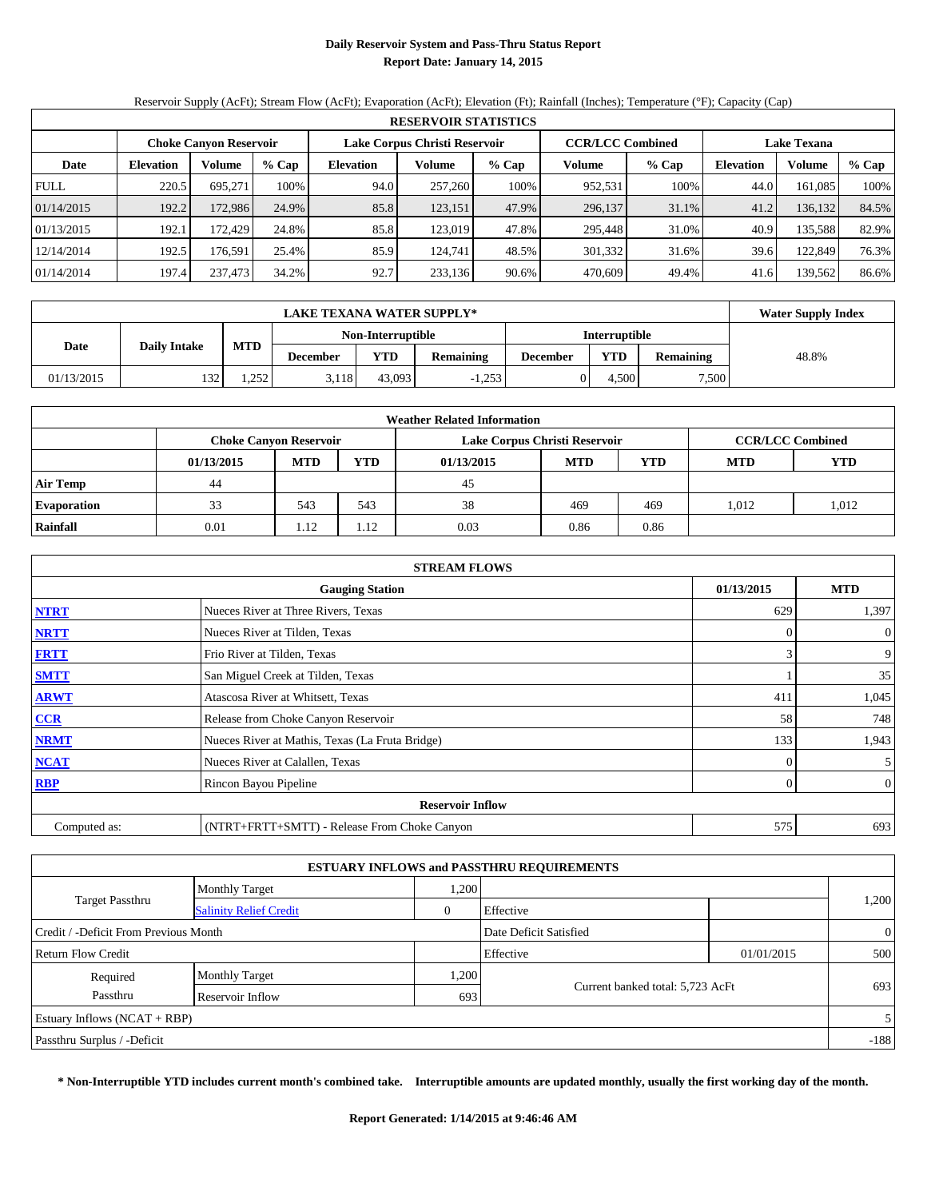# Daily Reservoir System and Pass-Thru Status Report
## Report Date: January 14, 2015

Reservoir Supply (AcFt); Stream Flow (AcFt); Evaporation (AcFt); Elevation (Ft); Rainfall (Inches); Temperature (°F); Capacity (Cap)

| RESERVOIR STATISTICS | | | | | | | | | | | |
|---|---|---|---|---|---|---|---|---|---|---|---|
| | Choke Canyon Reservoir | | | Lake Corpus Christi Reservoir | | | CCR/LCC Combined | | Lake Texana | | |
| Date | Elevation | Volume | % Cap | Elevation | Volume | % Cap | Volume | % Cap | Elevation | Volume | % Cap |
| FULL | 220.5 | 695,271 | 100% | 94.0 | 257,260 | 100% | 952,531 | 100% | 44.0 | 161,085 | 100% |
| 01/14/2015 | 192.2 | 172,986 | 24.9% | 85.8 | 123,151 | 47.9% | 296,137 | 31.1% | 41.2 | 136,132 | 84.5% |
| 01/13/2015 | 192.1 | 172,429 | 24.8% | 85.8 | 123,019 | 47.8% | 295,448 | 31.0% | 40.9 | 135,588 | 82.9% |
| 12/14/2014 | 192.5 | 176,591 | 25.4% | 85.9 | 124,741 | 48.5% | 301,332 | 31.6% | 39.6 | 122,849 | 76.3% |
| 01/14/2014 | 197.4 | 237,473 | 34.2% | 92.7 | 233,136 | 90.6% | 470,609 | 49.4% | 41.6 | 139,562 | 86.6% |

| LAKE TEXANA WATER SUPPLY* | | | | | | | | | Water Supply Index |
|---|---|---|---|---|---|---|---|---|---|
| Date | Daily Intake | MTD | Non-Interruptible | | | Interruptible | | | 48.8% |
| | | | December | YTD | Remaining | December | YTD | Remaining | |
| 01/13/2015 | 132 | 1,252 | 3,118 | 43,093 | -1,253 | 0 | 4,500 | 7,500 | |

| Weather Related Information | | | | | | | | |
|---|---|---|---|---|---|---|---|---|
| | Choke Canyon Reservoir | | | Lake Corpus Christi Reservoir | | | CCR/LCC Combined | |
| | 01/13/2015 | MTD | YTD | 01/13/2015 | MTD | YTD | MTD | YTD |
| Air Temp | 44 | | | 45 | | | | |
| Evaporation | 33 | 543 | 543 | 38 | 469 | 469 | 1,012 | 1,012 |
| Rainfall | 0.01 | 1.12 | 1.12 | 0.03 | 0.86 | 0.86 | | |

| STREAM FLOWS | | | |
|---|---|---|---|
| | Gauging Station | 01/13/2015 | MTD |
| NTRT | Nueces River at Three Rivers, Texas | 629 | 1,397 |
| NRTT | Nueces River at Tilden, Texas | 0 | 0 |
| FRTT | Frio River at Tilden, Texas | 3 | 9 |
| SMTT | San Miguel Creek at Tilden, Texas | 1 | 35 |
| ARWT | Atascosa River at Whitsett, Texas | 411 | 1,045 |
| CCR | Release from Choke Canyon Reservoir | 58 | 748 |
| NRMT | Nueces River at Mathis, Texas (La Fruta Bridge) | 133 | 1,943 |
| NCAT | Nueces River at Calallen, Texas | 0 | 5 |
| RBP | Rincon Bayou Pipeline | 0 | 0 |
| | Reservoir Inflow | | |
| Computed as: | (NTRT+FRTT+SMTT) - Release From Choke Canyon | 575 | 693 |

| ESTUARY INFLOWS and PASSTHRU REQUIREMENTS | | | | | |
|---|---|---|---|---|---|
| Target Passthru | Monthly Target | 1,200 | | | 1,200 |
| | Salinity Relief Credit | 0 | Effective | | |
| Credit / -Deficit From Previous Month | | | Date Deficit Satisfied | | 0 |
| Return Flow Credit | | | Effective | 01/01/2015 | 500 |
| Required Passthru | Monthly Target | 1,200 | Current banked total: 5,723 AcFt | | 693 |
| | Reservoir Inflow | 693 | | | |
| Estuary Inflows (NCAT + RBP) | | | | | 5 |
| Passthru Surplus / -Deficit | | | | | -188 |

**\* Non-Interruptible YTD includes current month's combined take. Interruptible amounts are updated monthly, usually the first working day of the month.**

**Report Generated: 1/14/2015 at 9:46:46 AM**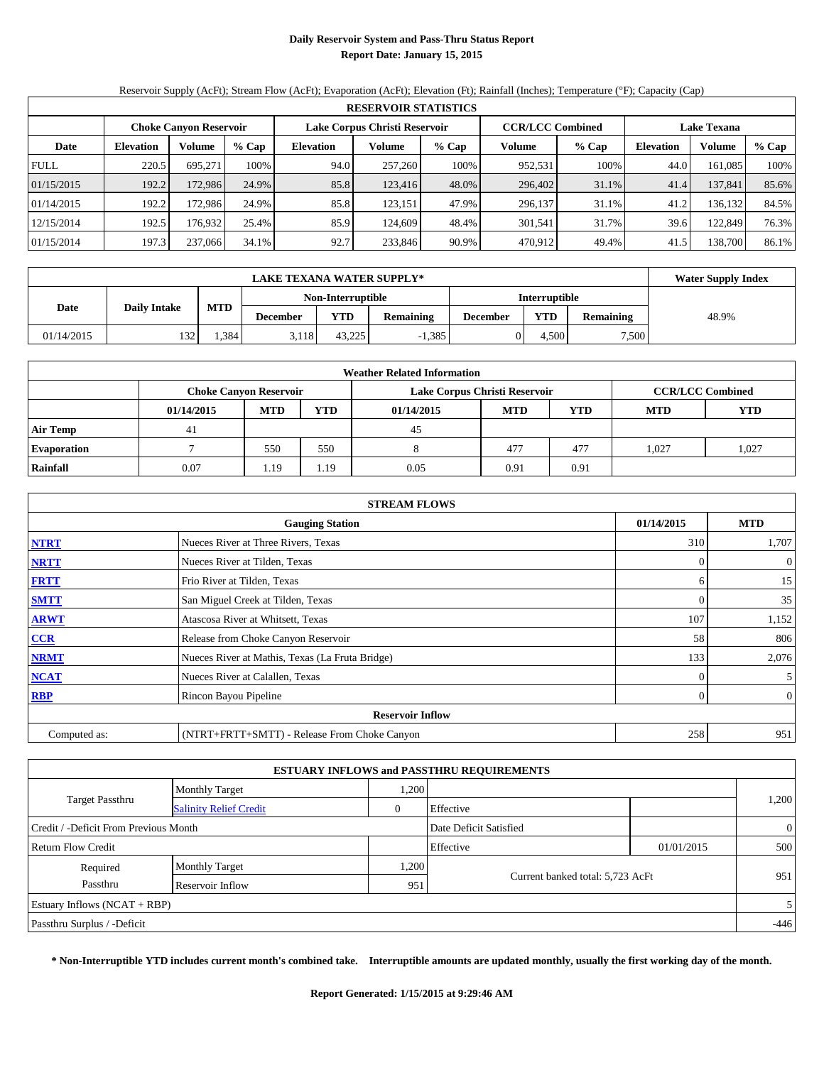# Daily Reservoir System and Pass-Thru Status Report

## Report Date: January 15, 2015

Reservoir Supply (AcFt); Stream Flow (AcFt); Evaporation (AcFt); Elevation (Ft); Rainfall (Inches); Temperature (°F); Capacity (Cap)

| RESERVOIR STATISTICS | | | | | | | | | | | |
|---|---|---|---|---|---|---|---|---|---|---|---|
| | Choke Canyon Reservoir | | | Lake Corpus Christi Reservoir | | | CCR/LCC Combined | | Lake Texana | | |
| Date | Elevation | Volume | % Cap | Elevation | Volume | % Cap | Volume | % Cap | Elevation | Volume | % Cap |
| FULL | 220.5 | 695,271 | 100% | 94.0 | 257,260 | 100% | 952,531 | 100% | 44.0 | 161,085 | 100% |
| 01/15/2015 | 192.2 | 172,986 | 24.9% | 85.8 | 123,416 | 48.0% | 296,402 | 31.1% | 41.4 | 137,841 | 85.6% |
| 01/14/2015 | 192.2 | 172,986 | 24.9% | 85.8 | 123,151 | 47.9% | 296,137 | 31.1% | 41.2 | 136,132 | 84.5% |
| 12/15/2014 | 192.5 | 176,932 | 25.4% | 85.9 | 124,609 | 48.4% | 301,541 | 31.7% | 39.6 | 122,849 | 76.3% |
| 01/15/2014 | 197.3 | 237,066 | 34.1% | 92.7 | 233,846 | 90.9% | 470,912 | 49.4% | 41.5 | 138,700 | 86.1% |

| LAKE TEXANA WATER SUPPLY* | | | | | | | | | Water Supply Index |
|---|---|---|---|---|---|---|---|---|---|
| Date | Daily Intake | MTD | Non-Interruptible | | | Interruptible | | | |
| | | | December | YTD | Remaining | December | YTD | Remaining | |
| 01/14/2015 | 132 | 1,384 | 3,118 | 43,225 | -1,385 | 0 | 4,500 | 7,500 | 48.9% |

| Weather Related Information | | | | | | | | |
|---|---|---|---|---|---|---|---|---|
| | Choke Canyon Reservoir | | | Lake Corpus Christi Reservoir | | | CCR/LCC Combined | |
| | 01/14/2015 | MTD | YTD | 01/14/2015 | MTD | YTD | MTD | YTD |
| Air Temp | 41 | | | 45 | | | | |
| Evaporation | 7 | 550 | 550 | 8 | 477 | 477 | 1,027 | 1,027 |
| Rainfall | 0.07 | 1.19 | 1.19 | 0.05 | 0.91 | 0.91 | | |

| STREAM FLOWS | | | |
|---|---|---|---|
| | Gauging Station | 01/14/2015 | MTD |
| NTRT | Nueces River at Three Rivers, Texas | 310 | 1,707 |
| NRTT | Nueces River at Tilden, Texas | 0 | 0 |
| FRTT | Frio River at Tilden, Texas | 6 | 15 |
| SMTT | San Miguel Creek at Tilden, Texas | 0 | 35 |
| ARWT | Atascosa River at Whitsett, Texas | 107 | 1,152 |
| CCR | Release from Choke Canyon Reservoir | 58 | 806 |
| NRMT | Nueces River at Mathis, Texas (La Fruta Bridge) | 133 | 2,076 |
| NCAT | Nueces River at Calallen, Texas | 0 | 5 |
| RBP | Rincon Bayou Pipeline | 0 | 0 |
| | Reservoir Inflow | | |
| Computed as: | (NTRT+FRTT+SMTT) - Release From Choke Canyon | 258 | 951 |

| ESTUARY INFLOWS and PASSTHRU REQUIREMENTS | | | | | |
|---|---|---|---|---|---|
| Target Passthru | Monthly Target | 1,200 | | | 1,200 |
| | Salinity Relief Credit | 0 | Effective | | |
| Credit / -Deficit From Previous Month | | | Date Deficit Satisfied | | 0 |
| Return Flow Credit | | | Effective | 01/01/2015 | 500 |
| Required Passthru | Monthly Target | 1,200 | Current banked total: 5,723 AcFt | | 951 |
| | Reservoir Inflow | 951 | | | |
| Estuary Inflows (NCAT + RBP) | | | | | 5 |
| Passthru Surplus / -Deficit | | | | | -446 |

**\* Non-Interruptible YTD includes current month's combined take. Interruptible amounts are updated monthly, usually the first working day of the month.**

**Report Generated: 1/15/2015 at 9:29:46 AM**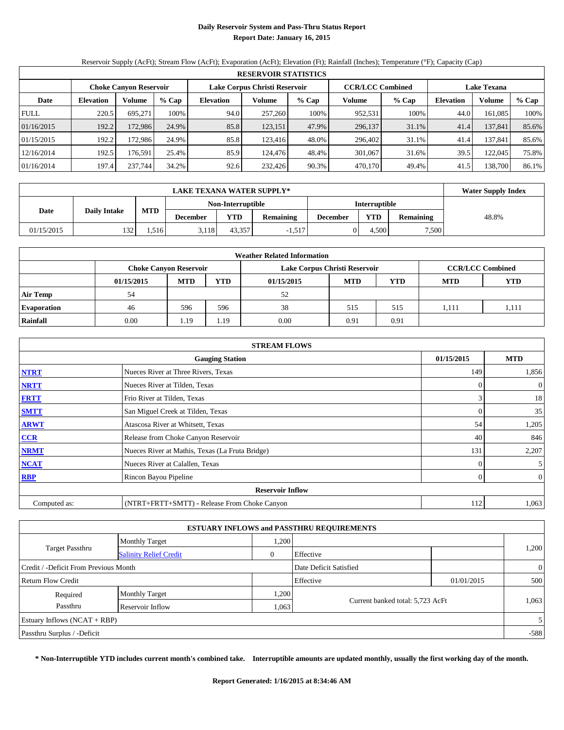# Daily Reservoir System and Pass-Thru Status Report

## Report Date: January 16, 2015

Reservoir Supply (AcFt); Stream Flow (AcFt); Evaporation (AcFt); Elevation (Ft); Rainfall (Inches); Temperature (°F); Capacity (Cap)

| RESERVOIR STATISTICS | | | | | | | | | | | |
|---|---|---|---|---|---|---|---|---|---|---|---|
| | Choke Canyon Reservoir | | | Lake Corpus Christi Reservoir | | | CCR/LCC Combined | | Lake Texana | | |
| Date | Elevation | Volume | % Cap | Elevation | Volume | % Cap | Volume | % Cap | Elevation | Volume | % Cap |
| FULL | 220.5 | 695,271 | 100% | 94.0 | 257,260 | 100% | 952,531 | 100% | 44.0 | 161,085 | 100% |
| 01/16/2015 | 192.2 | 172,986 | 24.9% | 85.8 | 123,151 | 47.9% | 296,137 | 31.1% | 41.4 | 137,841 | 85.6% |
| 01/15/2015 | 192.2 | 172,986 | 24.9% | 85.8 | 123,416 | 48.0% | 296,402 | 31.1% | 41.4 | 137,841 | 85.6% |
| 12/16/2014 | 192.5 | 176,591 | 25.4% | 85.9 | 124,476 | 48.4% | 301,067 | 31.6% | 39.5 | 122,045 | 75.8% |
| 01/16/2014 | 197.4 | 237,744 | 34.2% | 92.6 | 232,426 | 90.3% | 470,170 | 49.4% | 41.5 | 138,700 | 86.1% |

| LAKE TEXANA WATER SUPPLY* | | | | | | | | | Water Supply Index |
|---|---|---|---|---|---|---|---|---|---|
| Date | Daily Intake | MTD | Non-Interruptible | | | Interruptible | | | 48.8% |
| | | | December | YTD | Remaining | December | YTD | Remaining | |
| 01/15/2015 | 132 | 1,516 | 3,118 | 43,357 | -1,517 | 0 | 4,500 | 7,500 | |

| Weather Related Information | | | | | | | | |
|---|---|---|---|---|---|---|---|---|
| | Choke Canyon Reservoir | | | Lake Corpus Christi Reservoir | | | CCR/LCC Combined | |
| | 01/15/2015 | MTD | YTD | 01/15/2015 | MTD | YTD | MTD | YTD |
| Air Temp | 54 | | | 52 | | | | |
| Evaporation | 46 | 596 | 596 | 38 | 515 | 515 | 1,111 | 1,111 |
| Rainfall | 0.00 | 1.19 | 1.19 | 0.00 | 0.91 | 0.91 | | |

| STREAM FLOWS | | | |
|---|---|---|---|
| | Gauging Station | 01/15/2015 | MTD |
| NTRT | Nueces River at Three Rivers, Texas | 149 | 1,856 |
| NRTT | Nueces River at Tilden, Texas | 0 | 0 |
| FRTT | Frio River at Tilden, Texas | 3 | 18 |
| SMTT | San Miguel Creek at Tilden, Texas | 0 | 35 |
| ARWT | Atascosa River at Whitsett, Texas | 54 | 1,205 |
| CCR | Release from Choke Canyon Reservoir | 40 | 846 |
| NRMT | Nueces River at Mathis, Texas (La Fruta Bridge) | 131 | 2,207 |
| NCAT | Nueces River at Calallen, Texas | 0 | 5 |
| RBP | Rincon Bayou Pipeline | 0 | 0 |
| | Reservoir Inflow | | |
| Computed as: | (NTRT+FRTT+SMTT) - Release From Choke Canyon | 112 | 1,063 |

| ESTUARY INFLOWS and PASSTHRU REQUIREMENTS | | | | | |
|---|---|---|---|---|---|
| Target Passthru | Monthly Target | 1,200 | | | 1,200 |
| | Salinity Relief Credit | 0 | Effective | | |
| Credit / -Deficit From Previous Month | | | Date Deficit Satisfied | | 0 |
| Return Flow Credit | | | Effective | 01/01/2015 | 500 |
| Required Passthru | Monthly Target | 1,200 | Current banked total: 5,723 AcFt | | 1,063 |
| | Reservoir Inflow | 1,063 | | | |
| Estuary Inflows (NCAT + RBP) | | | | | 5 |
| Passthru Surplus / -Deficit | | | | | -588 |

**\* Non-Interruptible YTD includes current month's combined take. Interruptible amounts are updated monthly, usually the first working day of the month.**

**Report Generated: 1/16/2015 at 8:34:46 AM**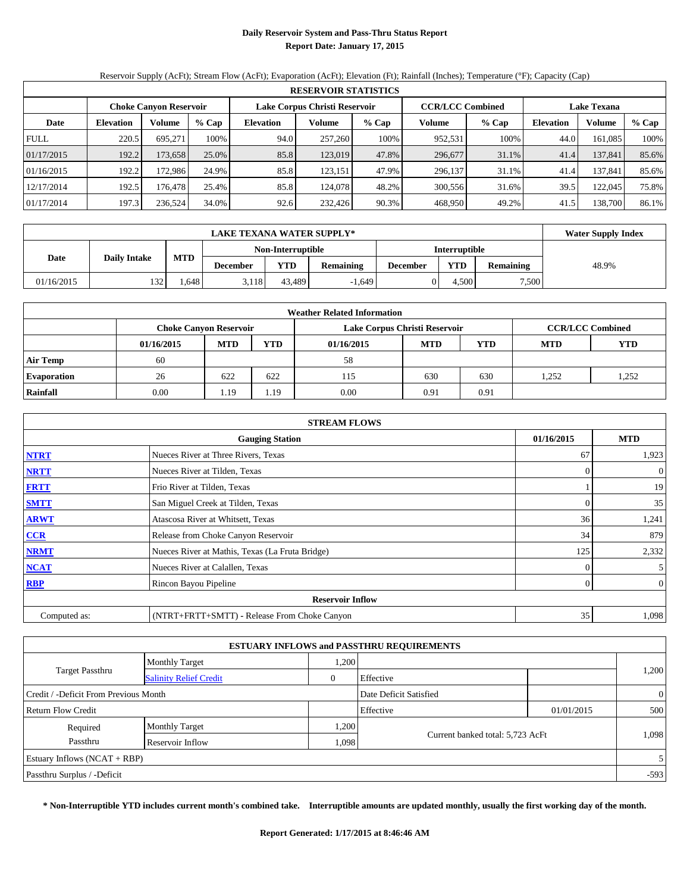# Daily Reservoir System and Pass-Thru Status Report
## Report Date: January 17, 2015

Reservoir Supply (AcFt); Stream Flow (AcFt); Evaporation (AcFt); Elevation (Ft); Rainfall (Inches); Temperature (°F); Capacity (Cap)

| RESERVOIR STATISTICS | | | | | | | | | | | |
|---|---|---|---|---|---|---|---|---|---|---|---|
| | Choke Canyon Reservoir | | | Lake Corpus Christi Reservoir | | | CCR/LCC Combined | | Lake Texana | | |
| Date | Elevation | Volume | % Cap | Elevation | Volume | % Cap | Volume | % Cap | Elevation | Volume | % Cap |
| FULL | 220.5 | 695,271 | 100% | 94.0 | 257,260 | 100% | 952,531 | 100% | 44.0 | 161,085 | 100% |
| 01/17/2015 | 192.2 | 173,658 | 25.0% | 85.8 | 123,019 | 47.8% | 296,677 | 31.1% | 41.4 | 137,841 | 85.6% |
| 01/16/2015 | 192.2 | 172,986 | 24.9% | 85.8 | 123,151 | 47.9% | 296,137 | 31.1% | 41.4 | 137,841 | 85.6% |
| 12/17/2014 | 192.5 | 176,478 | 25.4% | 85.8 | 124,078 | 48.2% | 300,556 | 31.6% | 39.5 | 122,045 | 75.8% |
| 01/17/2014 | 197.3 | 236,524 | 34.0% | 92.6 | 232,426 | 90.3% | 468,950 | 49.2% | 41.5 | 138,700 | 86.1% |

| LAKE TEXANA WATER SUPPLY* | | | | | | | | | Water Supply Index |
|---|---|---|---|---|---|---|---|---|---|
| Date | Daily Intake | MTD | Non-Interruptible | | | Interruptible | | | |
| | | | December | YTD | Remaining | December | YTD | Remaining | |
| 01/16/2015 | 132 | 1,648 | 3,118 | 43,489 | -1,649 | 0 | 4,500 | 7,500 | 48.9% |

| Weather Related Information | | | | | | | | |
|---|---|---|---|---|---|---|---|---|
| | Choke Canyon Reservoir | | | Lake Corpus Christi Reservoir | | | CCR/LCC Combined | |
| | 01/16/2015 | MTD | YTD | 01/16/2015 | MTD | YTD | MTD | YTD |
| Air Temp | 60 | | | 58 | | | | |
| Evaporation | 26 | 622 | 622 | 115 | 630 | 630 | 1,252 | 1,252 |
| Rainfall | 0.00 | 1.19 | 1.19 | 0.00 | 0.91 | 0.91 | | |

| STREAM FLOWS | | | |
|---|---|---|---|
| | Gauging Station | 01/16/2015 | MTD |
| NTRT | Nueces River at Three Rivers, Texas | 67 | 1,923 |
| NRTT | Nueces River at Tilden, Texas | 0 | 0 |
| FRTT | Frio River at Tilden, Texas | 1 | 19 |
| SMTT | San Miguel Creek at Tilden, Texas | 0 | 35 |
| ARWT | Atascosa River at Whitsett, Texas | 36 | 1,241 |
| CCR | Release from Choke Canyon Reservoir | 34 | 879 |
| NRMT | Nueces River at Mathis, Texas (La Fruta Bridge) | 125 | 2,332 |
| NCAT | Nueces River at Calallen, Texas | 0 | 5 |
| RBP | Rincon Bayou Pipeline | 0 | 0 |
| | Reservoir Inflow | | |
| Computed as: | (NTRT+FRTT+SMTT) - Release From Choke Canyon | 35 | 1,098 |

| ESTUARY INFLOWS and PASSTHRU REQUIREMENTS | | | | | |
|---|---|---|---|---|---|
| Target Passthru | Monthly Target | 1,200 | | | 1,200 |
| | Salinity Relief Credit | 0 | Effective | | |
| Credit / -Deficit From Previous Month | | | Date Deficit Satisfied | | 0 |
| Return Flow Credit | | | Effective | 01/01/2015 | 500 |
| Required Passthru | Monthly Target | 1,200 | Current banked total: 5,723 AcFt | | 1,098 |
| | Reservoir Inflow | 1,098 | | | |
| Estuary Inflows (NCAT + RBP) | | | | | 5 |
| Passthru Surplus / -Deficit | | | | | -593 |

**\* Non-Interruptible YTD includes current month's combined take. Interruptible amounts are updated monthly, usually the first working day of the month.**

**Report Generated: 1/17/2015 at 8:46:46 AM**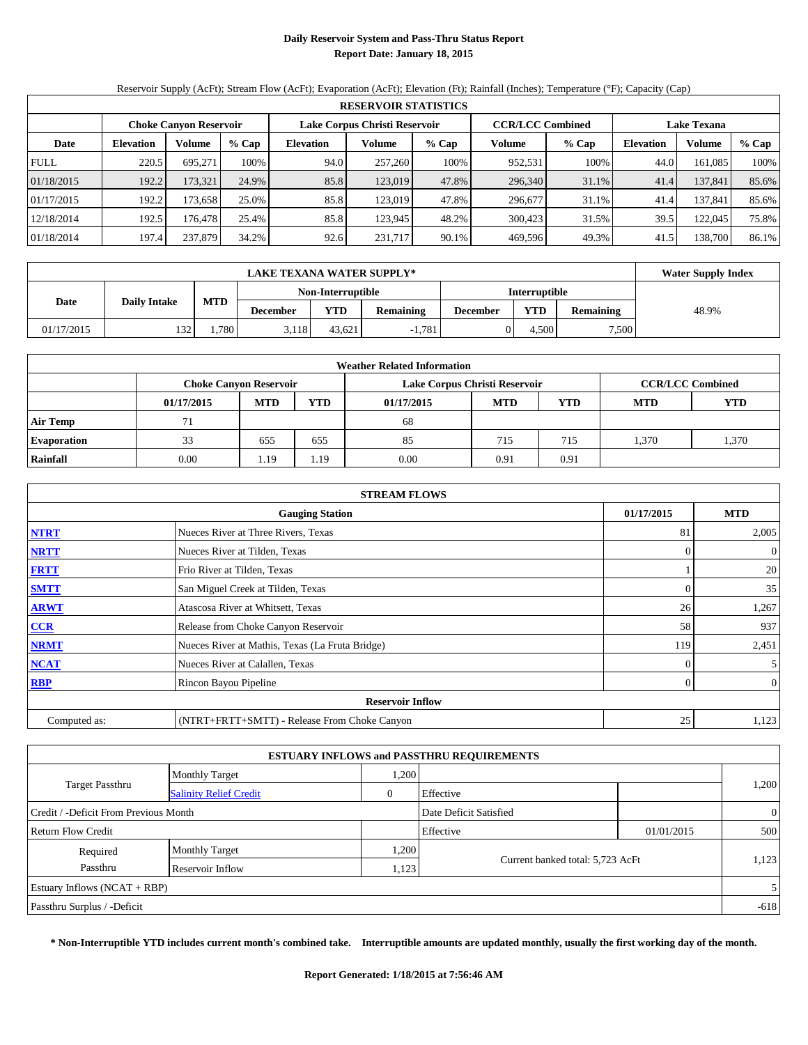# Daily Reservoir System and Pass-Thru Status Report
## Report Date: January 18, 2015

Reservoir Supply (AcFt); Stream Flow (AcFt); Evaporation (AcFt); Elevation (Ft); Rainfall (Inches); Temperature (°F); Capacity (Cap)

| RESERVOIR STATISTICS | | | | | | | | | | | |
|---|---|---|---|---|---|---|---|---|---|---|---|
| | Choke Canyon Reservoir | | | Lake Corpus Christi Reservoir | | | CCR/LCC Combined | | Lake Texana | | |
| Date | Elevation | Volume | % Cap | Elevation | Volume | % Cap | Volume | % Cap | Elevation | Volume | % Cap |
| FULL | 220.5 | 695,271 | 100% | 94.0 | 257,260 | 100% | 952,531 | 100% | 44.0 | 161,085 | 100% |
| 01/18/2015 | 192.2 | 173,321 | 24.9% | 85.8 | 123,019 | 47.8% | 296,340 | 31.1% | 41.4 | 137,841 | 85.6% |
| 01/17/2015 | 192.2 | 173,658 | 25.0% | 85.8 | 123,019 | 47.8% | 296,677 | 31.1% | 41.4 | 137,841 | 85.6% |
| 12/18/2014 | 192.5 | 176,478 | 25.4% | 85.8 | 123,945 | 48.2% | 300,423 | 31.5% | 39.5 | 122,045 | 75.8% |
| 01/18/2014 | 197.4 | 237,879 | 34.2% | 92.6 | 231,717 | 90.1% | 469,596 | 49.3% | 41.5 | 138,700 | 86.1% |

| LAKE TEXANA WATER SUPPLY* | | | | | | | | | Water Supply Index |
|---|---|---|---|---|---|---|---|---|---|
| Date | Daily Intake | MTD | Non-Interruptible | | | Interruptible | | | |
| | | | December | YTD | Remaining | December | YTD | Remaining | |
| 01/17/2015 | 132 | 1,780 | 3,118 | 43,621 | -1,781 | 0 | 4,500 | 7,500 | 48.9% |

| Weather Related Information | | | | | | | | |
|---|---|---|---|---|---|---|---|---|
| | Choke Canyon Reservoir | | | Lake Corpus Christi Reservoir | | | CCR/LCC Combined | |
| | 01/17/2015 | MTD | YTD | 01/17/2015 | MTD | YTD | MTD | YTD |
| Air Temp | 71 | | | 68 | | | | |
| Evaporation | 33 | 655 | 655 | 85 | 715 | 715 | 1,370 | 1,370 |
| Rainfall | 0.00 | 1.19 | 1.19 | 0.00 | 0.91 | 0.91 | | |

| STREAM FLOWS | | | |
|---|---|---|---|
| | Gauging Station | 01/17/2015 | MTD |
| NTRT | Nueces River at Three Rivers, Texas | 81 | 2,005 |
| NRTT | Nueces River at Tilden, Texas | 0 | 0 |
| FRTT | Frio River at Tilden, Texas | 1 | 20 |
| SMTT | San Miguel Creek at Tilden, Texas | 0 | 35 |
| ARWT | Atascosa River at Whitsett, Texas | 26 | 1,267 |
| CCR | Release from Choke Canyon Reservoir | 58 | 937 |
| NRMT | Nueces River at Mathis, Texas (La Fruta Bridge) | 119 | 2,451 |
| NCAT | Nueces River at Calallen, Texas | 0 | 5 |
| RBP | Rincon Bayou Pipeline | 0 | 0 |
| | Reservoir Inflow | | |
| Computed as: | (NTRT+FRTT+SMTT) - Release From Choke Canyon | 25 | 1,123 |

| ESTUARY INFLOWS and PASSTHRU REQUIREMENTS | | | | | |
|---|---|---|---|---|---|
| Target Passthru | Monthly Target | 1,200 | | | 1,200 |
| | Salinity Relief Credit | 0 | Effective | | |
| Credit / -Deficit From Previous Month | | | Date Deficit Satisfied | | 0 |
| Return Flow Credit | | | Effective | 01/01/2015 | 500 |
| Required Passthru | Monthly Target | 1,200 | Current banked total: 5,723 AcFt | | 1,123 |
| | Reservoir Inflow | 1,123 | | | |
| Estuary Inflows (NCAT + RBP) | | | | | 5 |
| Passthru Surplus / -Deficit | | | | | -618 |

**\* Non-Interruptible YTD includes current month's combined take. Interruptible amounts are updated monthly, usually the first working day of the month.**

**Report Generated: 1/18/2015 at 7:56:46 AM**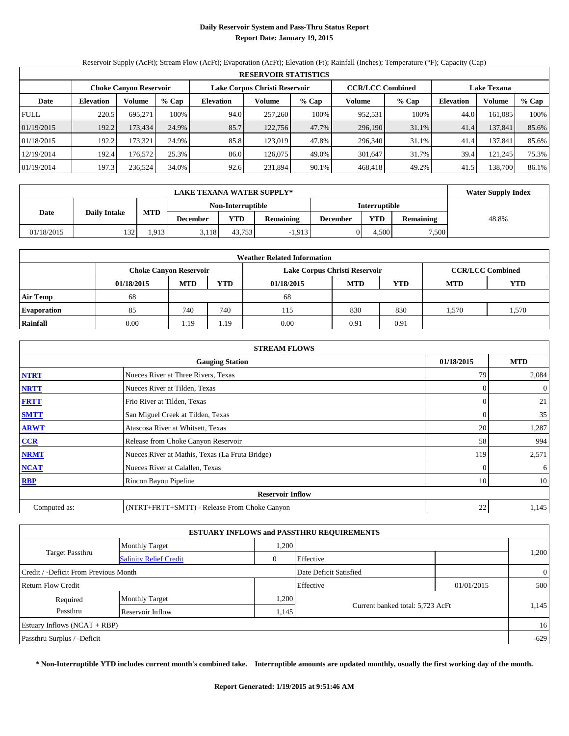# Daily Reservoir System and Pass-Thru Status Report
## Report Date: January 19, 2015

Reservoir Supply (AcFt); Stream Flow (AcFt); Evaporation (AcFt); Elevation (Ft); Rainfall (Inches); Temperature (°F); Capacity (Cap)

| RESERVOIR STATISTICS | | | | | | | | | | | |
|---|---|---|---|---|---|---|---|---|---|---|---|
| | Choke Canyon Reservoir | | | Lake Corpus Christi Reservoir | | | CCR/LCC Combined | | Lake Texana | | |
| Date | Elevation | Volume | % Cap | Elevation | Volume | % Cap | Volume | % Cap | Elevation | Volume | % Cap |
| FULL | 220.5 | 695,271 | 100% | 94.0 | 257,260 | 100% | 952,531 | 100% | 44.0 | 161,085 | 100% |
| 01/19/2015 | 192.2 | 173,434 | 24.9% | 85.7 | 122,756 | 47.7% | 296,190 | 31.1% | 41.4 | 137,841 | 85.6% |
| 01/18/2015 | 192.2 | 173,321 | 24.9% | 85.8 | 123,019 | 47.8% | 296,340 | 31.1% | 41.4 | 137,841 | 85.6% |
| 12/19/2014 | 192.4 | 176,572 | 25.3% | 86.0 | 126,075 | 49.0% | 301,647 | 31.7% | 39.4 | 121,245 | 75.3% |
| 01/19/2014 | 197.3 | 236,524 | 34.0% | 92.6 | 231,894 | 90.1% | 468,418 | 49.2% | 41.5 | 138,700 | 86.1% |

| LAKE TEXANA WATER SUPPLY* | | | | | | | | | Water Supply Index |
|---|---|---|---|---|---|---|---|---|---|
| Date | Daily Intake | MTD | Non-Interruptible | | | Interruptible | | | 48.8% |
| | | | December | YTD | Remaining | December | YTD | Remaining | |
| 01/18/2015 | 132 | 1,913 | 3,118 | 43,753 | -1,913 | 0 | 4,500 | 7,500 | |

| Weather Related Information | | | | | | | | |
|---|---|---|---|---|---|---|---|---|
| | Choke Canyon Reservoir | | | Lake Corpus Christi Reservoir | | | CCR/LCC Combined | |
| | 01/18/2015 | MTD | YTD | 01/18/2015 | MTD | YTD | MTD | YTD |
| Air Temp | 68 | | | 68 | | | | |
| Evaporation | 85 | 740 | 740 | 115 | 830 | 830 | 1,570 | 1,570 |
| Rainfall | 0.00 | 1.19 | 1.19 | 0.00 | 0.91 | 0.91 | | |

| STREAM FLOWS | | | |
|---|---|---|---|
| | Gauging Station | 01/18/2015 | MTD |
| NTRT | Nueces River at Three Rivers, Texas | 79 | 2,084 |
| NRTT | Nueces River at Tilden, Texas | 0 | 0 |
| FRTT | Frio River at Tilden, Texas | 0 | 21 |
| SMTT | San Miguel Creek at Tilden, Texas | 0 | 35 |
| ARWT | Atascosa River at Whitsett, Texas | 20 | 1,287 |
| CCR | Release from Choke Canyon Reservoir | 58 | 994 |
| NRMT | Nueces River at Mathis, Texas (La Fruta Bridge) | 119 | 2,571 |
| NCAT | Nueces River at Calallen, Texas | 0 | 6 |
| RBP | Rincon Bayou Pipeline | 10 | 10 |
| | Reservoir Inflow | | |
| Computed as: | (NTRT+FRTT+SMTT) - Release From Choke Canyon | 22 | 1,145 |

| ESTUARY INFLOWS and PASSTHRU REQUIREMENTS | | | | | |
|---|---|---|---|---|---|
| Target Passthru | Monthly Target | 1,200 | | | 1,200 |
| | Salinity Relief Credit | 0 | Effective | | |
| Credit / -Deficit From Previous Month | | | Date Deficit Satisfied | | 0 |
| Return Flow Credit | | | Effective | 01/01/2015 | 500 |
| Required Passthru | Monthly Target | 1,200 | Current banked total: 5,723 AcFt | | 1,145 |
| | Reservoir Inflow | 1,145 | | | |
| Estuary Inflows (NCAT + RBP) | | | | | 16 |
| Passthru Surplus / -Deficit | | | | | -629 |

**\* Non-Interruptible YTD includes current month's combined take. Interruptible amounts are updated monthly, usually the first working day of the month.**

**Report Generated: 1/19/2015 at 9:51:46 AM**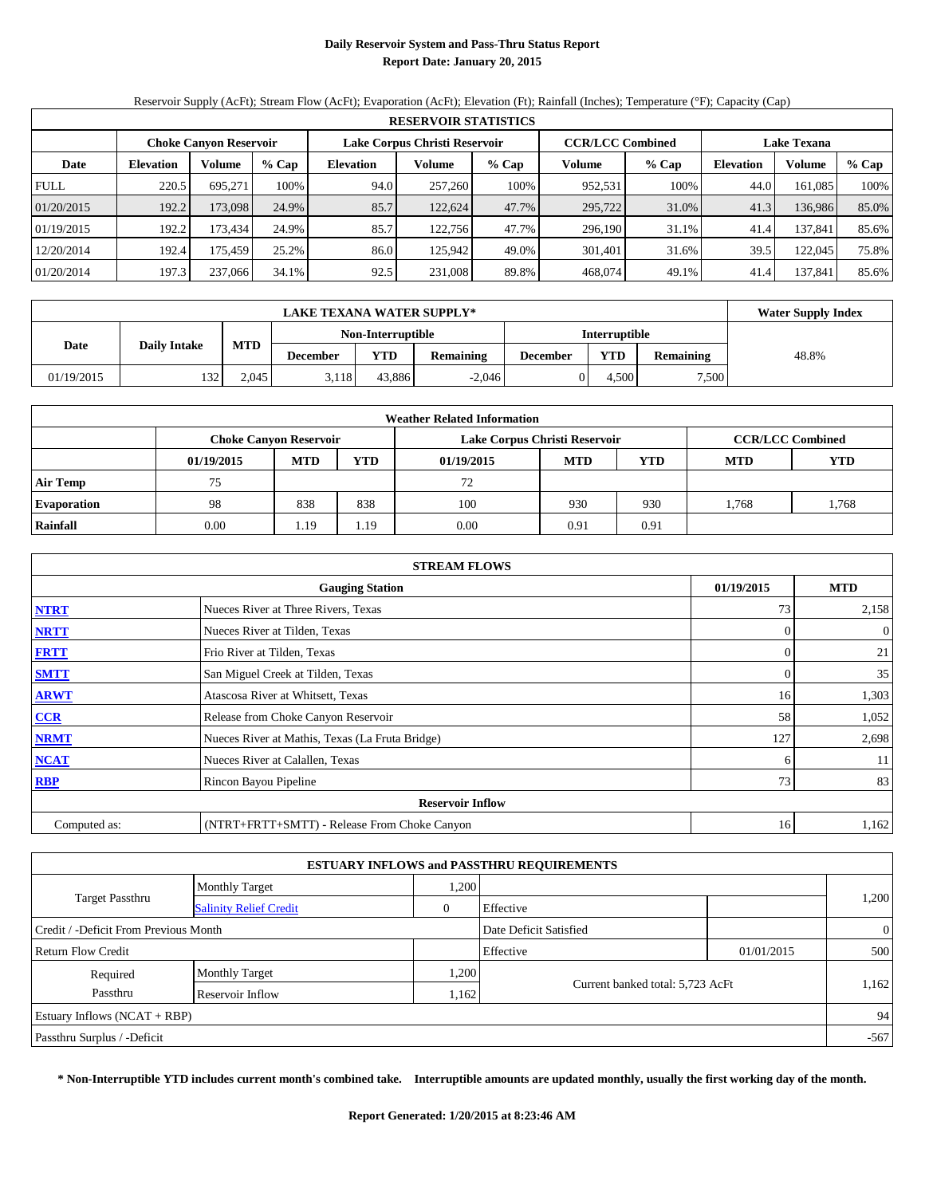# Daily Reservoir System and Pass-Thru Status Report

**Report Date: January 20, 2015**

Reservoir Supply (AcFt); Stream Flow (AcFt); Evaporation (AcFt); Elevation (Ft); Rainfall (Inches); Temperature (°F); Capacity (Cap)

| RESERVOIR STATISTICS | | | | | | | | | | | |
|---|---|---|---|---|---|---|---|---|---|---|---|
| | Choke Canyon Reservoir | | | Lake Corpus Christi Reservoir | | | CCR/LCC Combined | | Lake Texana | | |
| Date | Elevation | Volume | % Cap | Elevation | Volume | % Cap | Volume | % Cap | Elevation | Volume | % Cap |
| FULL | 220.5 | 695,271 | 100% | 94.0 | 257,260 | 100% | 952,531 | 100% | 44.0 | 161,085 | 100% |
| 01/20/2015 | 192.2 | 173,098 | 24.9% | 85.7 | 122,624 | 47.7% | 295,722 | 31.0% | 41.3 | 136,986 | 85.0% |
| 01/19/2015 | 192.2 | 173,434 | 24.9% | 85.7 | 122,756 | 47.7% | 296,190 | 31.1% | 41.4 | 137,841 | 85.6% |
| 12/20/2014 | 192.4 | 175,459 | 25.2% | 86.0 | 125,942 | 49.0% | 301,401 | 31.6% | 39.5 | 122,045 | 75.8% |
| 01/20/2014 | 197.3 | 237,066 | 34.1% | 92.5 | 231,008 | 89.8% | 468,074 | 49.1% | 41.4 | 137,841 | 85.6% |

| LAKE TEXANA WATER SUPPLY* | | | | | | | | | Water Supply Index |
|---|---|---|---|---|---|---|---|---|---|
| Date | Daily Intake | MTD | Non-Interruptible | | | Interruptible | | | |
| | | | December | YTD | Remaining | December | YTD | Remaining | |
| 01/19/2015 | 132 | 2,045 | 3,118 | 43,886 | -2,046 | 0 | 4,500 | 7,500 | 48.8% |

| Weather Related Information | | | | | | | | |
|---|---|---|---|---|---|---|---|---|
| | Choke Canyon Reservoir | | | Lake Corpus Christi Reservoir | | | CCR/LCC Combined | |
| | 01/19/2015 | MTD | YTD | 01/19/2015 | MTD | YTD | MTD | YTD |
| Air Temp | 75 | | | 72 | | | | |
| Evaporation | 98 | 838 | 838 | 100 | 930 | 930 | 1,768 | 1,768 |
| Rainfall | 0.00 | 1.19 | 1.19 | 0.00 | 0.91 | 0.91 | | |

| STREAM FLOWS | | | |
|---|---|---|---|
| | Gauging Station | 01/19/2015 | MTD |
| NTRT | Nueces River at Three Rivers, Texas | 73 | 2,158 |
| NRTT | Nueces River at Tilden, Texas | 0 | 0 |
| FRTT | Frio River at Tilden, Texas | 0 | 21 |
| SMTT | San Miguel Creek at Tilden, Texas | 0 | 35 |
| ARWT | Atascosa River at Whitsett, Texas | 16 | 1,303 |
| CCR | Release from Choke Canyon Reservoir | 58 | 1,052 |
| NRMT | Nueces River at Mathis, Texas (La Fruta Bridge) | 127 | 2,698 |
| NCAT | Nueces River at Calallen, Texas | 6 | 11 |
| RBP | Rincon Bayou Pipeline | 73 | 83 |
| | **Reservoir Inflow** | | |
| Computed as: | (NTRT+FRTT+SMTT) - Release From Choke Canyon | 16 | 1,162 |

| ESTUARY INFLOWS and PASSTHRU REQUIREMENTS | | | | | |
|---|---|---|---|---|---|
| Target Passthru | Monthly Target | 1,200 | | | 1,200 |
| | Salinity Relief Credit | 0 | Effective | | |
| Credit / -Deficit From Previous Month | | | Date Deficit Satisfied | | 0 |
| Return Flow Credit | | | Effective | 01/01/2015 | 500 |
| Required Passthru | Monthly Target | 1,200 | Current banked total: 5,723 AcFt | | 1,162 |
| | Reservoir Inflow | 1,162 | | | |
| Estuary Inflows (NCAT + RBP) | | | | | 94 |
| Passthru Surplus / -Deficit | | | | | -567 |

**\* Non-Interruptible YTD includes current month's combined take. Interruptible amounts are updated monthly, usually the first working day of the month.**

**Report Generated: 1/20/2015 at 8:23:46 AM**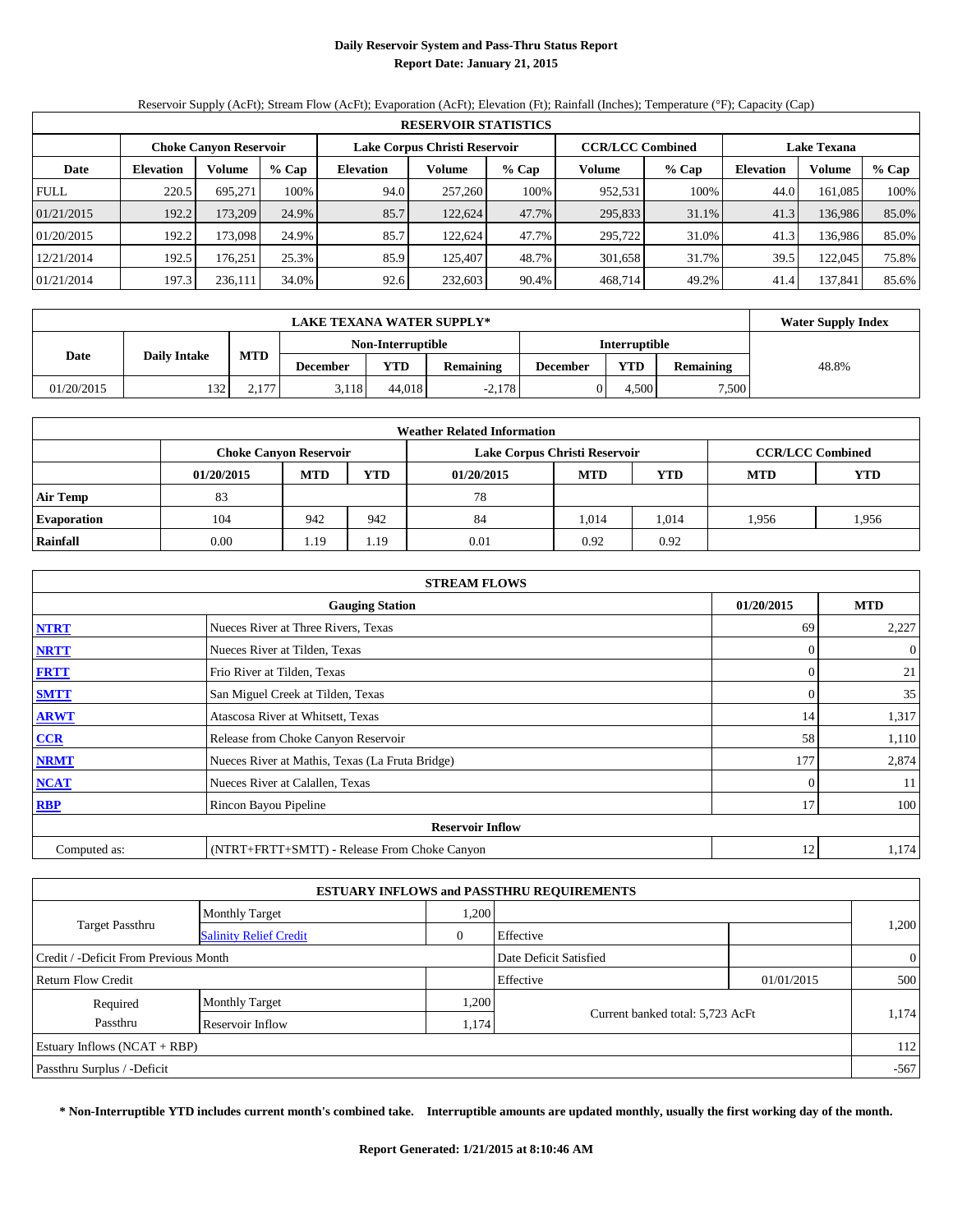# Daily Reservoir System and Pass-Thru Status Report

## Report Date: January 21, 2015

Reservoir Supply (AcFt); Stream Flow (AcFt); Evaporation (AcFt); Elevation (Ft); Rainfall (Inches); Temperature (°F); Capacity (Cap)

| RESERVOIR STATISTICS | | | | | | | | | | | |
|---|---|---|---|---|---|---|---|---|---|---|---|
| | Choke Canyon Reservoir | | | Lake Corpus Christi Reservoir | | | CCR/LCC Combined | | Lake Texana | | |
| Date | Elevation | Volume | % Cap | Elevation | Volume | % Cap | Volume | % Cap | Elevation | Volume | % Cap |
| FULL | 220.5 | 695,271 | 100% | 94.0 | 257,260 | 100% | 952,531 | 100% | 44.0 | 161,085 | 100% |
| 01/21/2015 | 192.2 | 173,209 | 24.9% | 85.7 | 122,624 | 47.7% | 295,833 | 31.1% | 41.3 | 136,986 | 85.0% |
| 01/20/2015 | 192.2 | 173,098 | 24.9% | 85.7 | 122,624 | 47.7% | 295,722 | 31.0% | 41.3 | 136,986 | 85.0% |
| 12/21/2014 | 192.5 | 176,251 | 25.3% | 85.9 | 125,407 | 48.7% | 301,658 | 31.7% | 39.5 | 122,045 | 75.8% |
| 01/21/2014 | 197.3 | 236,111 | 34.0% | 92.6 | 232,603 | 90.4% | 468,714 | 49.2% | 41.4 | 137,841 | 85.6% |

| LAKE TEXANA WATER SUPPLY* | | | | | | | | | Water Supply Index |
|---|---|---|---|---|---|---|---|---|---|
| Date | Daily Intake | MTD | Non-Interruptible | | | Interruptible | | | 48.8% |
| | | | December | YTD | Remaining | December | YTD | Remaining | |
| 01/20/2015 | 132 | 2,177 | 3,118 | 44,018 | -2,178 | 0 | 4,500 | 7,500 | |

| Weather Related Information | | | | | | | | |
|---|---|---|---|---|---|---|---|---|
| | Choke Canyon Reservoir | | | Lake Corpus Christi Reservoir | | | CCR/LCC Combined | |
| | 01/20/2015 | MTD | YTD | 01/20/2015 | MTD | YTD | MTD | YTD |
| **Air Temp** | 83 | | | 78 | | | | |
| **Evaporation** | 104 | 942 | 942 | 84 | 1,014 | 1,014 | 1,956 | 1,956 |
| **Rainfall** | 0.00 | 1.19 | 1.19 | 0.01 | 0.92 | 0.92 | | |

| STREAM FLOWS | | | |
|---|---|---|---|
| | Gauging Station | 01/20/2015 | MTD |
| NTRT | Nueces River at Three Rivers, Texas | 69 | 2,227 |
| NRTT | Nueces River at Tilden, Texas | 0 | 0 |
| FRTT | Frio River at Tilden, Texas | 0 | 21 |
| SMTT | San Miguel Creek at Tilden, Texas | 0 | 35 |
| ARWT | Atascosa River at Whitsett, Texas | 14 | 1,317 |
| CCR | Release from Choke Canyon Reservoir | 58 | 1,110 |
| NRMT | Nueces River at Mathis, Texas (La Fruta Bridge) | 177 | 2,874 |
| NCAT | Nueces River at Calallen, Texas | 0 | 11 |
| RBP | Rincon Bayou Pipeline | 17 | 100 |
| | **Reservoir Inflow** | | |
| Computed as: | (NTRT+FRTT+SMTT) - Release From Choke Canyon | 12 | 1,174 |

| ESTUARY INFLOWS and PASSTHRU REQUIREMENTS | | | | | |
|---|---|---|---|---|---|
| Target Passthru | Monthly Target | 1,200 | | | 1,200 |
| | Salinity Relief Credit | 0 | Effective | | |
| Credit / -Deficit From Previous Month | | | Date Deficit Satisfied | | 0 |
| Return Flow Credit | | | Effective | 01/01/2015 | 500 |
| Required Passthru | Monthly Target | 1,200 | Current banked total: 5,723 AcFt | | 1,174 |
| | Reservoir Inflow | 1,174 | | | |
| Estuary Inflows (NCAT + RBP) | | | | | 112 |
| Passthru Surplus / -Deficit | | | | | -567 |

**\* Non-Interruptible YTD includes current month's combined take. Interruptible amounts are updated monthly, usually the first working day of the month.**

**Report Generated: 1/21/2015 at 8:10:46 AM**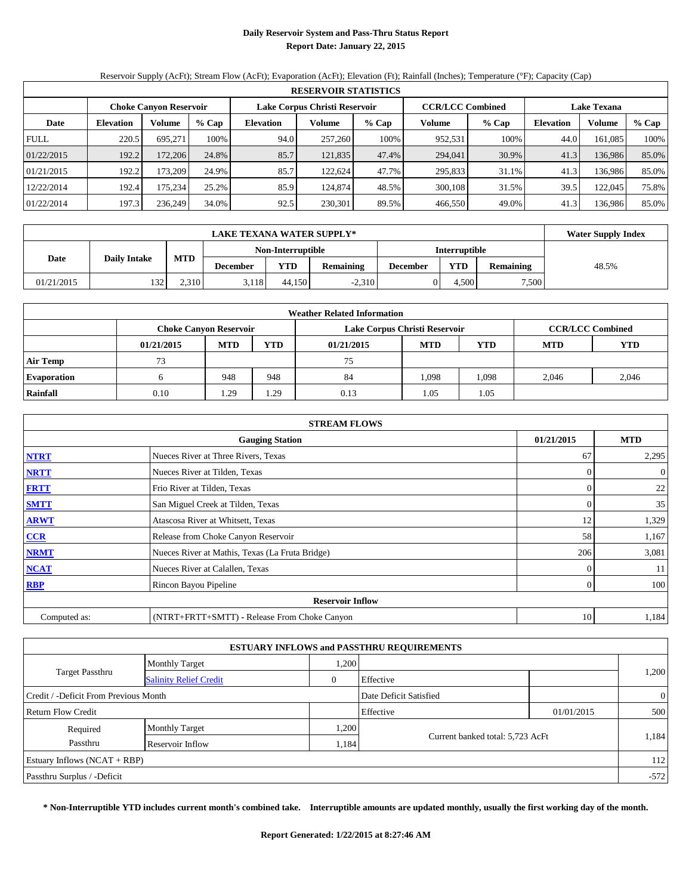# Daily Reservoir System and Pass-Thru Status Report
## Report Date: January 22, 2015

Reservoir Supply (AcFt); Stream Flow (AcFt); Evaporation (AcFt); Elevation (Ft); Rainfall (Inches); Temperature (°F); Capacity (Cap)

| RESERVOIR STATISTICS | | | | | | | | | | | |
|---|---|---|---|---|---|---|---|---|---|---|---|
| | Choke Canyon Reservoir | | | Lake Corpus Christi Reservoir | | | CCR/LCC Combined | | Lake Texana | | |
| Date | Elevation | Volume | % Cap | Elevation | Volume | % Cap | Volume | % Cap | Elevation | Volume | % Cap |
| FULL | 220.5 | 695,271 | 100% | 94.0 | 257,260 | 100% | 952,531 | 100% | 44.0 | 161,085 | 100% |
| 01/22/2015 | 192.2 | 172,206 | 24.8% | 85.7 | 121,835 | 47.4% | 294,041 | 30.9% | 41.3 | 136,986 | 85.0% |
| 01/21/2015 | 192.2 | 173,209 | 24.9% | 85.7 | 122,624 | 47.7% | 295,833 | 31.1% | 41.3 | 136,986 | 85.0% |
| 12/22/2014 | 192.4 | 175,234 | 25.2% | 85.9 | 124,874 | 48.5% | 300,108 | 31.5% | 39.5 | 122,045 | 75.8% |
| 01/22/2014 | 197.3 | 236,249 | 34.0% | 92.5 | 230,301 | 89.5% | 466,550 | 49.0% | 41.3 | 136,986 | 85.0% |

| LAKE TEXANA WATER SUPPLY* | | | | | | | | | Water Supply Index |
|---|---|---|---|---|---|---|---|---|---|
| Date | Daily Intake | MTD | Non-Interruptible | | | Interruptible | | | |
| | | | December | YTD | Remaining | December | YTD | Remaining | |
| 01/21/2015 | 132 | 2,310 | 3,118 | 44,150 | -2,310 | 0 | 4,500 | 7,500 | 48.5% |

| Weather Related Information | | | | | | | | |
|---|---|---|---|---|---|---|---|---|
| | Choke Canyon Reservoir | | | Lake Corpus Christi Reservoir | | | CCR/LCC Combined | |
| | 01/21/2015 | MTD | YTD | 01/21/2015 | MTD | YTD | MTD | YTD |
| Air Temp | 73 | | | 75 | | | | |
| Evaporation | 6 | 948 | 948 | 84 | 1,098 | 1,098 | 2,046 | 2,046 |
| Rainfall | 0.10 | 1.29 | 1.29 | 0.13 | 1.05 | 1.05 | | |

| STREAM FLOWS | | | |
|---|---|---|---|
| | Gauging Station | 01/21/2015 | MTD |
| NTRT | Nueces River at Three Rivers, Texas | 67 | 2,295 |
| NRTT | Nueces River at Tilden, Texas | 0 | 0 |
| FRTT | Frio River at Tilden, Texas | 0 | 22 |
| SMTT | San Miguel Creek at Tilden, Texas | 0 | 35 |
| ARWT | Atascosa River at Whitsett, Texas | 12 | 1,329 |
| CCR | Release from Choke Canyon Reservoir | 58 | 1,167 |
| NRMT | Nueces River at Mathis, Texas (La Fruta Bridge) | 206 | 3,081 |
| NCAT | Nueces River at Calallen, Texas | 0 | 11 |
| RBP | Rincon Bayou Pipeline | 0 | 100 |
| | Reservoir Inflow | | |
| Computed as: | (NTRT+FRTT+SMTT) - Release From Choke Canyon | 10 | 1,184 |

| ESTUARY INFLOWS and PASSTHRU REQUIREMENTS | | | | | |
|---|---|---|---|---|---|
| Target Passthru | Monthly Target | 1,200 | | | 1,200 |
| | Salinity Relief Credit | 0 | Effective | | |
| Credit / -Deficit From Previous Month | | | Date Deficit Satisfied | | 0 |
| Return Flow Credit | | | Effective | 01/01/2015 | 500 |
| Required Passthru | Monthly Target | 1,200 | Current banked total: 5,723 AcFt | | 1,184 |
| | Reservoir Inflow | 1,184 | | | |
| Estuary Inflows (NCAT + RBP) | | | | | 112 |
| Passthru Surplus / -Deficit | | | | | -572 |

**\* Non-Interruptible YTD includes current month's combined take. Interruptible amounts are updated monthly, usually the first working day of the month.**

**Report Generated: 1/22/2015 at 8:27:46 AM**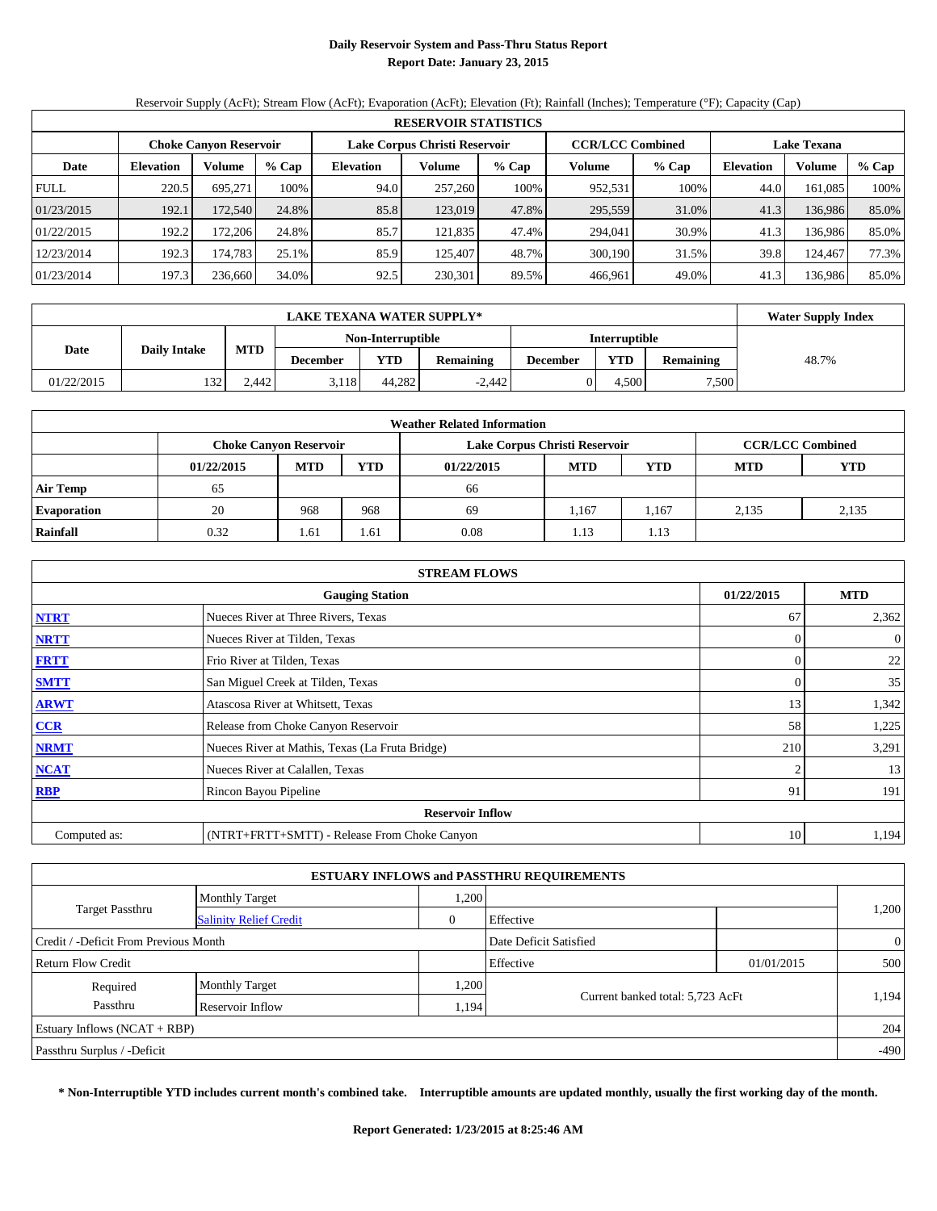# Daily Reservoir System and Pass-Thru Status Report

**Report Date: January 23, 2015**

Reservoir Supply (AcFt); Stream Flow (AcFt); Evaporation (AcFt); Elevation (Ft); Rainfall (Inches); Temperature (°F); Capacity (Cap)

| RESERVOIR STATISTICS | | | | | | | | | | | |
|---|---|---|---|---|---|---|---|---|---|---|---|
| | Choke Canyon Reservoir | | | Lake Corpus Christi Reservoir | | | CCR/LCC Combined | | Lake Texana | | |
| Date | Elevation | Volume | % Cap | Elevation | Volume | % Cap | Volume | % Cap | Elevation | Volume | % Cap |
| FULL | 220.5 | 695,271 | 100% | 94.0 | 257,260 | 100% | 952,531 | 100% | 44.0 | 161,085 | 100% |
| 01/23/2015 | 192.1 | 172,540 | 24.8% | 85.8 | 123,019 | 47.8% | 295,559 | 31.0% | 41.3 | 136,986 | 85.0% |
| 01/22/2015 | 192.2 | 172,206 | 24.8% | 85.7 | 121,835 | 47.4% | 294,041 | 30.9% | 41.3 | 136,986 | 85.0% |
| 12/23/2014 | 192.3 | 174,783 | 25.1% | 85.9 | 125,407 | 48.7% | 300,190 | 31.5% | 39.8 | 124,467 | 77.3% |
| 01/23/2014 | 197.3 | 236,660 | 34.0% | 92.5 | 230,301 | 89.5% | 466,961 | 49.0% | 41.3 | 136,986 | 85.0% |

| LAKE TEXANA WATER SUPPLY* | | | | | | | | | Water Supply Index |
|---|---|---|---|---|---|---|---|---|---|
| Date | Daily Intake | MTD | Non-Interruptible | | | Interruptible | | | 48.7% |
| | | | December | YTD | Remaining | December | YTD | Remaining | |
| 01/22/2015 | 132 | 2,442 | 3,118 | 44,282 | -2,442 | 0 | 4,500 | 7,500 | |

| Weather Related Information | | | | | | | | |
|---|---|---|---|---|---|---|---|---|
| | Choke Canyon Reservoir | | | Lake Corpus Christi Reservoir | | | CCR/LCC Combined | |
| | 01/22/2015 | MTD | YTD | 01/22/2015 | MTD | YTD | MTD | YTD |
| Air Temp | 65 | | | 66 | | | | |
| Evaporation | 20 | 968 | 968 | 69 | 1,167 | 1,167 | 2,135 | 2,135 |
| Rainfall | 0.32 | 1.61 | 1.61 | 0.08 | 1.13 | 1.13 | | |

| STREAM FLOWS | | | |
|---|---|---|---|
| | Gauging Station | 01/22/2015 | MTD |
| NTRT | Nueces River at Three Rivers, Texas | 67 | 2,362 |
| NRTT | Nueces River at Tilden, Texas | 0 | 0 |
| FRTT | Frio River at Tilden, Texas | 0 | 22 |
| SMTT | San Miguel Creek at Tilden, Texas | 0 | 35 |
| ARWT | Atascosa River at Whitsett, Texas | 13 | 1,342 |
| CCR | Release from Choke Canyon Reservoir | 58 | 1,225 |
| NRMT | Nueces River at Mathis, Texas (La Fruta Bridge) | 210 | 3,291 |
| NCAT | Nueces River at Calallen, Texas | 2 | 13 |
| RBP | Rincon Bayou Pipeline | 91 | 191 |
| | Reservoir Inflow | | |
| Computed as: | (NTRT+FRTT+SMTT) - Release From Choke Canyon | 10 | 1,194 |

| ESTUARY INFLOWS and PASSTHRU REQUIREMENTS | | | | | |
|---|---|---|---|---|---|
| Target Passthru | Monthly Target | 1,200 | | | 1,200 |
| | Salinity Relief Credit | 0 | Effective | | |
| Credit / -Deficit From Previous Month | | | Date Deficit Satisfied | | 0 |
| Return Flow Credit | | | Effective | 01/01/2015 | 500 |
| Required Passthru | Monthly Target | 1,200 | Current banked total: 5,723 AcFt | | 1,194 |
| | Reservoir Inflow | 1,194 | | | |
| Estuary Inflows (NCAT + RBP) | | | | | 204 |
| Passthru Surplus / -Deficit | | | | | -490 |

**\* Non-Interruptible YTD includes current month's combined take. Interruptible amounts are updated monthly, usually the first working day of the month.**

**Report Generated: 1/23/2015 at 8:25:46 AM**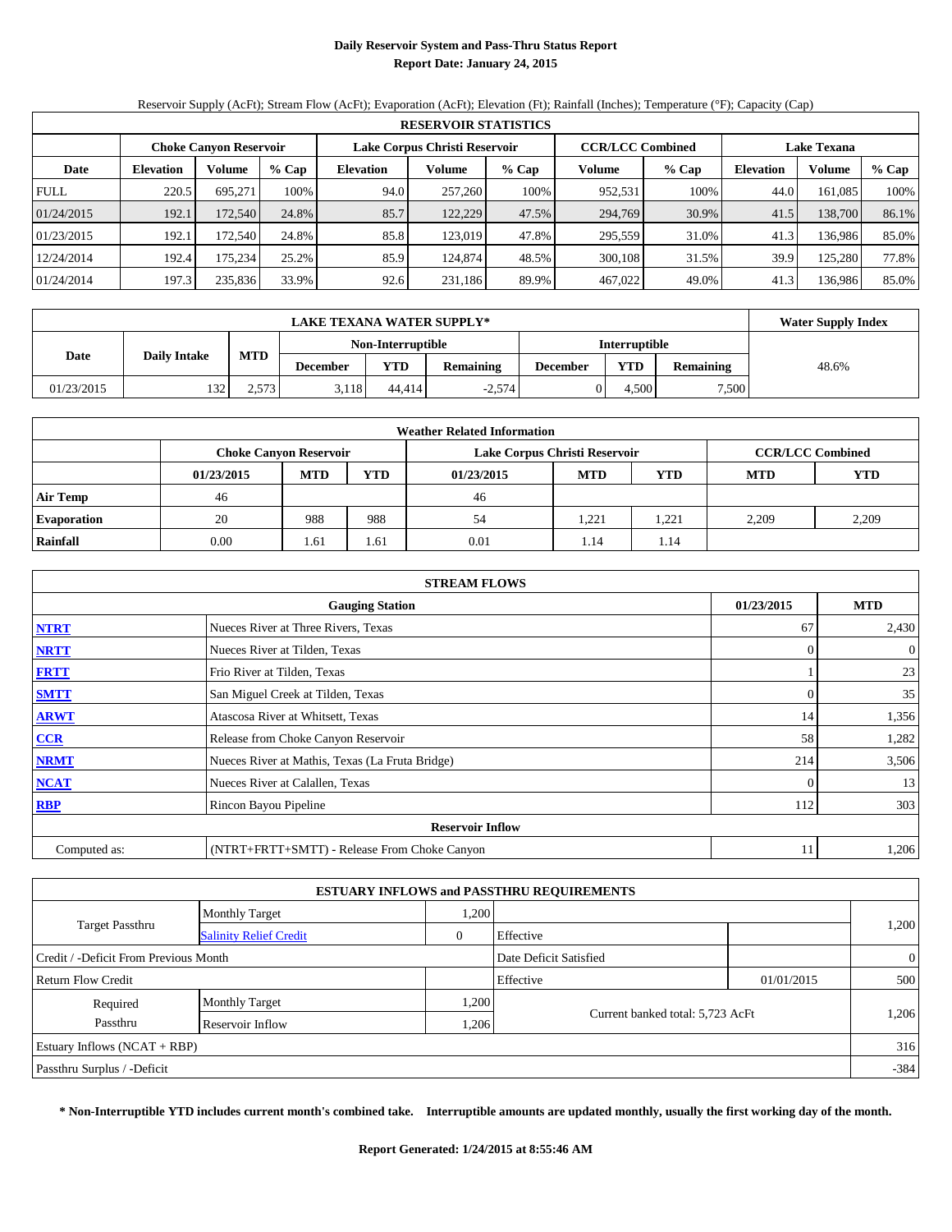# Daily Reservoir System and Pass-Thru Status Report
## Report Date: January 24, 2015

Reservoir Supply (AcFt); Stream Flow (AcFt); Evaporation (AcFt); Elevation (Ft); Rainfall (Inches); Temperature (°F); Capacity (Cap)

| RESERVOIR STATISTICS | | | | | | | | | | | | |
|---|---|---|---|---|---|---|---|---|---|---|---|---|
| | Choke Canyon Reservoir | | | Lake Corpus Christi Reservoir | | | CCR/LCC Combined | | Lake Texana | | |
| Date | Elevation | Volume | % Cap | Elevation | Volume | % Cap | Volume | % Cap | Elevation | Volume | % Cap |
| FULL | 220.5 | 695,271 | 100% | 94.0 | 257,260 | 100% | 952,531 | 100% | 44.0 | 161,085 | 100% |
| 01/24/2015 | 192.1 | 172,540 | 24.8% | 85.7 | 122,229 | 47.5% | 294,769 | 30.9% | 41.5 | 138,700 | 86.1% |
| 01/23/2015 | 192.1 | 172,540 | 24.8% | 85.8 | 123,019 | 47.8% | 295,559 | 31.0% | 41.3 | 136,986 | 85.0% |
| 12/24/2014 | 192.4 | 175,234 | 25.2% | 85.9 | 124,874 | 48.5% | 300,108 | 31.5% | 39.9 | 125,280 | 77.8% |
| 01/24/2014 | 197.3 | 235,836 | 33.9% | 92.6 | 231,186 | 89.9% | 467,022 | 49.0% | 41.3 | 136,986 | 85.0% |

| LAKE TEXANA WATER SUPPLY* | | | | | | | | | Water Supply Index |
|---|---|---|---|---|---|---|---|---|---|
| Date | Daily Intake | MTD | Non-Interruptible | | | Interruptible | | | |
| | | | December | YTD | Remaining | December | YTD | Remaining | |
| 01/23/2015 | 132 | 2,573 | 3,118 | 44,414 | -2,574 | 0 | 4,500 | 7,500 | 48.6% |

| Weather Related Information | | | | | | | | |
|---|---|---|---|---|---|---|---|---|
| | Choke Canyon Reservoir | | | Lake Corpus Christi Reservoir | | | CCR/LCC Combined | |
| | 01/23/2015 | MTD | YTD | 01/23/2015 | MTD | YTD | MTD | YTD |
| Air Temp | 46 | | | 46 | | | | |
| Evaporation | 20 | 988 | 988 | 54 | 1,221 | 1,221 | 2,209 | 2,209 |
| Rainfall | 0.00 | 1.61 | 1.61 | 0.01 | 1.14 | 1.14 | | |

| STREAM FLOWS | | | |
|---|---|---|---|
| Gauging Station | | 01/23/2015 | MTD |
| NTRT | Nueces River at Three Rivers, Texas | 67 | 2,430 |
| NRTT | Nueces River at Tilden, Texas | 0 | 0 |
| FRTT | Frio River at Tilden, Texas | 1 | 23 |
| SMTT | San Miguel Creek at Tilden, Texas | 0 | 35 |
| ARWT | Atascosa River at Whitsett, Texas | 14 | 1,356 |
| CCR | Release from Choke Canyon Reservoir | 58 | 1,282 |
| NRMT | Nueces River at Mathis, Texas (La Fruta Bridge) | 214 | 3,506 |
| NCAT | Nueces River at Calallen, Texas | 0 | 13 |
| RBP | Rincon Bayou Pipeline | 112 | 303 |
| Reservoir Inflow | | | |
| Computed as: | (NTRT+FRTT+SMTT) - Release From Choke Canyon | 11 | 1,206 |

| ESTUARY INFLOWS and PASSTHRU REQUIREMENTS | | | | | |
|---|---|---|---|---|---|
| Target Passthru | Monthly Target | 1,200 | | | 1,200 |
| | Salinity Relief Credit | 0 | Effective | | |
| Credit / -Deficit From Previous Month | | | Date Deficit Satisfied | | 0 |
| Return Flow Credit | | | Effective | 01/01/2015 | 500 |
| Required Passthru | Monthly Target | 1,200 | Current banked total: 5,723 AcFt | | 1,206 |
| | Reservoir Inflow | 1,206 | | | |
| Estuary Inflows (NCAT + RBP) | | | | | 316 |
| Passthru Surplus / -Deficit | | | | | -384 |

**\* Non-Interruptible YTD includes current month's combined take. Interruptible amounts are updated monthly, usually the first working day of the month.**

**Report Generated: 1/24/2015 at 8:55:46 AM**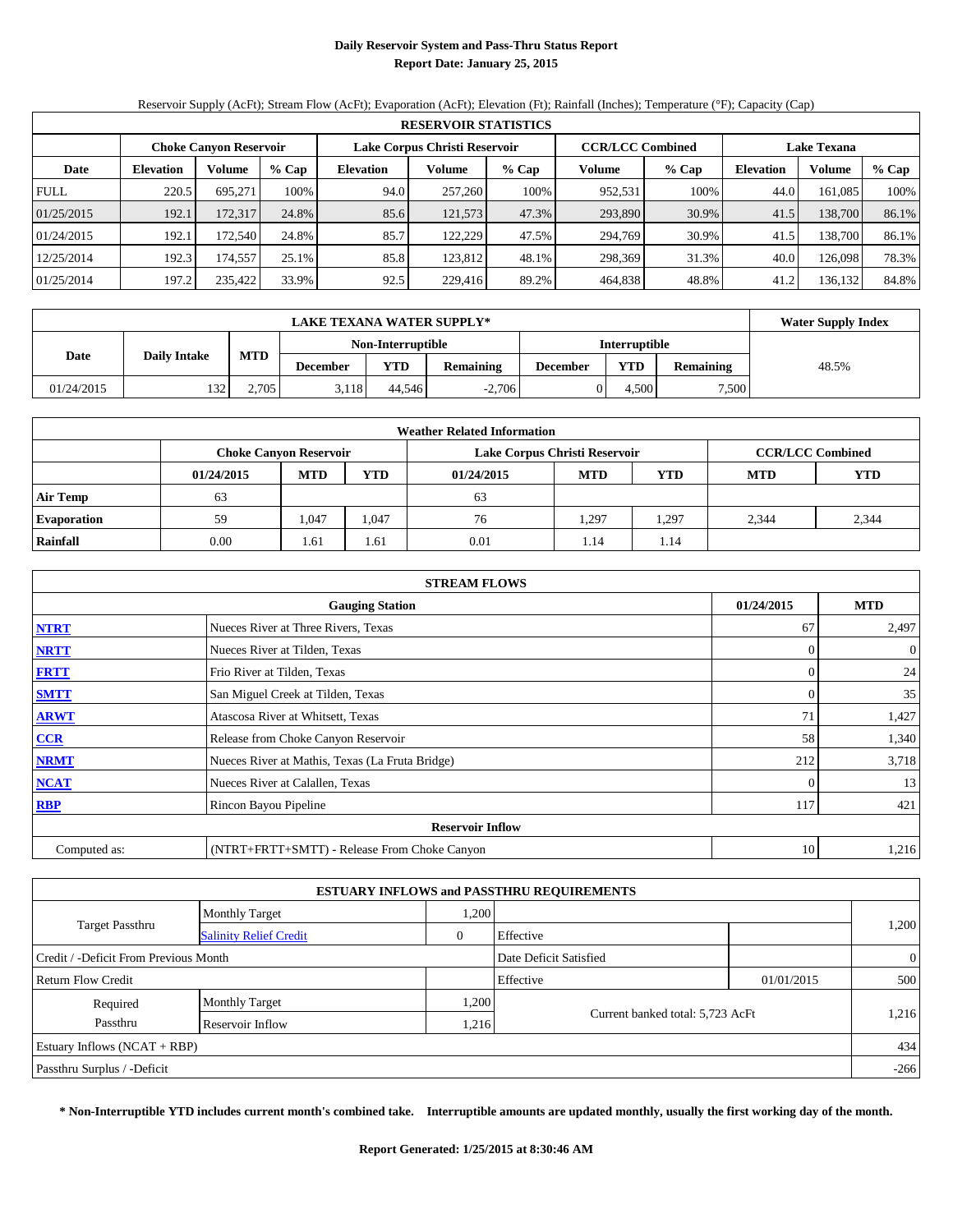# Daily Reservoir System and Pass-Thru Status Report
## Report Date: January 25, 2015

Reservoir Supply (AcFt); Stream Flow (AcFt); Evaporation (AcFt); Elevation (Ft); Rainfall (Inches); Temperature (°F); Capacity (Cap)

| RESERVOIR STATISTICS | | | | | | | | | | | |
|---|---|---|---|---|---|---|---|---|---|---|---|
| | Choke Canyon Reservoir | | | Lake Corpus Christi Reservoir | | | CCR/LCC Combined | | Lake Texana | | |
| Date | Elevation | Volume | % Cap | Elevation | Volume | % Cap | Volume | % Cap | Elevation | Volume | % Cap |
| FULL | 220.5 | 695,271 | 100% | 94.0 | 257,260 | 100% | 952,531 | 100% | 44.0 | 161,085 | 100% |
| 01/25/2015 | 192.1 | 172,317 | 24.8% | 85.6 | 121,573 | 47.3% | 293,890 | 30.9% | 41.5 | 138,700 | 86.1% |
| 01/24/2015 | 192.1 | 172,540 | 24.8% | 85.7 | 122,229 | 47.5% | 294,769 | 30.9% | 41.5 | 138,700 | 86.1% |
| 12/25/2014 | 192.3 | 174,557 | 25.1% | 85.8 | 123,812 | 48.1% | 298,369 | 31.3% | 40.0 | 126,098 | 78.3% |
| 01/25/2014 | 197.2 | 235,422 | 33.9% | 92.5 | 229,416 | 89.2% | 464,838 | 48.8% | 41.2 | 136,132 | 84.8% |

| LAKE TEXANA WATER SUPPLY* | | | | | | | | | Water Supply Index |
|---|---|---|---|---|---|---|---|---|---|
| Date | Daily Intake | MTD | Non-Interruptible | | | Interruptible | | | |
| | | | December | YTD | Remaining | December | YTD | Remaining | |
| 01/24/2015 | 132 | 2,705 | 3,118 | 44,546 | -2,706 | 0 | 4,500 | 7,500 | 48.5% |

| Weather Related Information | | | | | | | | |
|---|---|---|---|---|---|---|---|---|
| | Choke Canyon Reservoir | | | Lake Corpus Christi Reservoir | | | CCR/LCC Combined | |
| | 01/24/2015 | MTD | YTD | 01/24/2015 | MTD | YTD | MTD | YTD |
| Air Temp | 63 | | | 63 | | | | |
| Evaporation | 59 | 1,047 | 1,047 | 76 | 1,297 | 1,297 | 2,344 | 2,344 |
| Rainfall | 0.00 | 1.61 | 1.61 | 0.01 | 1.14 | 1.14 | | |

| STREAM FLOWS | | | |
|---|---|---|---|
| Gauging Station | | 01/24/2015 | MTD |
| NTRT | Nueces River at Three Rivers, Texas | 67 | 2,497 |
| NRTT | Nueces River at Tilden, Texas | 0 | 0 |
| FRTT | Frio River at Tilden, Texas | 0 | 24 |
| SMTT | San Miguel Creek at Tilden, Texas | 0 | 35 |
| ARWT | Atascosa River at Whitsett, Texas | 71 | 1,427 |
| CCR | Release from Choke Canyon Reservoir | 58 | 1,340 |
| NRMT | Nueces River at Mathis, Texas (La Fruta Bridge) | 212 | 3,718 |
| NCAT | Nueces River at Calallen, Texas | 0 | 13 |
| RBP | Rincon Bayou Pipeline | 117 | 421 |
| Reservoir Inflow | | | |
| Computed as: | (NTRT+FRTT+SMTT) - Release From Choke Canyon | 10 | 1,216 |

| ESTUARY INFLOWS and PASSTHRU REQUIREMENTS | | | | | |
|---|---|---|---|---|---|
| Target Passthru | Monthly Target | 1,200 | | | 1,200 |
| | Salinity Relief Credit | 0 | Effective | | |
| Credit / -Deficit From Previous Month | | | Date Deficit Satisfied | | 0 |
| Return Flow Credit | | | Effective | 01/01/2015 | 500 |
| Required Passthru | Monthly Target | 1,200 | Current banked total: 5,723 AcFt | | 1,216 |
| | Reservoir Inflow | 1,216 | | | |
| Estuary Inflows (NCAT + RBP) | | | | | 434 |
| Passthru Surplus / -Deficit | | | | | -266 |

**\* Non-Interruptible YTD includes current month's combined take. Interruptible amounts are updated monthly, usually the first working day of the month.**

**Report Generated: 1/25/2015 at 8:30:46 AM**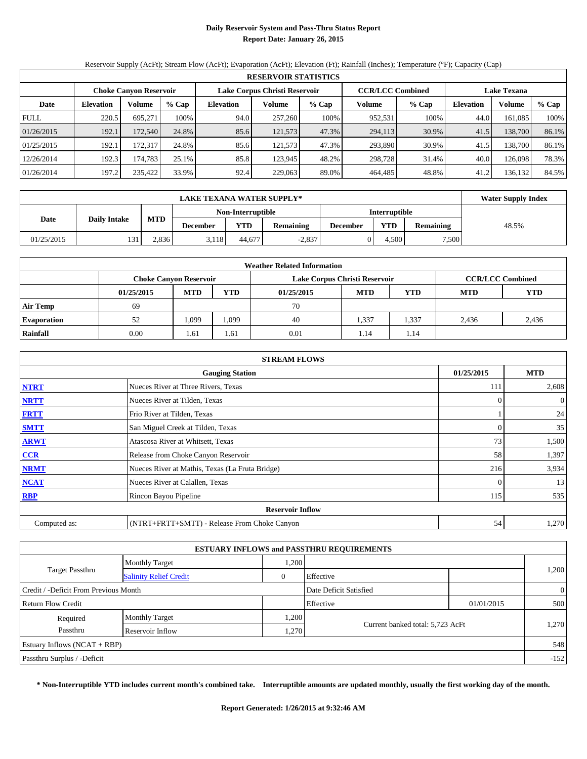# Daily Reservoir System and Pass-Thru Status Report
## Report Date: January 26, 2015

Reservoir Supply (AcFt); Stream Flow (AcFt); Evaporation (AcFt); Elevation (Ft); Rainfall (Inches); Temperature (°F); Capacity (Cap)

| RESERVOIR STATISTICS | | | | | | | | | | | |
|---|---|---|---|---|---|---|---|---|---|---|---|
| | Choke Canyon Reservoir | | | Lake Corpus Christi Reservoir | | | CCR/LCC Combined | | Lake Texana | | |
| Date | Elevation | Volume | % Cap | Elevation | Volume | % Cap | Volume | % Cap | Elevation | Volume | % Cap |
| FULL | 220.5 | 695,271 | 100% | 94.0 | 257,260 | 100% | 952,531 | 100% | 44.0 | 161,085 | 100% |
| 01/26/2015 | 192.1 | 172,540 | 24.8% | 85.6 | 121,573 | 47.3% | 294,113 | 30.9% | 41.5 | 138,700 | 86.1% |
| 01/25/2015 | 192.1 | 172,317 | 24.8% | 85.6 | 121,573 | 47.3% | 293,890 | 30.9% | 41.5 | 138,700 | 86.1% |
| 12/26/2014 | 192.3 | 174,783 | 25.1% | 85.8 | 123,945 | 48.2% | 298,728 | 31.4% | 40.0 | 126,098 | 78.3% |
| 01/26/2014 | 197.2 | 235,422 | 33.9% | 92.4 | 229,063 | 89.0% | 464,485 | 48.8% | 41.2 | 136,132 | 84.5% |

| LAKE TEXANA WATER SUPPLY* | | | | | | | | | Water Supply Index |
|---|---|---|---|---|---|---|---|---|---|
| Date | Daily Intake | MTD | Non-Interruptible | | | Interruptible | | | |
| | | | December | YTD | Remaining | December | YTD | Remaining | |
| 01/25/2015 | 131 | 2,836 | 3,118 | 44,677 | -2,837 | 0 | 4,500 | 7,500 | 48.5% |

| Weather Related Information | | | | | | | | |
|---|---|---|---|---|---|---|---|---|
| | Choke Canyon Reservoir | | | Lake Corpus Christi Reservoir | | | CCR/LCC Combined | |
| | 01/25/2015 | MTD | YTD | 01/25/2015 | MTD | YTD | MTD | YTD |
| Air Temp | 69 | | | 70 | | | | |
| Evaporation | 52 | 1,099 | 1,099 | 40 | 1,337 | 1,337 | 2,436 | 2,436 |
| Rainfall | 0.00 | 1.61 | 1.61 | 0.01 | 1.14 | 1.14 | | |

| STREAM FLOWS | | | |
|---|---|---|---|
| | Gauging Station | 01/25/2015 | MTD |
| NTRT | Nueces River at Three Rivers, Texas | 111 | 2,608 |
| NRTT | Nueces River at Tilden, Texas | 0 | 0 |
| FRTT | Frio River at Tilden, Texas | 1 | 24 |
| SMTT | San Miguel Creek at Tilden, Texas | 0 | 35 |
| ARWT | Atascosa River at Whitsett, Texas | 73 | 1,500 |
| CCR | Release from Choke Canyon Reservoir | 58 | 1,397 |
| NRMT | Nueces River at Mathis, Texas (La Fruta Bridge) | 216 | 3,934 |
| NCAT | Nueces River at Calallen, Texas | 0 | 13 |
| RBP | Rincon Bayou Pipeline | 115 | 535 |
| | Reservoir Inflow | | |
| Computed as: | (NTRT+FRTT+SMTT) - Release From Choke Canyon | 54 | 1,270 |

| ESTUARY INFLOWS and PASSTHRU REQUIREMENTS | | | | | |
|---|---|---|---|---|---|
| Target Passthru | Monthly Target | 1,200 | | | 1,200 |
| | Salinity Relief Credit | 0 | Effective | | |
| Credit / -Deficit From Previous Month | | | Date Deficit Satisfied | | 0 |
| Return Flow Credit | | | Effective | 01/01/2015 | 500 |
| Required Passthru | Monthly Target | 1,200 | Current banked total: 5,723 AcFt | | 1,270 |
| | Reservoir Inflow | 1,270 | | | |
| Estuary Inflows (NCAT + RBP) | | | | | 548 |
| Passthru Surplus / -Deficit | | | | | -152 |

**\* Non-Interruptible YTD includes current month's combined take. Interruptible amounts are updated monthly, usually the first working day of the month.**

**Report Generated: 1/26/2015 at 9:32:46 AM**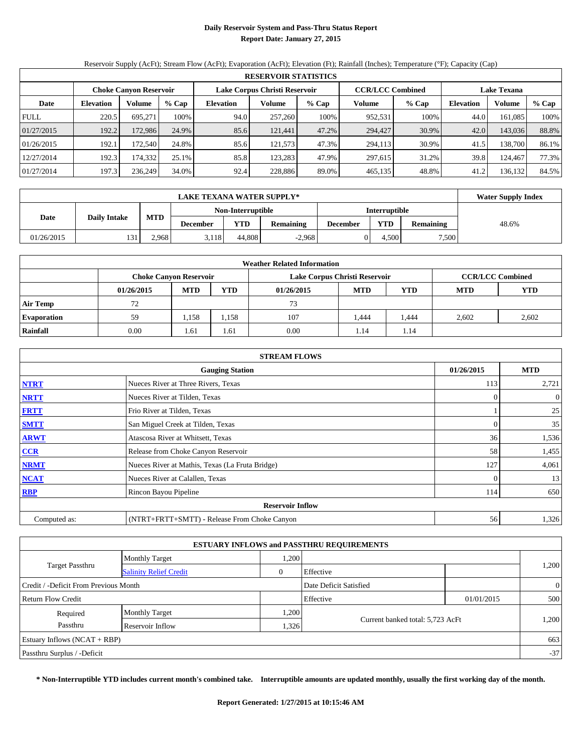# Daily Reservoir System and Pass-Thru Status Report

**Report Date: January 27, 2015**

Reservoir Supply (AcFt); Stream Flow (AcFt); Evaporation (AcFt); Elevation (Ft); Rainfall (Inches); Temperature (°F); Capacity (Cap)

| RESERVOIR STATISTICS | | | | | | | | | | | |
|---|---|---|---|---|---|---|---|---|---|---|---|
| | Choke Canyon Reservoir | | | Lake Corpus Christi Reservoir | | | CCR/LCC Combined | | Lake Texana | | |
| Date | Elevation | Volume | % Cap | Elevation | Volume | % Cap | Volume | % Cap | Elevation | Volume | % Cap |
| FULL | 220.5 | 695,271 | 100% | 94.0 | 257,260 | 100% | 952,531 | 100% | 44.0 | 161,085 | 100% |
| 01/27/2015 | 192.2 | 172,986 | 24.9% | 85.6 | 121,441 | 47.2% | 294,427 | 30.9% | 42.0 | 143,036 | 88.8% |
| 01/26/2015 | 192.1 | 172,540 | 24.8% | 85.6 | 121,573 | 47.3% | 294,113 | 30.9% | 41.5 | 138,700 | 86.1% |
| 12/27/2014 | 192.3 | 174,332 | 25.1% | 85.8 | 123,283 | 47.9% | 297,615 | 31.2% | 39.8 | 124,467 | 77.3% |
| 01/27/2014 | 197.3 | 236,249 | 34.0% | 92.4 | 228,886 | 89.0% | 465,135 | 48.8% | 41.2 | 136,132 | 84.5% |

| LAKE TEXANA WATER SUPPLY* | | | | | | | | | Water Supply Index |
|---|---|---|---|---|---|---|---|---|---|
| Date | Daily Intake | MTD | Non-Interruptible | | | Interruptible | | | |
| | | | December | YTD | Remaining | December | YTD | Remaining | |
| 01/26/2015 | 131 | 2,968 | 3,118 | 44,808 | -2,968 | 0 | 4,500 | 7,500 | 48.6% |

| Weather Related Information | | | | | | | | |
|---|---|---|---|---|---|---|---|---|
| | Choke Canyon Reservoir | | | Lake Corpus Christi Reservoir | | | CCR/LCC Combined | |
| | 01/26/2015 | MTD | YTD | 01/26/2015 | MTD | YTD | MTD | YTD |
| Air Temp | 72 | | | 73 | | | | |
| Evaporation | 59 | 1,158 | 1,158 | 107 | 1,444 | 1,444 | 2,602 | 2,602 |
| Rainfall | 0.00 | 1.61 | 1.61 | 0.00 | 1.14 | 1.14 | | |

| STREAM FLOWS | | | |
|---|---|---|---|
| | Gauging Station | 01/26/2015 | MTD |
| NTRT | Nueces River at Three Rivers, Texas | 113 | 2,721 |
| NRTT | Nueces River at Tilden, Texas | 0 | 0 |
| FRTT | Frio River at Tilden, Texas | 1 | 25 |
| SMTT | San Miguel Creek at Tilden, Texas | 0 | 35 |
| ARWT | Atascosa River at Whitsett, Texas | 36 | 1,536 |
| CCR | Release from Choke Canyon Reservoir | 58 | 1,455 |
| NRMT | Nueces River at Mathis, Texas (La Fruta Bridge) | 127 | 4,061 |
| NCAT | Nueces River at Calallen, Texas | 0 | 13 |
| RBP | Rincon Bayou Pipeline | 114 | 650 |
| | Reservoir Inflow | | |
| Computed as: | (NTRT+FRTT+SMTT) - Release From Choke Canyon | 56 | 1,326 |

| ESTUARY INFLOWS and PASSTHRU REQUIREMENTS | | | | | |
|---|---|---|---|---|---|
| Target Passthru | Monthly Target | 1,200 | | | 1,200 |
| | Salinity Relief Credit | 0 | Effective | | |
| Credit / -Deficit From Previous Month | | | Date Deficit Satisfied | | 0 |
| Return Flow Credit | | | Effective | 01/01/2015 | 500 |
| Required Passthru | Monthly Target | 1,200 | Current banked total: 5,723 AcFt | | 1,200 |
| | Reservoir Inflow | 1,326 | | | |
| Estuary Inflows (NCAT + RBP) | | | | | 663 |
| Passthru Surplus / -Deficit | | | | | -37 |

**\* Non-Interruptible YTD includes current month's combined take. Interruptible amounts are updated monthly, usually the first working day of the month.**

**Report Generated: 1/27/2015 at 10:15:46 AM**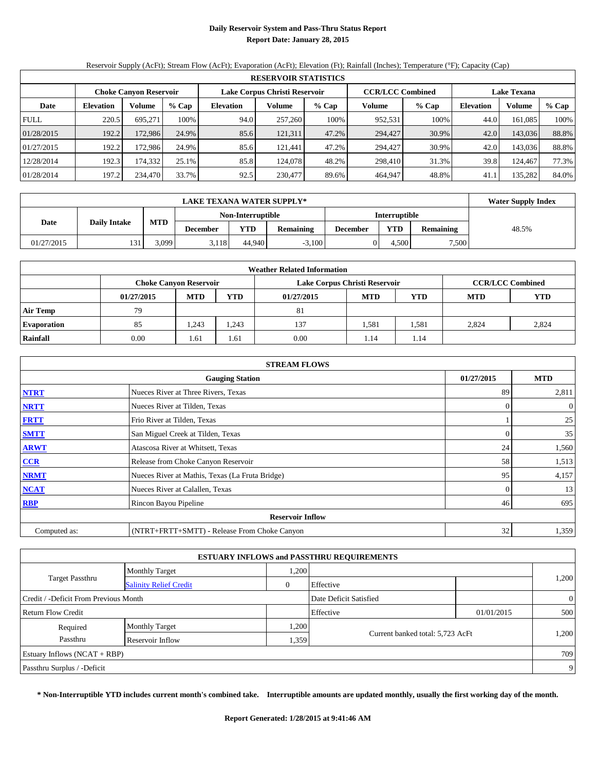# Daily Reservoir System and Pass-Thru Status Report
## Report Date: January 28, 2015

Reservoir Supply (AcFt); Stream Flow (AcFt); Evaporation (AcFt); Elevation (Ft); Rainfall (Inches); Temperature (°F); Capacity (Cap)

| RESERVOIR STATISTICS | | | | | | | | | | | |
|---|---|---|---|---|---|---|---|---|---|---|---|
| | Choke Canyon Reservoir | | | Lake Corpus Christi Reservoir | | | CCR/LCC Combined | | Lake Texana | | |
| Date | Elevation | Volume | % Cap | Elevation | Volume | % Cap | Volume | % Cap | Elevation | Volume | % Cap |
| FULL | 220.5 | 695,271 | 100% | 94.0 | 257,260 | 100% | 952,531 | 100% | 44.0 | 161,085 | 100% |
| 01/28/2015 | 192.2 | 172,986 | 24.9% | 85.6 | 121,311 | 47.2% | 294,427 | 30.9% | 42.0 | 143,036 | 88.8% |
| 01/27/2015 | 192.2 | 172,986 | 24.9% | 85.6 | 121,441 | 47.2% | 294,427 | 30.9% | 42.0 | 143,036 | 88.8% |
| 12/28/2014 | 192.3 | 174,332 | 25.1% | 85.8 | 124,078 | 48.2% | 298,410 | 31.3% | 39.8 | 124,467 | 77.3% |
| 01/28/2014 | 197.2 | 234,470 | 33.7% | 92.5 | 230,477 | 89.6% | 464,947 | 48.8% | 41.1 | 135,282 | 84.0% |

| LAKE TEXANA WATER SUPPLY* | | | | | | | | | Water Supply Index |
|---|---|---|---|---|---|---|---|---|---|
| Date | Daily Intake | MTD | Non-Interruptible | | | Interruptible | | | |
| | | | December | YTD | Remaining | December | YTD | Remaining | |
| 01/27/2015 | 131 | 3,099 | 3,118 | 44,940 | -3,100 | 0 | 4,500 | 7,500 | 48.5% |

| Weather Related Information | | | | | | | | |
|---|---|---|---|---|---|---|---|---|
| | Choke Canyon Reservoir | | | Lake Corpus Christi Reservoir | | | CCR/LCC Combined | |
| | 01/27/2015 | MTD | YTD | 01/27/2015 | MTD | YTD | MTD | YTD |
| Air Temp | 79 | | | 81 | | | | |
| Evaporation | 85 | 1,243 | 1,243 | 137 | 1,581 | 1,581 | 2,824 | 2,824 |
| Rainfall | 0.00 | 1.61 | 1.61 | 0.00 | 1.14 | 1.14 | | |

| STREAM FLOWS | | | |
|---|---|---|---|
| | Gauging Station | 01/27/2015 | MTD |
| NTRT | Nueces River at Three Rivers, Texas | 89 | 2,811 |
| NRTT | Nueces River at Tilden, Texas | 0 | 0 |
| FRTT | Frio River at Tilden, Texas | 1 | 25 |
| SMTT | San Miguel Creek at Tilden, Texas | 0 | 35 |
| ARWT | Atascosa River at Whitsett, Texas | 24 | 1,560 |
| CCR | Release from Choke Canyon Reservoir | 58 | 1,513 |
| NRMT | Nueces River at Mathis, Texas (La Fruta Bridge) | 95 | 4,157 |
| NCAT | Nueces River at Calallen, Texas | 0 | 13 |
| RBP | Rincon Bayou Pipeline | 46 | 695 |
| | Reservoir Inflow | | |
| Computed as: | (NTRT+FRTT+SMTT) - Release From Choke Canyon | 32 | 1,359 |

| ESTUARY INFLOWS and PASSTHRU REQUIREMENTS | | | | | |
|---|---|---|---|---|---|
| Target Passthru | Monthly Target | 1,200 | | | 1,200 |
| | Salinity Relief Credit | 0 | Effective | | |
| Credit / -Deficit From Previous Month | | | Date Deficit Satisfied | | 0 |
| Return Flow Credit | | | Effective | 01/01/2015 | 500 |
| Required Passthru | Monthly Target | 1,200 | Current banked total: 5,723 AcFt | | 1,200 |
| | Reservoir Inflow | 1,359 | | | |
| Estuary Inflows (NCAT + RBP) | | | | | 709 |
| Passthru Surplus / -Deficit | | | | | 9 |

**\* Non-Interruptible YTD includes current month's combined take. Interruptible amounts are updated monthly, usually the first working day of the month.**

**Report Generated: 1/28/2015 at 9:41:46 AM**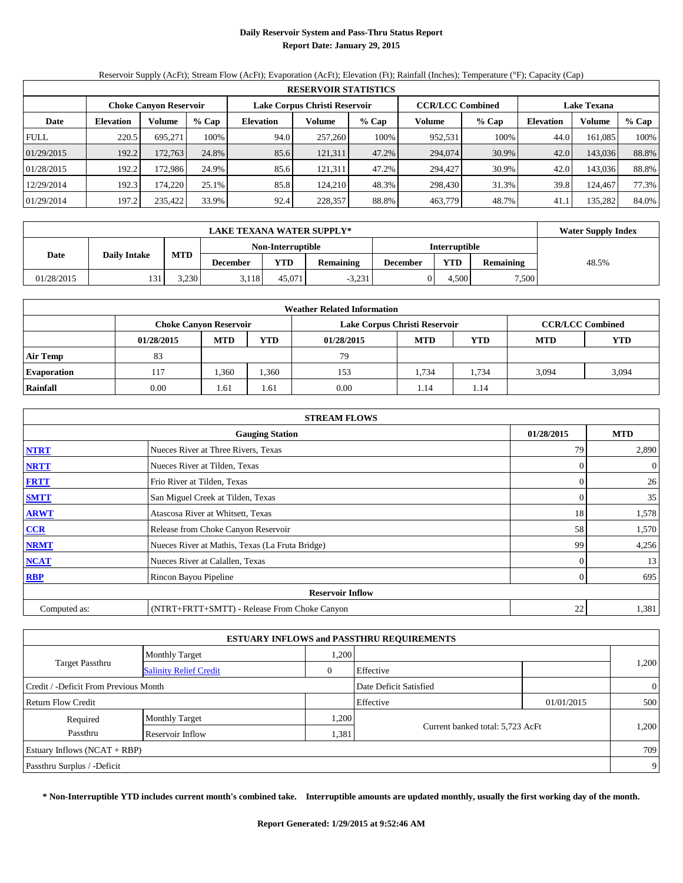# Daily Reservoir System and Pass-Thru Status Report
## Report Date: January 29, 2015

Reservoir Supply (AcFt); Stream Flow (AcFt); Evaporation (AcFt); Elevation (Ft); Rainfall (Inches); Temperature (°F); Capacity (Cap)

| RESERVOIR STATISTICS | | | | | | | | | | | |
|---|---|---|---|---|---|---|---|---|---|---|---|
| | Choke Canyon Reservoir | | | Lake Corpus Christi Reservoir | | | CCR/LCC Combined | | Lake Texana | | |
| Date | Elevation | Volume | % Cap | Elevation | Volume | % Cap | Volume | % Cap | Elevation | Volume | % Cap |
| FULL | 220.5 | 695,271 | 100% | 94.0 | 257,260 | 100% | 952,531 | 100% | 44.0 | 161,085 | 100% |
| 01/29/2015 | 192.2 | 172,763 | 24.8% | 85.6 | 121,311 | 47.2% | 294,074 | 30.9% | 42.0 | 143,036 | 88.8% |
| 01/28/2015 | 192.2 | 172,986 | 24.9% | 85.6 | 121,311 | 47.2% | 294,427 | 30.9% | 42.0 | 143,036 | 88.8% |
| 12/29/2014 | 192.3 | 174,220 | 25.1% | 85.8 | 124,210 | 48.3% | 298,430 | 31.3% | 39.8 | 124,467 | 77.3% |
| 01/29/2014 | 197.2 | 235,422 | 33.9% | 92.4 | 228,357 | 88.8% | 463,779 | 48.7% | 41.1 | 135,282 | 84.0% |

| LAKE TEXANA WATER SUPPLY* | | | | | | | | | Water Supply Index |
|---|---|---|---|---|---|---|---|---|---|
| Date | Daily Intake | MTD | Non-Interruptible | | | Interruptible | | | |
| | | | December | YTD | Remaining | December | YTD | Remaining | |
| 01/28/2015 | 131 | 3,230 | 3,118 | 45,071 | -3,231 | 0 | 4,500 | 7,500 | 48.5% |

| Weather Related Information | | | | | | | | |
|---|---|---|---|---|---|---|---|---|
| | Choke Canyon Reservoir | | | Lake Corpus Christi Reservoir | | | CCR/LCC Combined | |
| | 01/28/2015 | MTD | YTD | 01/28/2015 | MTD | YTD | MTD | YTD |
| Air Temp | 83 | | | 79 | | | | |
| Evaporation | 117 | 1,360 | 1,360 | 153 | 1,734 | 1,734 | 3,094 | 3,094 |
| Rainfall | 0.00 | 1.61 | 1.61 | 0.00 | 1.14 | 1.14 | | |

| STREAM FLOWS | | | |
|---|---|---|---|
| | Gauging Station | 01/28/2015 | MTD |
| NTRT | Nueces River at Three Rivers, Texas | 79 | 2,890 |
| NRTT | Nueces River at Tilden, Texas | 0 | 0 |
| FRTT | Frio River at Tilden, Texas | 0 | 26 |
| SMTT | San Miguel Creek at Tilden, Texas | 0 | 35 |
| ARWT | Atascosa River at Whitsett, Texas | 18 | 1,578 |
| CCR | Release from Choke Canyon Reservoir | 58 | 1,570 |
| NRMT | Nueces River at Mathis, Texas (La Fruta Bridge) | 99 | 4,256 |
| NCAT | Nueces River at Calallen, Texas | 0 | 13 |
| RBP | Rincon Bayou Pipeline | 0 | 695 |
| | Reservoir Inflow | | |
| Computed as: | (NTRT+FRTT+SMTT) - Release From Choke Canyon | 22 | 1,381 |

| ESTUARY INFLOWS and PASSTHRU REQUIREMENTS | | | | | |
|---|---|---|---|---|---|
| Target Passthru | Monthly Target | 1,200 | | | 1,200 |
| | Salinity Relief Credit | 0 | Effective | | |
| Credit / -Deficit From Previous Month | | | Date Deficit Satisfied | | 0 |
| Return Flow Credit | | | Effective | 01/01/2015 | 500 |
| Required Passthru | Monthly Target | 1,200 | Current banked total: 5,723 AcFt | | 1,200 |
| | Reservoir Inflow | 1,381 | | | |
| Estuary Inflows (NCAT + RBP) | | | | | 709 |
| Passthru Surplus / -Deficit | | | | | 9 |

**\* Non-Interruptible YTD includes current month's combined take. Interruptible amounts are updated monthly, usually the first working day of the month.**

**Report Generated: 1/29/2015 at 9:52:46 AM**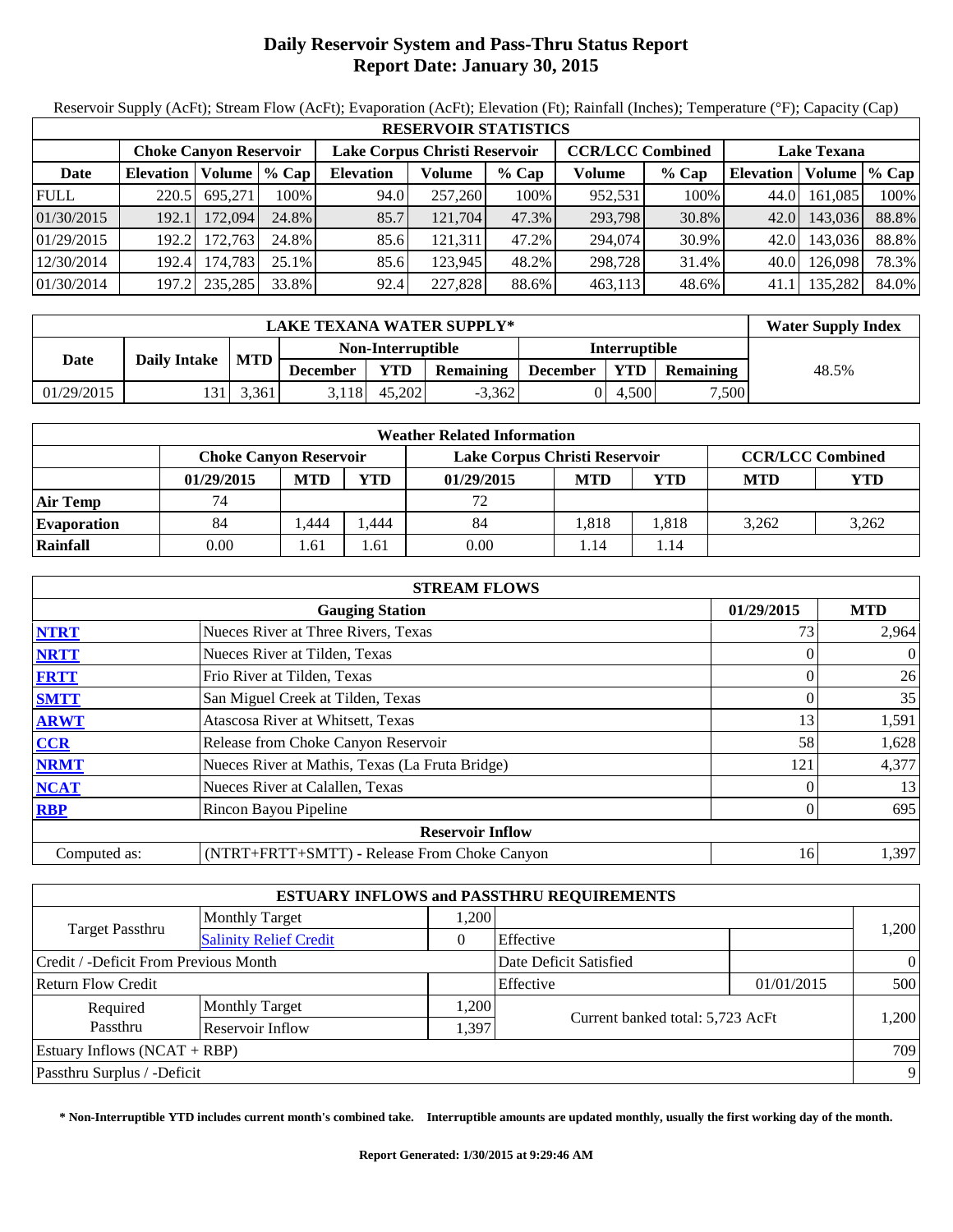# Daily Reservoir System and Pass-Thru Status Report
# Report Date: January 30, 2015

Reservoir Supply (AcFt); Stream Flow (AcFt); Evaporation (AcFt); Elevation (Ft); Rainfall (Inches); Temperature (°F); Capacity (Cap)

| RESERVOIR STATISTICS | | | | | | | | | | | |
|---|---|---|---|---|---|---|---|---|---|---|---|
| | Choke Canyon Reservoir | | | Lake Corpus Christi Reservoir | | | CCR/LCC Combined | | Lake Texana | | |
| Date | Elevation | Volume | % Cap | Elevation | Volume | % Cap | Volume | % Cap | Elevation | Volume | % Cap |
| FULL | 220.5 | 695,271 | 100% | 94.0 | 257,260 | 100% | 952,531 | 100% | 44.0 | 161,085 | 100% |
| 01/30/2015 | 192.1 | 172,094 | 24.8% | 85.7 | 121,704 | 47.3% | 293,798 | 30.8% | 42.0 | 143,036 | 88.8% |
| 01/29/2015 | 192.2 | 172,763 | 24.8% | 85.6 | 121,311 | 47.2% | 294,074 | 30.9% | 42.0 | 143,036 | 88.8% |
| 12/30/2014 | 192.4 | 174,783 | 25.1% | 85.6 | 123,945 | 48.2% | 298,728 | 31.4% | 40.0 | 126,098 | 78.3% |
| 01/30/2014 | 197.2 | 235,285 | 33.8% | 92.4 | 227,828 | 88.6% | 463,113 | 48.6% | 41.1 | 135,282 | 84.0% |

| LAKE TEXANA WATER SUPPLY* | | | | | | | | | Water Supply Index |
|---|---|---|---|---|---|---|---|---|---|
| Date | Daily Intake | MTD | Non-Interruptible | | | Interruptible | | | |
| | | | December | YTD | Remaining | December | YTD | Remaining | |
| 01/29/2015 | 131 | 3,361 | 3,118 | 45,202 | -3,362 | 0 | 4,500 | 7,500 | 48.5% |

| Weather Related Information | | | | | | | | |
|---|---|---|---|---|---|---|---|---|
| | Choke Canyon Reservoir | | | Lake Corpus Christi Reservoir | | | CCR/LCC Combined | |
| | 01/29/2015 | MTD | YTD | 01/29/2015 | MTD | YTD | MTD | YTD |
| Air Temp | 74 | | | 72 | | | | |
| Evaporation | 84 | 1,444 | 1,444 | 84 | 1,818 | 1,818 | 3,262 | 3,262 |
| Rainfall | 0.00 | 1.61 | 1.61 | 0.00 | 1.14 | 1.14 | | |

| STREAM FLOWS | | | |
|---|---|---|---|
| | Gauging Station | 01/29/2015 | MTD |
| NTRT | Nueces River at Three Rivers, Texas | 73 | 2,964 |
| NRTT | Nueces River at Tilden, Texas | 0 | 0 |
| FRTT | Frio River at Tilden, Texas | 0 | 26 |
| SMTT | San Miguel Creek at Tilden, Texas | 0 | 35 |
| ARWT | Atascosa River at Whitsett, Texas | 13 | 1,591 |
| CCR | Release from Choke Canyon Reservoir | 58 | 1,628 |
| NRMT | Nueces River at Mathis, Texas (La Fruta Bridge) | 121 | 4,377 |
| NCAT | Nueces River at Calallen, Texas | 0 | 13 |
| RBP | Rincon Bayou Pipeline | 0 | 695 |
| Reservoir Inflow | | | |
| Computed as: | (NTRT+FRTT+SMTT) - Release From Choke Canyon | 16 | 1,397 |

| ESTUARY INFLOWS and PASSTHRU REQUIREMENTS | | | | | |
|---|---|---|---|---|---|
| Target Passthru | Monthly Target | 1,200 | | | 1,200 |
| | Salinity Relief Credit | 0 | Effective | | |
| Credit / -Deficit From Previous Month | | | Date Deficit Satisfied | | 0 |
| Return Flow Credit | | | Effective | 01/01/2015 | 500 |
| Required Passthru | Monthly Target | 1,200 | Current banked total: 5,723 AcFt | | 1,200 |
| | Reservoir Inflow | 1,397 | | | |
| Estuary Inflows (NCAT + RBP) | | | | | 709 |
| Passthru Surplus / -Deficit | | | | | 9 |

**\* Non-Interruptible YTD includes current month's combined take. Interruptible amounts are updated monthly, usually the first working day of the month.**

**Report Generated: 1/30/2015 at 9:29:46 AM**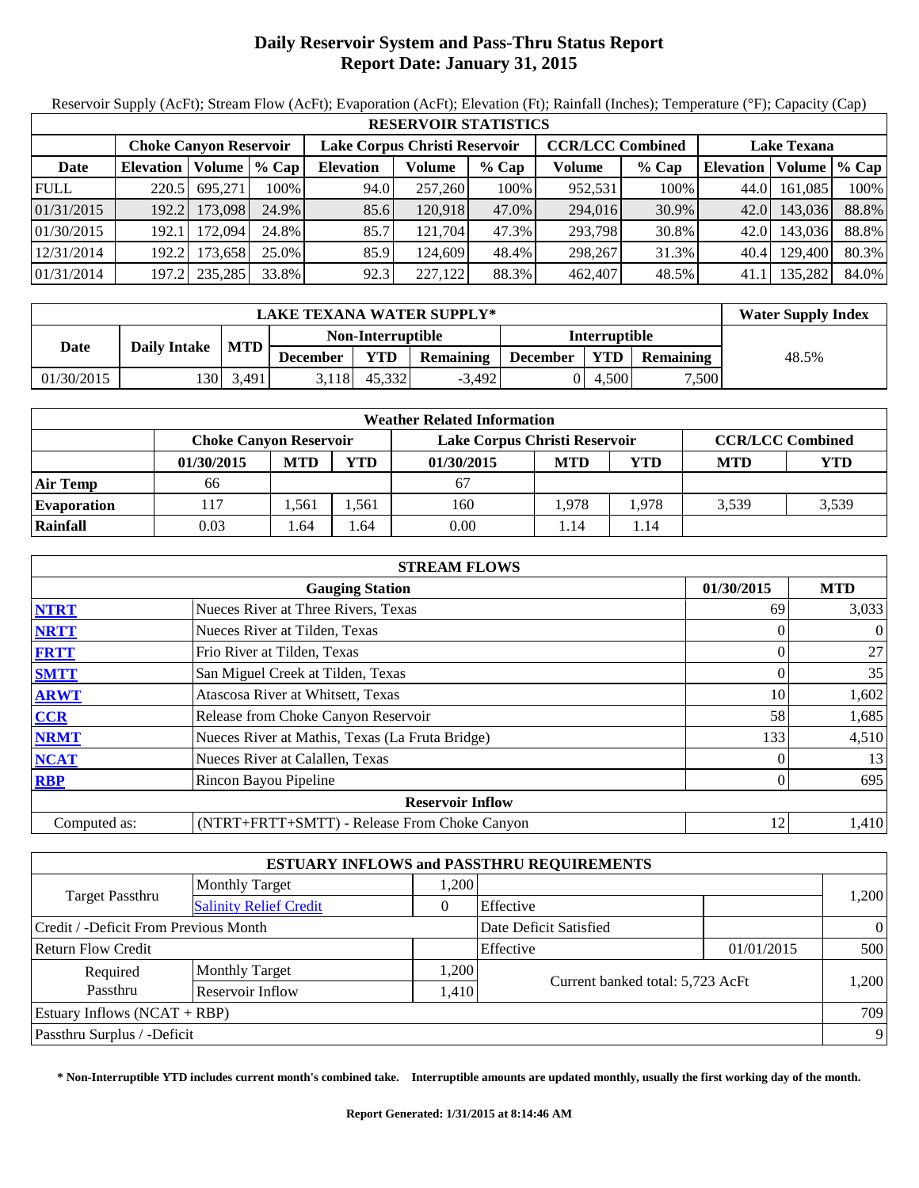# Daily Reservoir System and Pass-Thru Status Report
## Report Date: January 31, 2015

Reservoir Supply (AcFt); Stream Flow (AcFt); Evaporation (AcFt); Elevation (Ft); Rainfall (Inches); Temperature (°F); Capacity (Cap)

| RESERVOIR STATISTICS | | | | | | | | | | | |
|---|---|---|---|---|---|---|---|---|---|---|---|
| | Choke Canyon Reservoir | | | Lake Corpus Christi Reservoir | | | CCR/LCC Combined | | Lake Texana | | |
| Date | Elevation | Volume | % Cap | Elevation | Volume | % Cap | Volume | % Cap | Elevation | Volume | % Cap |
| FULL | 220.5 | 695,271 | 100% | 94.0 | 257,260 | 100% | 952,531 | 100% | 44.0 | 161,085 | 100% |
| 01/31/2015 | 192.2 | 173,098 | 24.9% | 85.6 | 120,918 | 47.0% | 294,016 | 30.9% | 42.0 | 143,036 | 88.8% |
| 01/30/2015 | 192.1 | 172,094 | 24.8% | 85.7 | 121,704 | 47.3% | 293,798 | 30.8% | 42.0 | 143,036 | 88.8% |
| 12/31/2014 | 192.2 | 173,658 | 25.0% | 85.9 | 124,609 | 48.4% | 298,267 | 31.3% | 40.4 | 129,400 | 80.3% |
| 01/31/2014 | 197.2 | 235,285 | 33.8% | 92.3 | 227,122 | 88.3% | 462,407 | 48.5% | 41.1 | 135,282 | 84.0% |

| LAKE TEXANA WATER SUPPLY* | | | | | | | | | Water Supply Index |
|---|---|---|---|---|---|---|---|---|---|
| Date | Daily Intake | MTD | Non-Interruptible | | | Interruptible | | | |
| | | | December | YTD | Remaining | December | YTD | Remaining | |
| 01/30/2015 | 130 | 3,491 | 3,118 | 45,332 | -3,492 | 0 | 4,500 | 7,500 | 48.5% |

| Weather Related Information | | | | | | | | |
|---|---|---|---|---|---|---|---|---|
| | Choke Canyon Reservoir | | | Lake Corpus Christi Reservoir | | | CCR/LCC Combined | |
| | 01/30/2015 | MTD | YTD | 01/30/2015 | MTD | YTD | MTD | YTD |
| Air Temp | 66 | | | 67 | | | | |
| Evaporation | 117 | 1,561 | 1,561 | 160 | 1,978 | 1,978 | 3,539 | 3,539 |
| Rainfall | 0.03 | 1.64 | 1.64 | 0.00 | 1.14 | 1.14 | | |

| STREAM FLOWS | | | |
|---|---|---|---|
| | Gauging Station | 01/30/2015 | MTD |
| NTRT | Nueces River at Three Rivers, Texas | 69 | 3,033 |
| NRTT | Nueces River at Tilden, Texas | 0 | 0 |
| FRTT | Frio River at Tilden, Texas | 0 | 27 |
| SMTT | San Miguel Creek at Tilden, Texas | 0 | 35 |
| ARWT | Atascosa River at Whitsett, Texas | 10 | 1,602 |
| CCR | Release from Choke Canyon Reservoir | 58 | 1,685 |
| NRMT | Nueces River at Mathis, Texas (La Fruta Bridge) | 133 | 4,510 |
| NCAT | Nueces River at Calallen, Texas | 0 | 13 |
| RBP | Rincon Bayou Pipeline | 0 | 695 |
| | Reservoir Inflow | | |
| Computed as: | (NTRT+FRTT+SMTT) - Release From Choke Canyon | 12 | 1,410 |

| ESTUARY INFLOWS and PASSTHRU REQUIREMENTS | | | | | |
|---|---|---|---|---|---|
| Target Passthru | Monthly Target | 1,200 | | | 1,200 |
| | Salinity Relief Credit | 0 | Effective | | |
| Credit / -Deficit From Previous Month | | | Date Deficit Satisfied | | 0 |
| Return Flow Credit | | | Effective | 01/01/2015 | 500 |
| Required Passthru | Monthly Target | 1,200 | Current banked total: 5,723 AcFt | | 1,200 |
| | Reservoir Inflow | 1,410 | | | |
| Estuary Inflows (NCAT + RBP) | | | | | 709 |
| Passthru Surplus / -Deficit | | | | | 9 |

**\* Non-Interruptible YTD includes current month's combined take. Interruptible amounts are updated monthly, usually the first working day of the month.**

**Report Generated: 1/31/2015 at 8:14:46 AM**